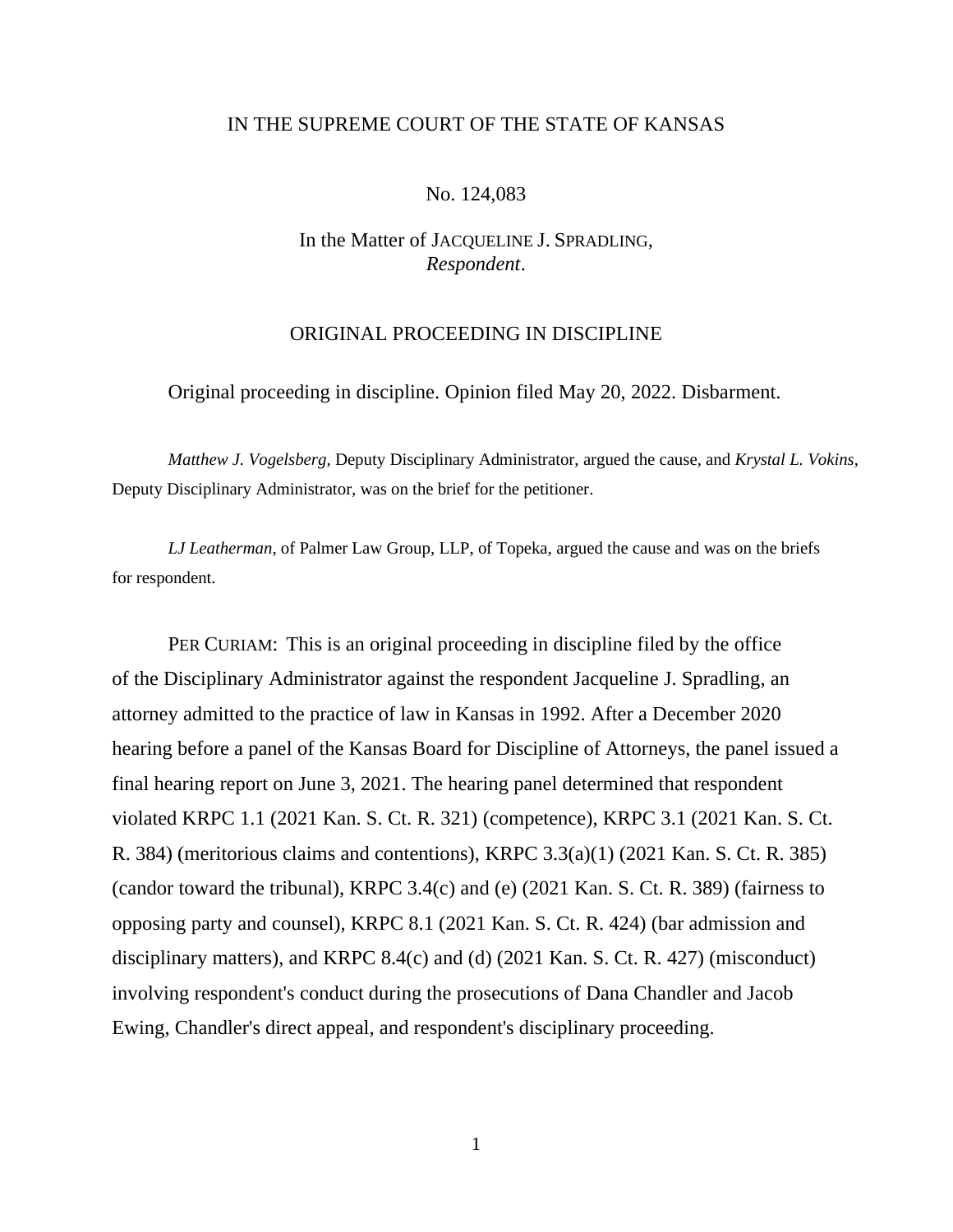IN THE SUPREME COURT OF THE STATE OF KANSAS

No. 124,083

In the Matter of JACQUELINE J. SPRADLING,
*Respondent*.

ORIGINAL PROCEEDING IN DISCIPLINE

Original proceeding in discipline. Opinion filed May 20, 2022. Disbarment.

*Matthew J. Vogelsberg*, Deputy Disciplinary Administrator, argued the cause, and *Krystal L. Vokins*, Deputy Disciplinary Administrator, was on the brief for the petitioner.

*LJ Leatherman*, of Palmer Law Group, LLP, of Topeka, argued the cause and was on the briefs for respondent.

PER CURIAM: This is an original proceeding in discipline filed by the office of the Disciplinary Administrator against the respondent Jacqueline J. Spradling, an attorney admitted to the practice of law in Kansas in 1992. After a December 2020 hearing before a panel of the Kansas Board for Discipline of Attorneys, the panel issued a final hearing report on June 3, 2021. The hearing panel determined that respondent violated KRPC 1.1 (2021 Kan. S. Ct. R. 321) (competence), KRPC 3.1 (2021 Kan. S. Ct. R. 384) (meritorious claims and contentions), KRPC 3.3(a)(1) (2021 Kan. S. Ct. R. 385) (candor toward the tribunal), KRPC 3.4(c) and (e) (2021 Kan. S. Ct. R. 389) (fairness to opposing party and counsel), KRPC 8.1 (2021 Kan. S. Ct. R. 424) (bar admission and disciplinary matters), and KRPC 8.4(c) and (d) (2021 Kan. S. Ct. R. 427) (misconduct) involving respondent's conduct during the prosecutions of Dana Chandler and Jacob Ewing, Chandler's direct appeal, and respondent's disciplinary proceeding.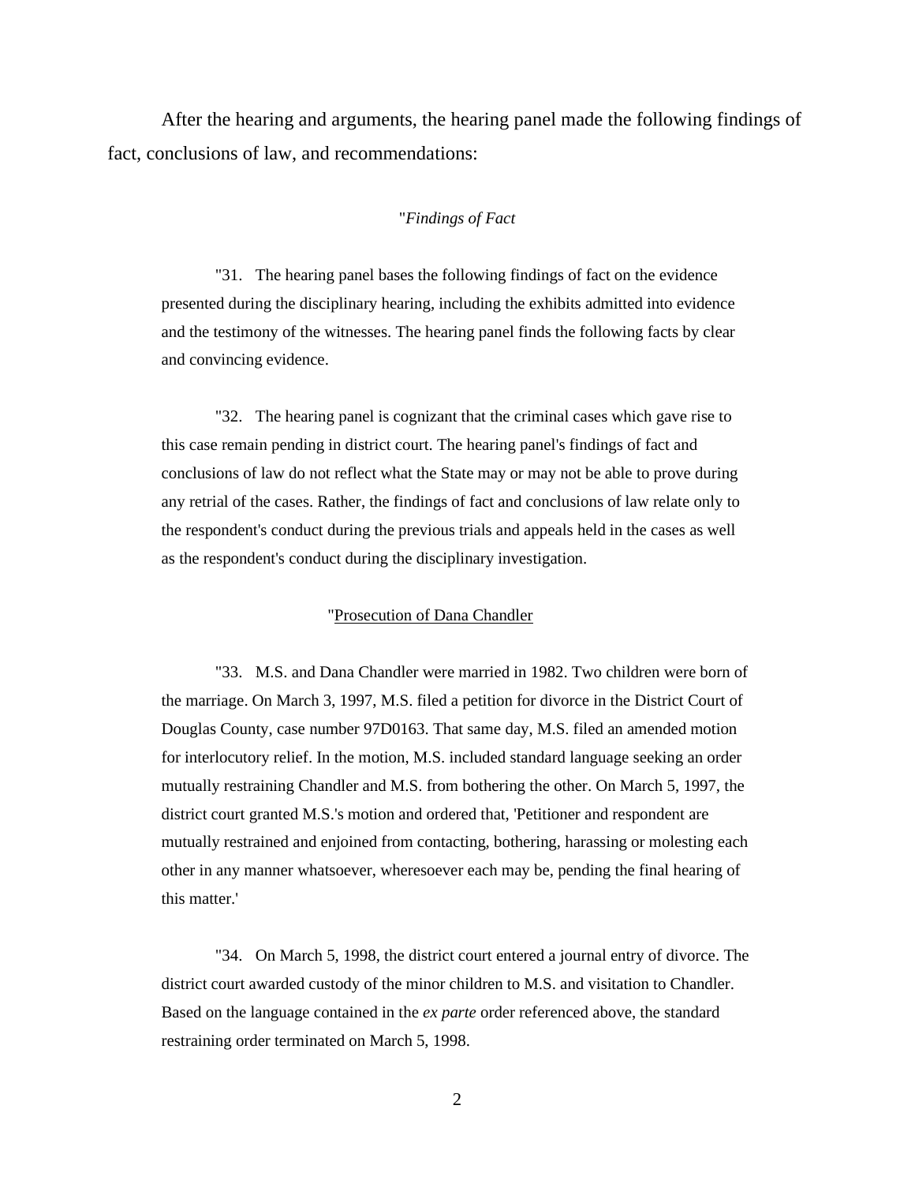After the hearing and arguments, the hearing panel made the following findings of fact, conclusions of law, and recommendations:

"*Findings of Fact*

"31. The hearing panel bases the following findings of fact on the evidence presented during the disciplinary hearing, including the exhibits admitted into evidence and the testimony of the witnesses. The hearing panel finds the following facts by clear and convincing evidence.

"32. The hearing panel is cognizant that the criminal cases which gave rise to this case remain pending in district court. The hearing panel's findings of fact and conclusions of law do not reflect what the State may or may not be able to prove during any retrial of the cases. Rather, the findings of fact and conclusions of law relate only to the respondent's conduct during the previous trials and appeals held in the cases as well as the respondent's conduct during the disciplinary investigation.

"Prosecution of Dana Chandler

"33. M.S. and Dana Chandler were married in 1982. Two children were born of the marriage. On March 3, 1997, M.S. filed a petition for divorce in the District Court of Douglas County, case number 97D0163. That same day, M.S. filed an amended motion for interlocutory relief. In the motion, M.S. included standard language seeking an order mutually restraining Chandler and M.S. from bothering the other. On March 5, 1997, the district court granted M.S.'s motion and ordered that, 'Petitioner and respondent are mutually restrained and enjoined from contacting, bothering, harassing or molesting each other in any manner whatsoever, wheresoever each may be, pending the final hearing of this matter.'

"34. On March 5, 1998, the district court entered a journal entry of divorce. The district court awarded custody of the minor children to M.S. and visitation to Chandler. Based on the language contained in the *ex parte* order referenced above, the standard restraining order terminated on March 5, 1998.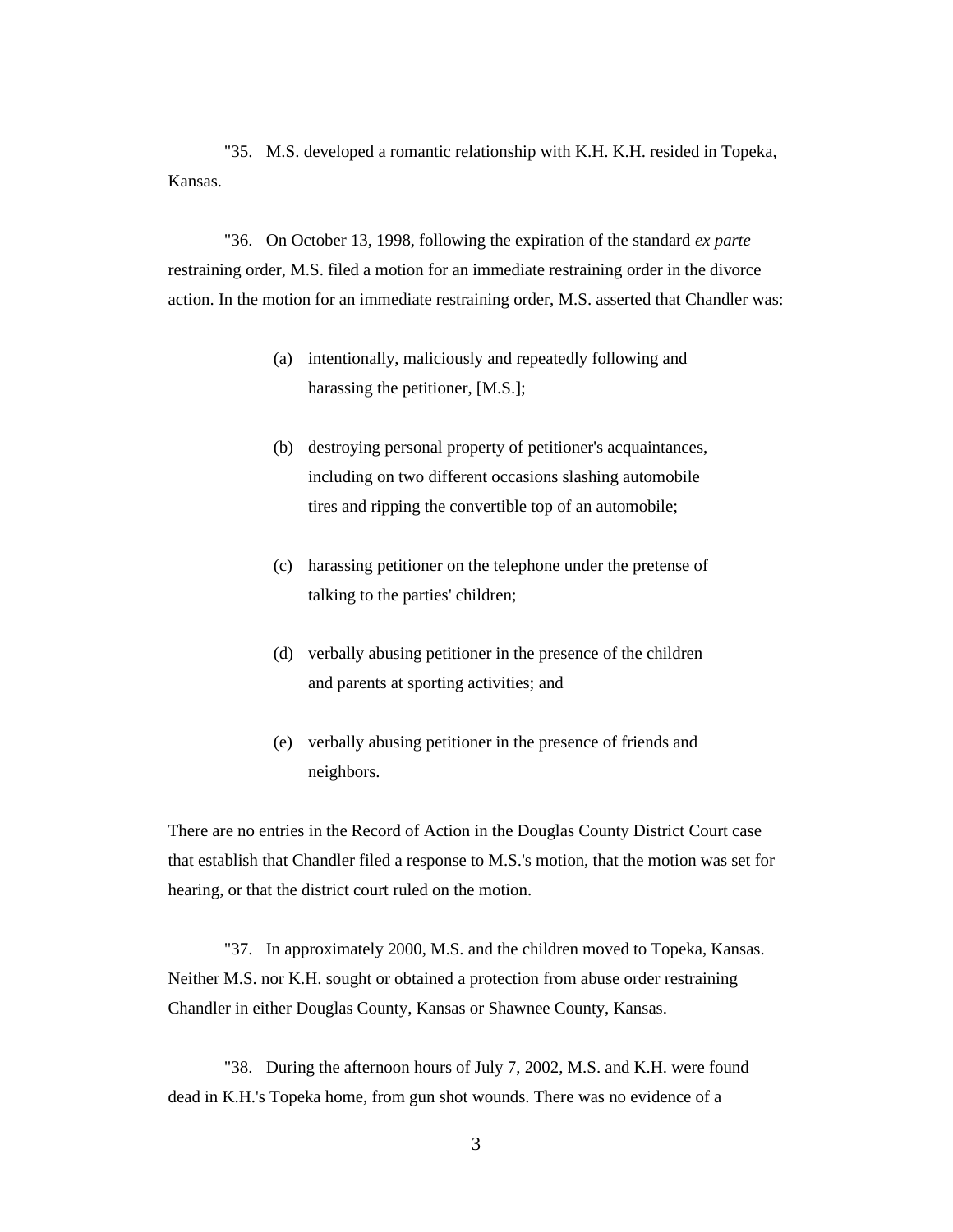"35. M.S. developed a romantic relationship with K.H. K.H. resided in Topeka, Kansas.

"36. On October 13, 1998, following the expiration of the standard *ex parte* restraining order, M.S. filed a motion for an immediate restraining order in the divorce action. In the motion for an immediate restraining order, M.S. asserted that Chandler was:

> (a) intentionally, maliciously and repeatedly following and harassing the petitioner, [M.S.];
>
> (b) destroying personal property of petitioner's acquaintances, including on two different occasions slashing automobile tires and ripping the convertible top of an automobile;
>
> (c) harassing petitioner on the telephone under the pretense of talking to the parties' children;
>
> (d) verbally abusing petitioner in the presence of the children and parents at sporting activities; and
>
> (e) verbally abusing petitioner in the presence of friends and neighbors.

There are no entries in the Record of Action in the Douglas County District Court case that establish that Chandler filed a response to M.S.'s motion, that the motion was set for hearing, or that the district court ruled on the motion.

"37. In approximately 2000, M.S. and the children moved to Topeka, Kansas. Neither M.S. nor K.H. sought or obtained a protection from abuse order restraining Chandler in either Douglas County, Kansas or Shawnee County, Kansas.

"38. During the afternoon hours of July 7, 2002, M.S. and K.H. were found dead in K.H.'s Topeka home, from gun shot wounds. There was no evidence of a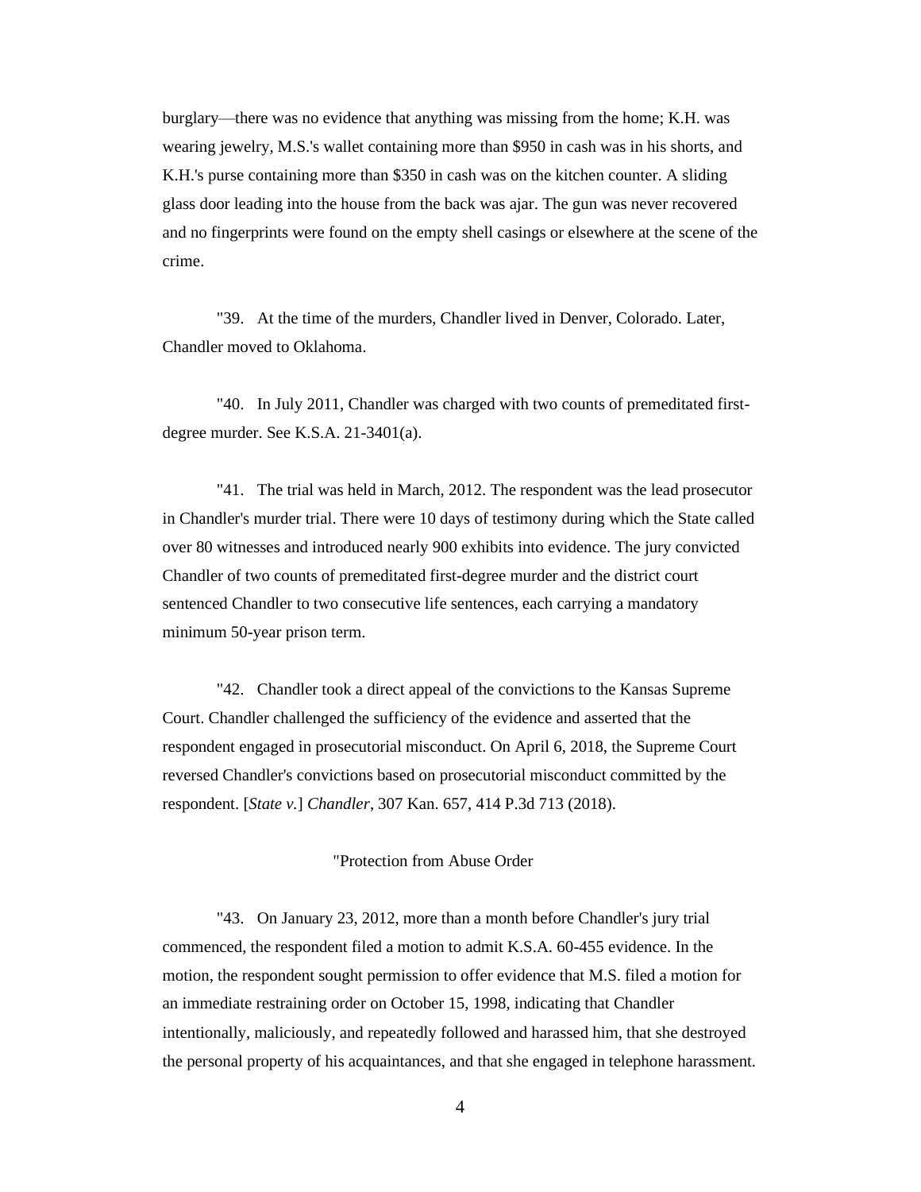burglary—there was no evidence that anything was missing from the home; K.H. was wearing jewelry, M.S.'s wallet containing more than $950 in cash was in his shorts, and K.H.'s purse containing more than $350 in cash was on the kitchen counter. A sliding glass door leading into the house from the back was ajar. The gun was never recovered and no fingerprints were found on the empty shell casings or elsewhere at the scene of the crime.

"39. At the time of the murders, Chandler lived in Denver, Colorado. Later, Chandler moved to Oklahoma.

"40. In July 2011, Chandler was charged with two counts of premeditated first-degree murder. See K.S.A. 21-3401(a).

"41. The trial was held in March, 2012. The respondent was the lead prosecutor in Chandler's murder trial. There were 10 days of testimony during which the State called over 80 witnesses and introduced nearly 900 exhibits into evidence. The jury convicted Chandler of two counts of premeditated first-degree murder and the district court sentenced Chandler to two consecutive life sentences, each carrying a mandatory minimum 50-year prison term.

"42. Chandler took a direct appeal of the convictions to the Kansas Supreme Court. Chandler challenged the sufficiency of the evidence and asserted that the respondent engaged in prosecutorial misconduct. On April 6, 2018, the Supreme Court reversed Chandler's convictions based on prosecutorial misconduct committed by the respondent. [*State v.*] *Chandler*, 307 Kan. 657, 414 P.3d 713 (2018).

"Protection from Abuse Order

"43. On January 23, 2012, more than a month before Chandler's jury trial commenced, the respondent filed a motion to admit K.S.A. 60-455 evidence. In the motion, the respondent sought permission to offer evidence that M.S. filed a motion for an immediate restraining order on October 15, 1998, indicating that Chandler intentionally, maliciously, and repeatedly followed and harassed him, that she destroyed the personal property of his acquaintances, and that she engaged in telephone harassment.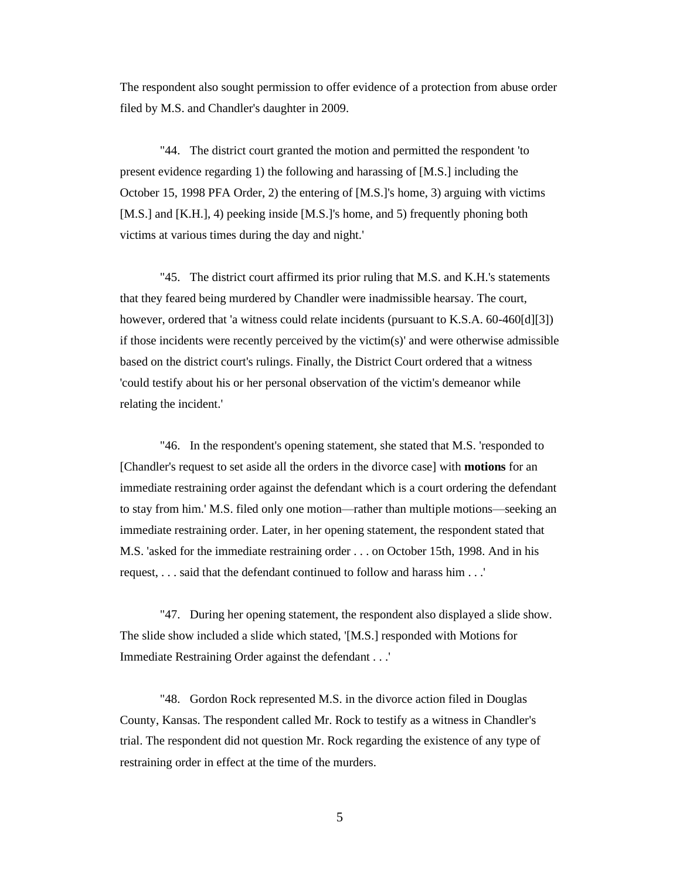The respondent also sought permission to offer evidence of a protection from abuse order filed by M.S. and Chandler's daughter in 2009.

"44. The district court granted the motion and permitted the respondent 'to present evidence regarding 1) the following and harassing of [M.S.] including the October 15, 1998 PFA Order, 2) the entering of [M.S.]'s home, 3) arguing with victims [M.S.] and [K.H.], 4) peeking inside [M.S.]'s home, and 5) frequently phoning both victims at various times during the day and night.'

"45. The district court affirmed its prior ruling that M.S. and K.H.'s statements that they feared being murdered by Chandler were inadmissible hearsay. The court, however, ordered that 'a witness could relate incidents (pursuant to K.S.A. 60-460[d][3]) if those incidents were recently perceived by the victim(s)' and were otherwise admissible based on the district court's rulings. Finally, the District Court ordered that a witness 'could testify about his or her personal observation of the victim's demeanor while relating the incident.'

"46. In the respondent's opening statement, she stated that M.S. 'responded to [Chandler's request to set aside all the orders in the divorce case] with **motions** for an immediate restraining order against the defendant which is a court ordering the defendant to stay from him.' M.S. filed only one motion—rather than multiple motions—seeking an immediate restraining order. Later, in her opening statement, the respondent stated that M.S. 'asked for the immediate restraining order . . . on October 15th, 1998. And in his request, . . . said that the defendant continued to follow and harass him . . .'

"47. During her opening statement, the respondent also displayed a slide show. The slide show included a slide which stated, '[M.S.] responded with Motions for Immediate Restraining Order against the defendant . . .'

"48. Gordon Rock represented M.S. in the divorce action filed in Douglas County, Kansas. The respondent called Mr. Rock to testify as a witness in Chandler's trial. The respondent did not question Mr. Rock regarding the existence of any type of restraining order in effect at the time of the murders.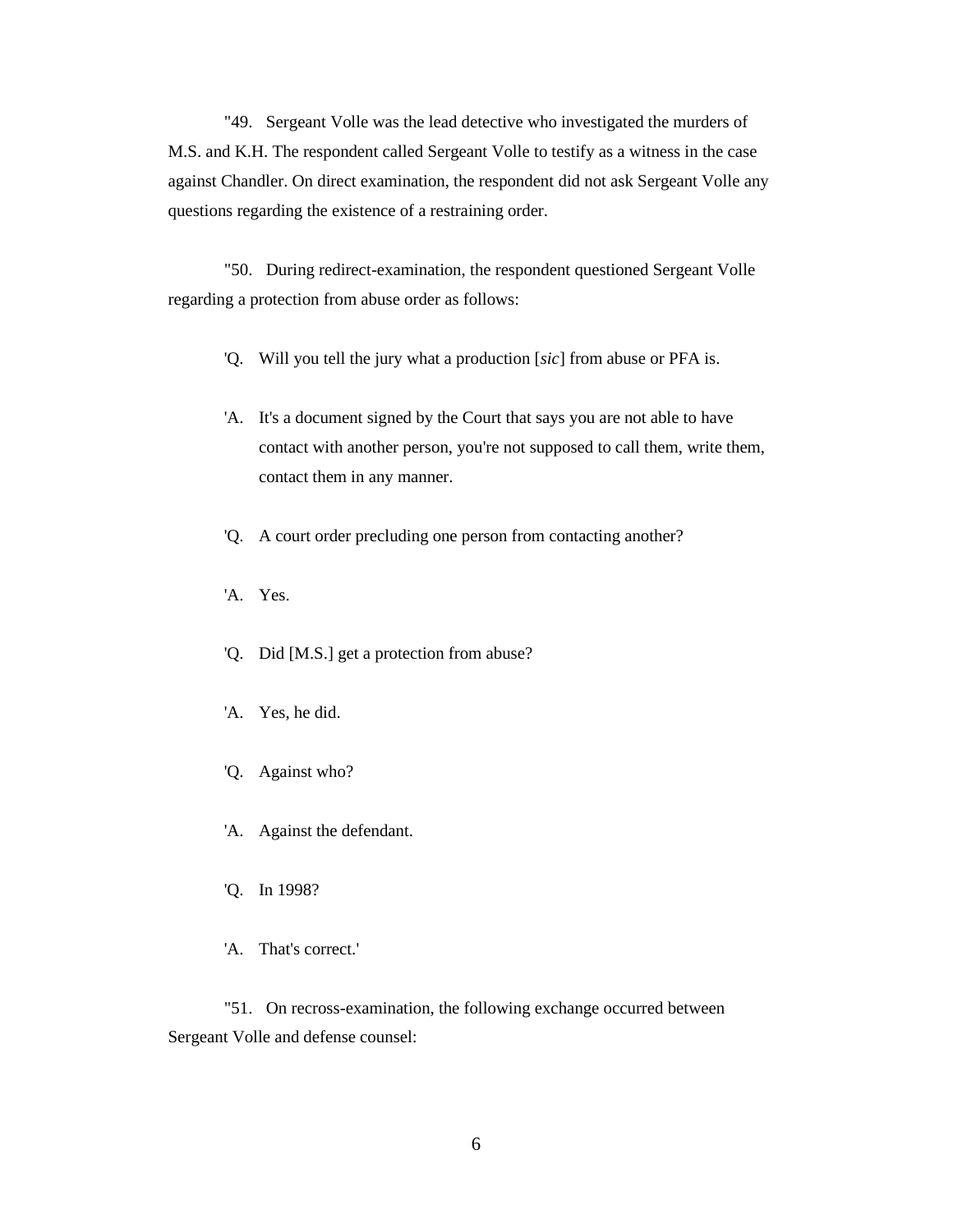"49. Sergeant Volle was the lead detective who investigated the murders of M.S. and K.H. The respondent called Sergeant Volle to testify as a witness in the case against Chandler. On direct examination, the respondent did not ask Sergeant Volle any questions regarding the existence of a restraining order.

"50. During redirect-examination, the respondent questioned Sergeant Volle regarding a protection from abuse order as follows:

'Q. Will you tell the jury what a production [*sic*] from abuse or PFA is.

'A. It's a document signed by the Court that says you are not able to have contact with another person, you're not supposed to call them, write them, contact them in any manner.

'Q. A court order precluding one person from contacting another?

'A. Yes.

'Q. Did [M.S.] get a protection from abuse?

'A. Yes, he did.

'Q. Against who?

'A. Against the defendant.

'Q. In 1998?

'A. That's correct.'

"51. On recross-examination, the following exchange occurred between Sergeant Volle and defense counsel: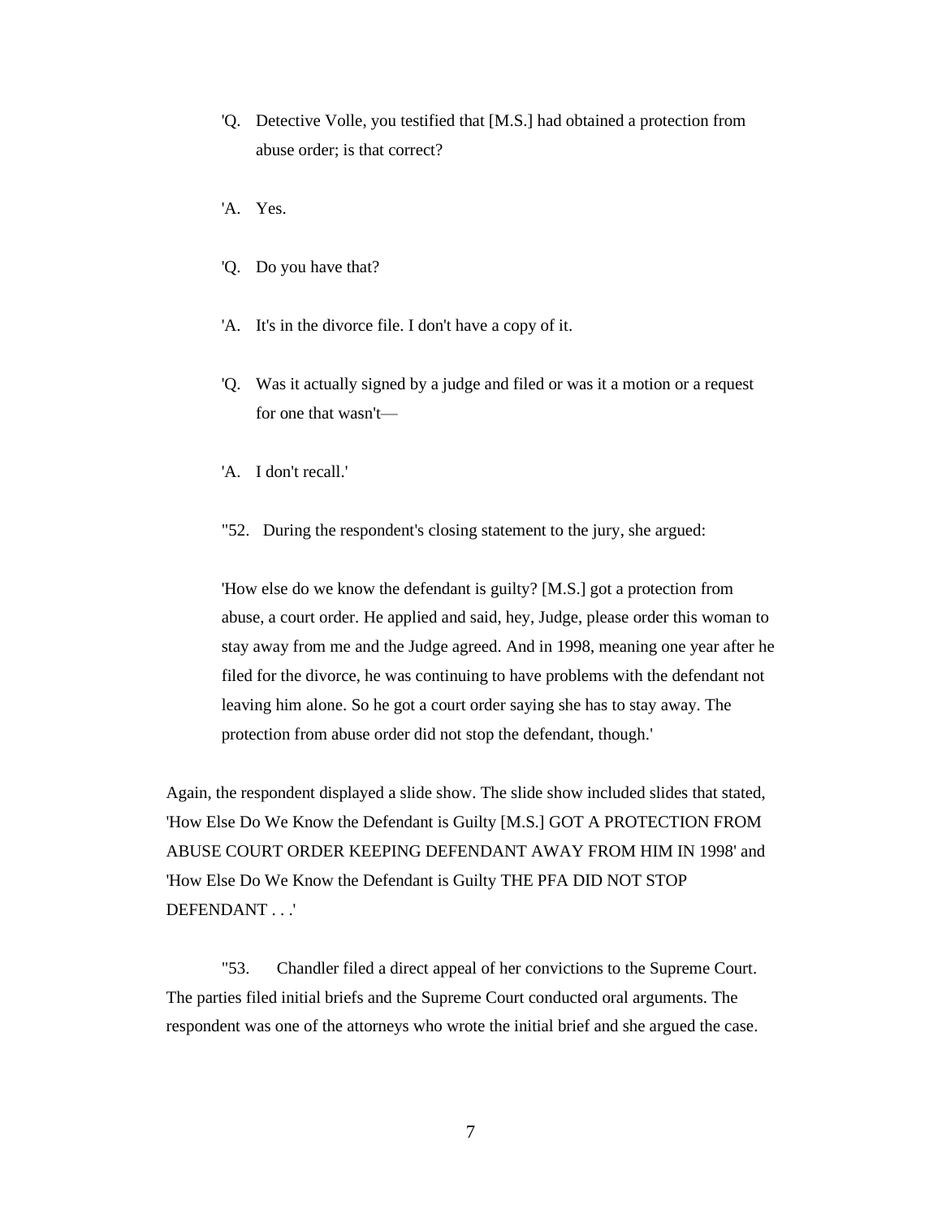'Q. Detective Volle, you testified that [M.S.] had obtained a protection from abuse order; is that correct?

'A. Yes.

'Q. Do you have that?

'A. It's in the divorce file. I don't have a copy of it.

'Q. Was it actually signed by a judge and filed or was it a motion or a request for one that wasn't—

'A. I don't recall.'

"52. During the respondent's closing statement to the jury, she argued:

'How else do we know the defendant is guilty? [M.S.] got a protection from abuse, a court order. He applied and said, hey, Judge, please order this woman to stay away from me and the Judge agreed. And in 1998, meaning one year after he filed for the divorce, he was continuing to have problems with the defendant not leaving him alone. So he got a court order saying she has to stay away. The protection from abuse order did not stop the defendant, though.'

Again, the respondent displayed a slide show. The slide show included slides that stated, 'How Else Do We Know the Defendant is Guilty [M.S.] GOT A PROTECTION FROM ABUSE COURT ORDER KEEPING DEFENDANT AWAY FROM HIM IN 1998' and 'How Else Do We Know the Defendant is Guilty THE PFA DID NOT STOP DEFENDANT . . .'

"53. Chandler filed a direct appeal of her convictions to the Supreme Court. The parties filed initial briefs and the Supreme Court conducted oral arguments. The respondent was one of the attorneys who wrote the initial brief and she argued the case.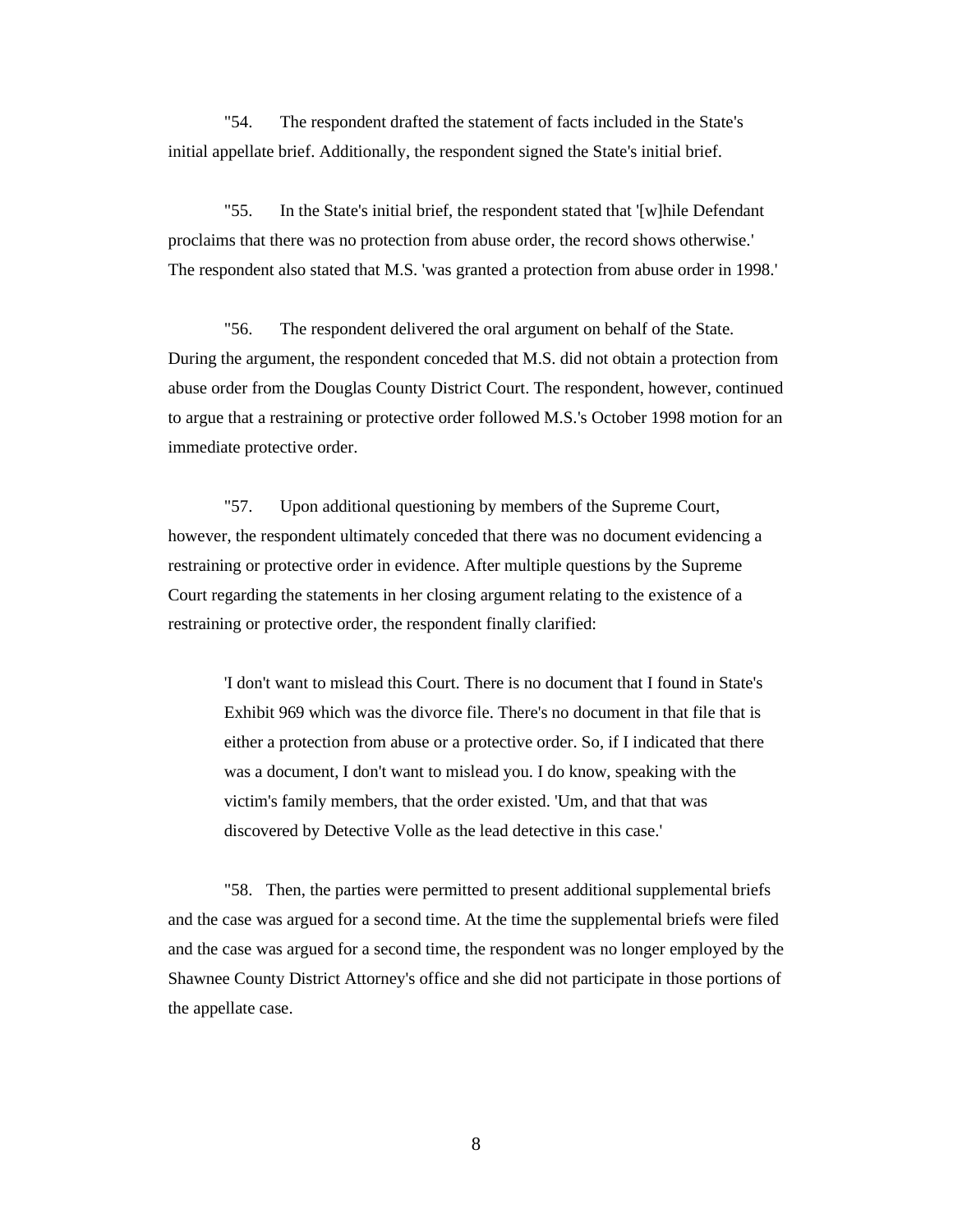"54. The respondent drafted the statement of facts included in the State's initial appellate brief. Additionally, the respondent signed the State's initial brief.

"55. In the State's initial brief, the respondent stated that '[w]hile Defendant proclaims that there was no protection from abuse order, the record shows otherwise.' The respondent also stated that M.S. 'was granted a protection from abuse order in 1998.'

"56. The respondent delivered the oral argument on behalf of the State. During the argument, the respondent conceded that M.S. did not obtain a protection from abuse order from the Douglas County District Court. The respondent, however, continued to argue that a restraining or protective order followed M.S.'s October 1998 motion for an immediate protective order.

"57. Upon additional questioning by members of the Supreme Court, however, the respondent ultimately conceded that there was no document evidencing a restraining or protective order in evidence. After multiple questions by the Supreme Court regarding the statements in her closing argument relating to the existence of a restraining or protective order, the respondent finally clarified:

> 'I don't want to mislead this Court. There is no document that I found in State's Exhibit 969 which was the divorce file. There's no document in that file that is either a protection from abuse or a protective order. So, if I indicated that there was a document, I don't want to mislead you. I do know, speaking with the victim's family members, that the order existed. 'Um, and that that was discovered by Detective Volle as the lead detective in this case.'

"58. Then, the parties were permitted to present additional supplemental briefs and the case was argued for a second time. At the time the supplemental briefs were filed and the case was argued for a second time, the respondent was no longer employed by the Shawnee County District Attorney's office and she did not participate in those portions of the appellate case.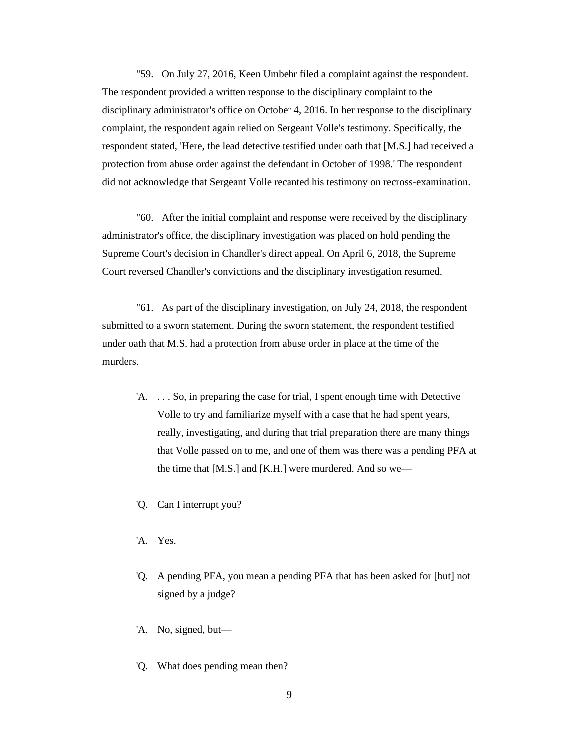"59. On July 27, 2016, Keen Umbehr filed a complaint against the respondent. The respondent provided a written response to the disciplinary complaint to the disciplinary administrator's office on October 4, 2016. In her response to the disciplinary complaint, the respondent again relied on Sergeant Volle's testimony. Specifically, the respondent stated, 'Here, the lead detective testified under oath that [M.S.] had received a protection from abuse order against the defendant in October of 1998.' The respondent did not acknowledge that Sergeant Volle recanted his testimony on recross-examination.

"60. After the initial complaint and response were received by the disciplinary administrator's office, the disciplinary investigation was placed on hold pending the Supreme Court's decision in Chandler's direct appeal. On April 6, 2018, the Supreme Court reversed Chandler's convictions and the disciplinary investigation resumed.

"61. As part of the disciplinary investigation, on July 24, 2018, the respondent submitted to a sworn statement. During the sworn statement, the respondent testified under oath that M.S. had a protection from abuse order in place at the time of the murders.

> 'A. . . . So, in preparing the case for trial, I spent enough time with Detective Volle to try and familiarize myself with a case that he had spent years, really, investigating, and during that trial preparation there are many things that Volle passed on to me, and one of them was there was a pending PFA at the time that [M.S.] and [K.H.] were murdered. And so we—
>
> 'Q. Can I interrupt you?
>
> 'A. Yes.
>
> 'Q. A pending PFA, you mean a pending PFA that has been asked for [but] not signed by a judge?
>
> 'A. No, signed, but—
>
> 'Q. What does pending mean then?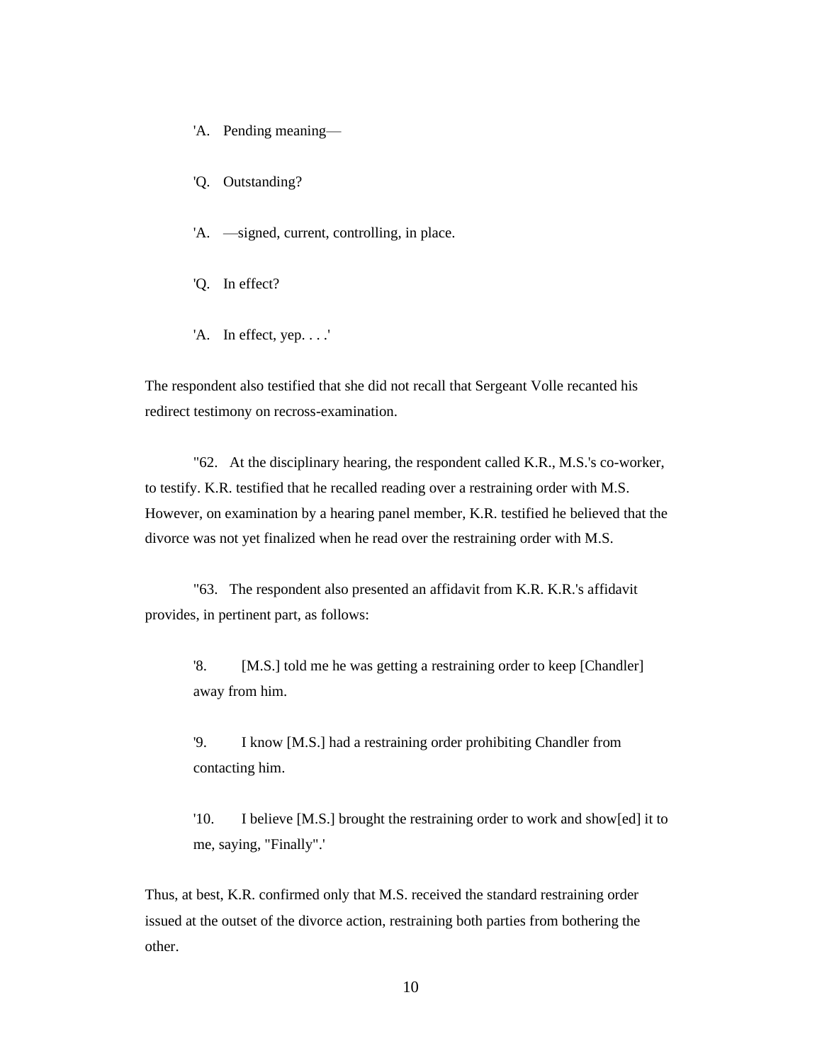'A. Pending meaning—

'Q. Outstanding?

'A. —signed, current, controlling, in place.

'Q. In effect?

'A. In effect, yep. . . .'

The respondent also testified that she did not recall that Sergeant Volle recanted his redirect testimony on recross-examination.

"62. At the disciplinary hearing, the respondent called K.R., M.S.'s co-worker, to testify. K.R. testified that he recalled reading over a restraining order with M.S. However, on examination by a hearing panel member, K.R. testified he believed that the divorce was not yet finalized when he read over the restraining order with M.S.

"63. The respondent also presented an affidavit from K.R. K.R.'s affidavit provides, in pertinent part, as follows:

'8. [M.S.] told me he was getting a restraining order to keep [Chandler] away from him.

'9. I know [M.S.] had a restraining order prohibiting Chandler from contacting him.

'10. I believe [M.S.] brought the restraining order to work and show[ed] it to me, saying, "Finally".'

Thus, at best, K.R. confirmed only that M.S. received the standard restraining order issued at the outset of the divorce action, restraining both parties from bothering the other.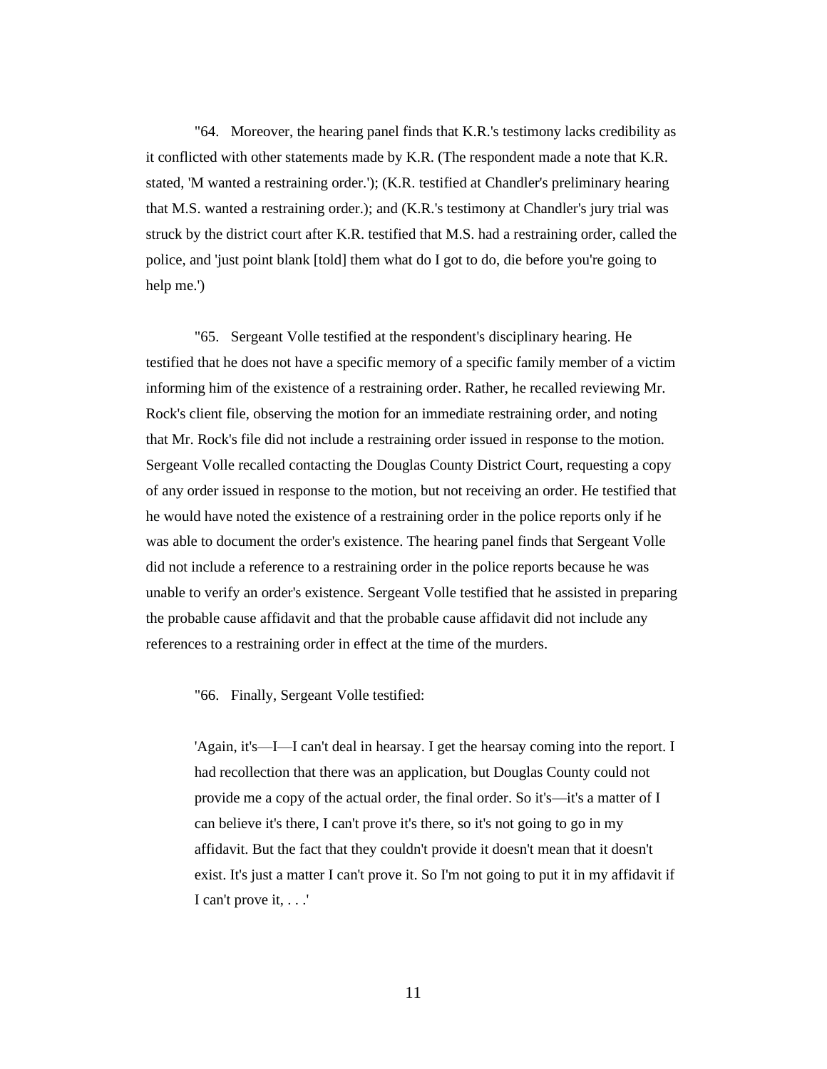"64. Moreover, the hearing panel finds that K.R.'s testimony lacks credibility as it conflicted with other statements made by K.R. (The respondent made a note that K.R. stated, 'M wanted a restraining order.'); (K.R. testified at Chandler's preliminary hearing that M.S. wanted a restraining order.); and (K.R.'s testimony at Chandler's jury trial was struck by the district court after K.R. testified that M.S. had a restraining order, called the police, and 'just point blank [told] them what do I got to do, die before you're going to help me.')

"65. Sergeant Volle testified at the respondent's disciplinary hearing. He testified that he does not have a specific memory of a specific family member of a victim informing him of the existence of a restraining order. Rather, he recalled reviewing Mr. Rock's client file, observing the motion for an immediate restraining order, and noting that Mr. Rock's file did not include a restraining order issued in response to the motion. Sergeant Volle recalled contacting the Douglas County District Court, requesting a copy of any order issued in response to the motion, but not receiving an order. He testified that he would have noted the existence of a restraining order in the police reports only if he was able to document the order's existence. The hearing panel finds that Sergeant Volle did not include a reference to a restraining order in the police reports because he was unable to verify an order's existence. Sergeant Volle testified that he assisted in preparing the probable cause affidavit and that the probable cause affidavit did not include any references to a restraining order in effect at the time of the murders.

"66. Finally, Sergeant Volle testified:

> 'Again, it's—I—I can't deal in hearsay. I get the hearsay coming into the report. I had recollection that there was an application, but Douglas County could not provide me a copy of the actual order, the final order. So it's—it's a matter of I can believe it's there, I can't prove it's there, so it's not going to go in my affidavit. But the fact that they couldn't provide it doesn't mean that it doesn't exist. It's just a matter I can't prove it. So I'm not going to put it in my affidavit if I can't prove it, . . .'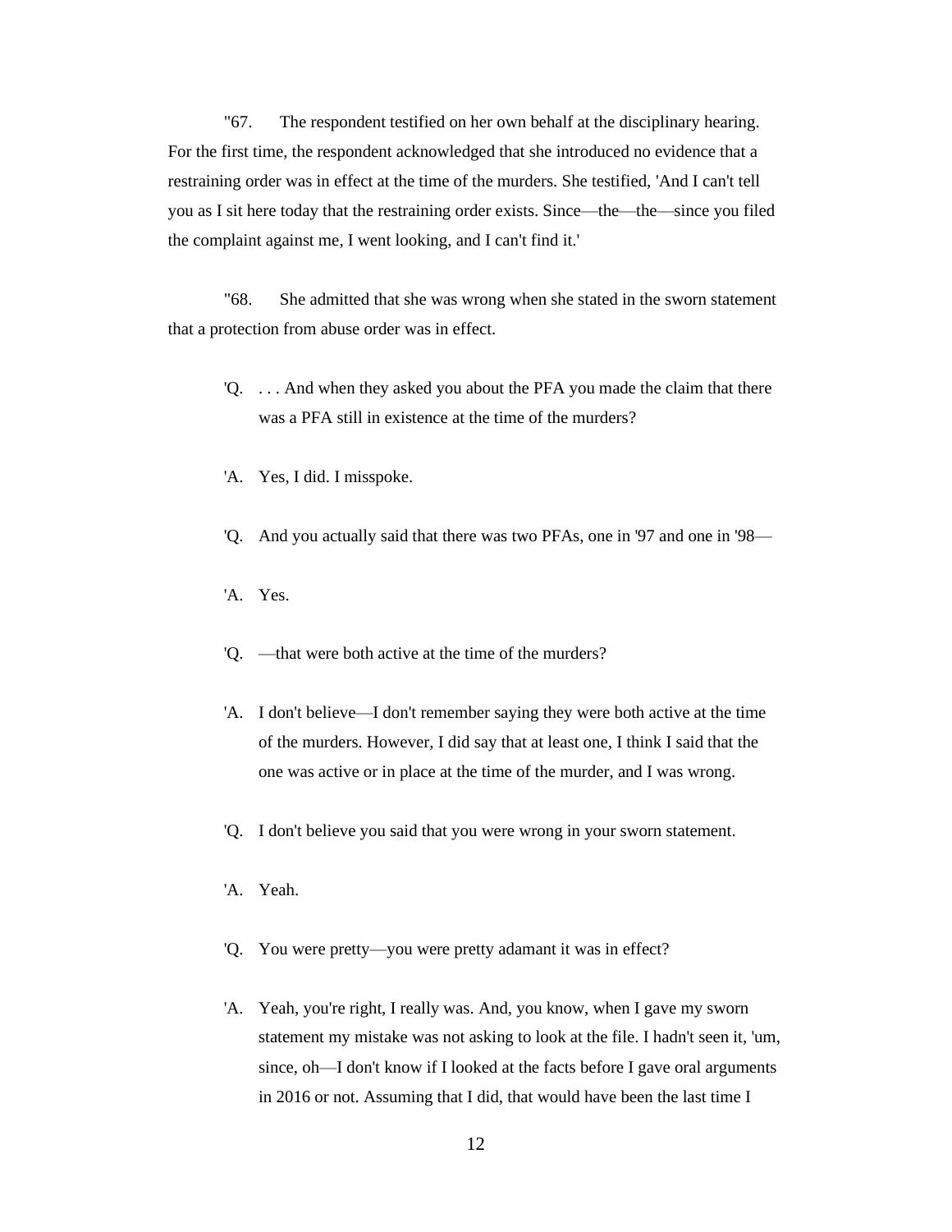"67. The respondent testified on her own behalf at the disciplinary hearing. For the first time, the respondent acknowledged that she introduced no evidence that a restraining order was in effect at the time of the murders. She testified, 'And I can't tell you as I sit here today that the restraining order exists. Since—the—the—since you filed the complaint against me, I went looking, and I can't find it.'

"68. She admitted that she was wrong when she stated in the sworn statement that a protection from abuse order was in effect.

> 'Q. . . . And when they asked you about the PFA you made the claim that there was a PFA still in existence at the time of the murders?
>
> 'A. Yes, I did. I misspoke.
>
> 'Q. And you actually said that there was two PFAs, one in '97 and one in '98—
>
> 'A. Yes.
>
> 'Q. —that were both active at the time of the murders?
>
> 'A. I don't believe—I don't remember saying they were both active at the time of the murders. However, I did say that at least one, I think I said that the one was active or in place at the time of the murder, and I was wrong.
>
> 'Q. I don't believe you said that you were wrong in your sworn statement.
>
> 'A. Yeah.
>
> 'Q. You were pretty—you were pretty adamant it was in effect?
>
> 'A. Yeah, you're right, I really was. And, you know, when I gave my sworn statement my mistake was not asking to look at the file. I hadn't seen it, 'um, since, oh—I don't know if I looked at the facts before I gave oral arguments in 2016 or not. Assuming that I did, that would have been the last time I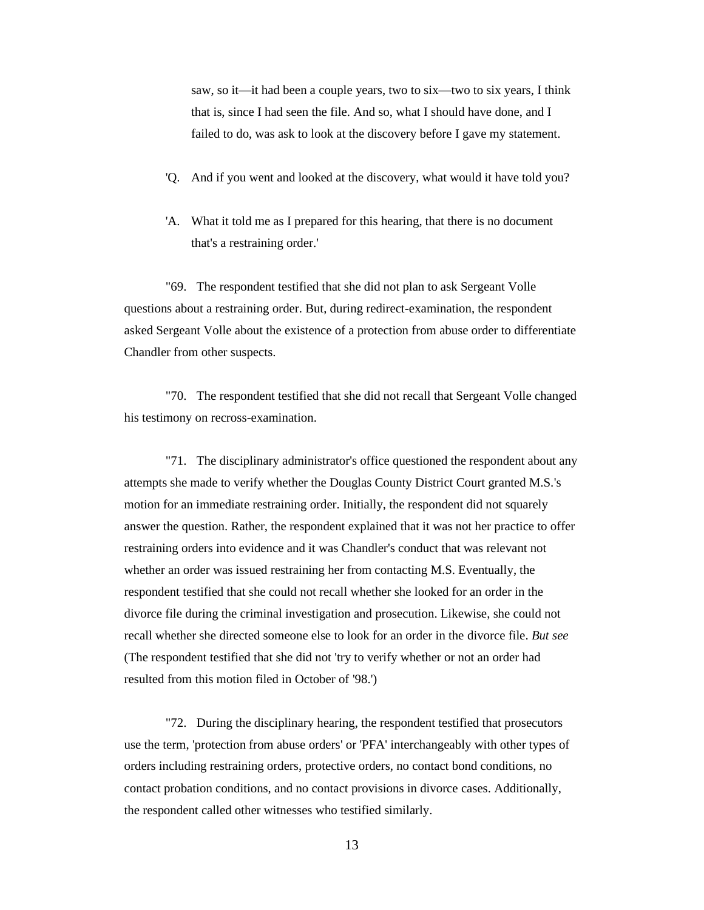saw, so it—it had been a couple years, two to six—two to six years, I think that is, since I had seen the file. And so, what I should have done, and I failed to do, was ask to look at the discovery before I gave my statement.

'Q. And if you went and looked at the discovery, what would it have told you?

'A. What it told me as I prepared for this hearing, that there is no document that's a restraining order.'

"69. The respondent testified that she did not plan to ask Sergeant Volle questions about a restraining order. But, during redirect-examination, the respondent asked Sergeant Volle about the existence of a protection from abuse order to differentiate Chandler from other suspects.

"70. The respondent testified that she did not recall that Sergeant Volle changed his testimony on recross-examination.

"71. The disciplinary administrator's office questioned the respondent about any attempts she made to verify whether the Douglas County District Court granted M.S.'s motion for an immediate restraining order. Initially, the respondent did not squarely answer the question. Rather, the respondent explained that it was not her practice to offer restraining orders into evidence and it was Chandler's conduct that was relevant not whether an order was issued restraining her from contacting M.S. Eventually, the respondent testified that she could not recall whether she looked for an order in the divorce file during the criminal investigation and prosecution. Likewise, she could not recall whether she directed someone else to look for an order in the divorce file. *But see* (The respondent testified that she did not 'try to verify whether or not an order had resulted from this motion filed in October of '98.')

"72. During the disciplinary hearing, the respondent testified that prosecutors use the term, 'protection from abuse orders' or 'PFA' interchangeably with other types of orders including restraining orders, protective orders, no contact bond conditions, no contact probation conditions, and no contact provisions in divorce cases. Additionally, the respondent called other witnesses who testified similarly.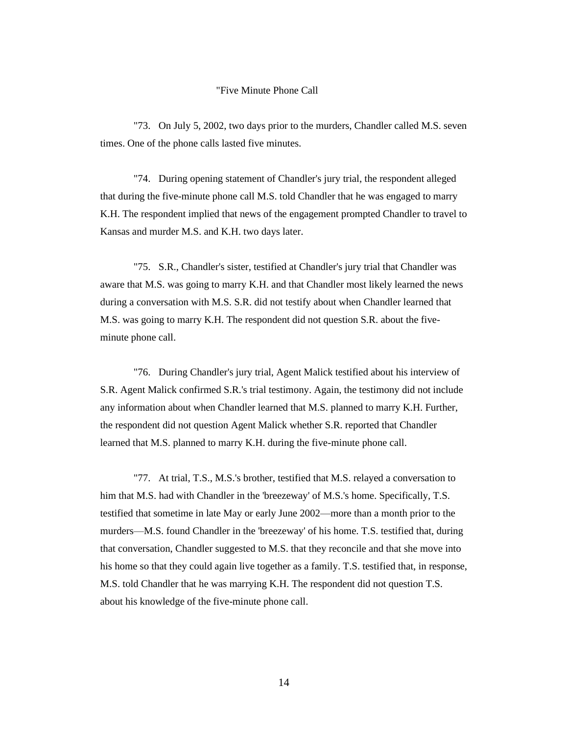"Five Minute Phone Call

"73. On July 5, 2002, two days prior to the murders, Chandler called M.S. seven times. One of the phone calls lasted five minutes.

"74. During opening statement of Chandler's jury trial, the respondent alleged that during the five-minute phone call M.S. told Chandler that he was engaged to marry K.H. The respondent implied that news of the engagement prompted Chandler to travel to Kansas and murder M.S. and K.H. two days later.

"75. S.R., Chandler's sister, testified at Chandler's jury trial that Chandler was aware that M.S. was going to marry K.H. and that Chandler most likely learned the news during a conversation with M.S. S.R. did not testify about when Chandler learned that M.S. was going to marry K.H. The respondent did not question S.R. about the five-minute phone call.

"76. During Chandler's jury trial, Agent Malick testified about his interview of S.R. Agent Malick confirmed S.R.'s trial testimony. Again, the testimony did not include any information about when Chandler learned that M.S. planned to marry K.H. Further, the respondent did not question Agent Malick whether S.R. reported that Chandler learned that M.S. planned to marry K.H. during the five-minute phone call.

"77. At trial, T.S., M.S.'s brother, testified that M.S. relayed a conversation to him that M.S. had with Chandler in the 'breezeway' of M.S.'s home. Specifically, T.S. testified that sometime in late May or early June 2002—more than a month prior to the murders—M.S. found Chandler in the 'breezeway' of his home. T.S. testified that, during that conversation, Chandler suggested to M.S. that they reconcile and that she move into his home so that they could again live together as a family. T.S. testified that, in response, M.S. told Chandler that he was marrying K.H. The respondent did not question T.S. about his knowledge of the five-minute phone call.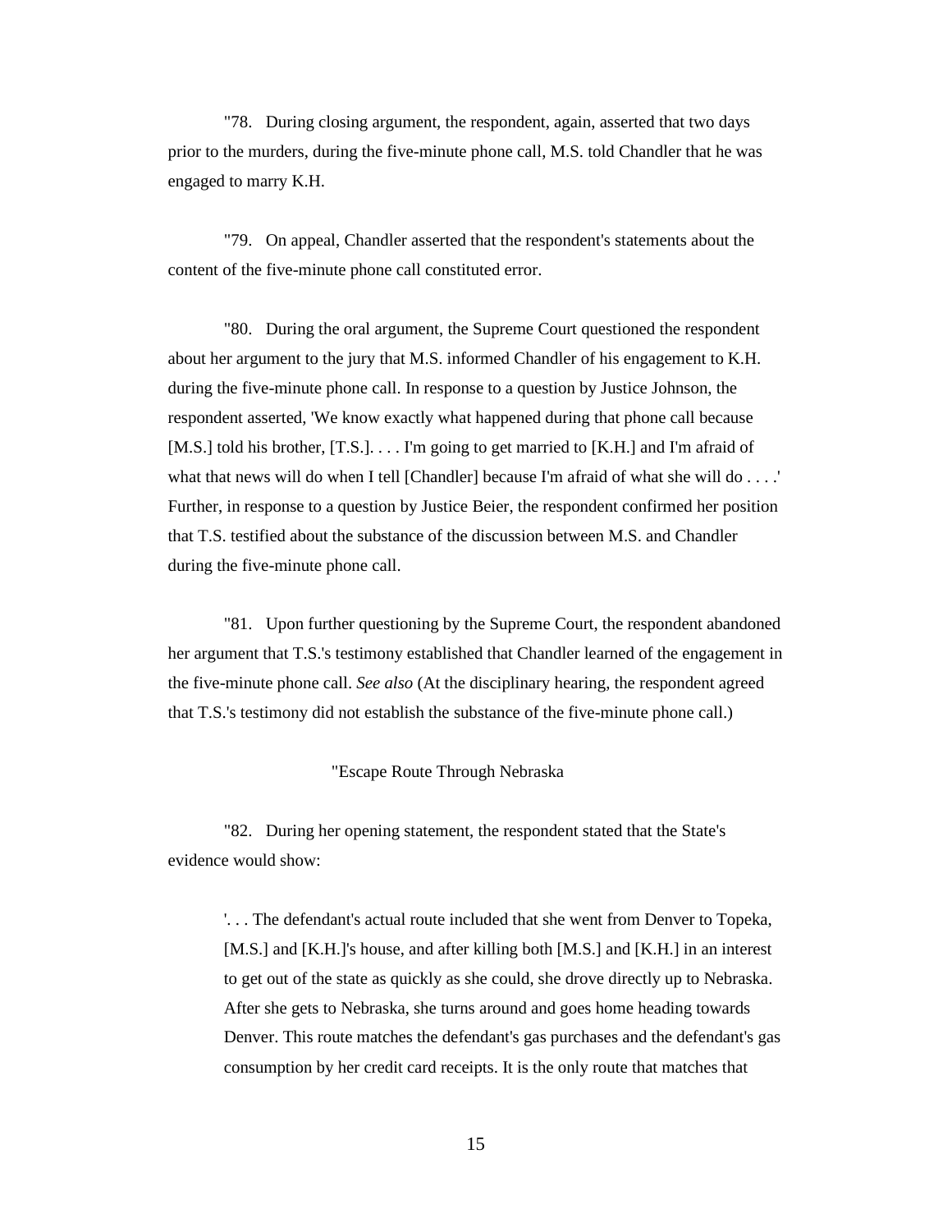"78. During closing argument, the respondent, again, asserted that two days prior to the murders, during the five-minute phone call, M.S. told Chandler that he was engaged to marry K.H.

"79. On appeal, Chandler asserted that the respondent's statements about the content of the five-minute phone call constituted error.

"80. During the oral argument, the Supreme Court questioned the respondent about her argument to the jury that M.S. informed Chandler of his engagement to K.H. during the five-minute phone call. In response to a question by Justice Johnson, the respondent asserted, 'We know exactly what happened during that phone call because [M.S.] told his brother, [T.S.]. . . . I'm going to get married to [K.H.] and I'm afraid of what that news will do when I tell [Chandler] because I'm afraid of what she will do . . . .' Further, in response to a question by Justice Beier, the respondent confirmed her position that T.S. testified about the substance of the discussion between M.S. and Chandler during the five-minute phone call.

"81. Upon further questioning by the Supreme Court, the respondent abandoned her argument that T.S.'s testimony established that Chandler learned of the engagement in the five-minute phone call. *See also* (At the disciplinary hearing, the respondent agreed that T.S.'s testimony did not establish the substance of the five-minute phone call.)

"Escape Route Through Nebraska

"82. During her opening statement, the respondent stated that the State's evidence would show:

> '. . . The defendant's actual route included that she went from Denver to Topeka, [M.S.] and [K.H.]'s house, and after killing both [M.S.] and [K.H.] in an interest to get out of the state as quickly as she could, she drove directly up to Nebraska. After she gets to Nebraska, she turns around and goes home heading towards Denver. This route matches the defendant's gas purchases and the defendant's gas consumption by her credit card receipts. It is the only route that matches that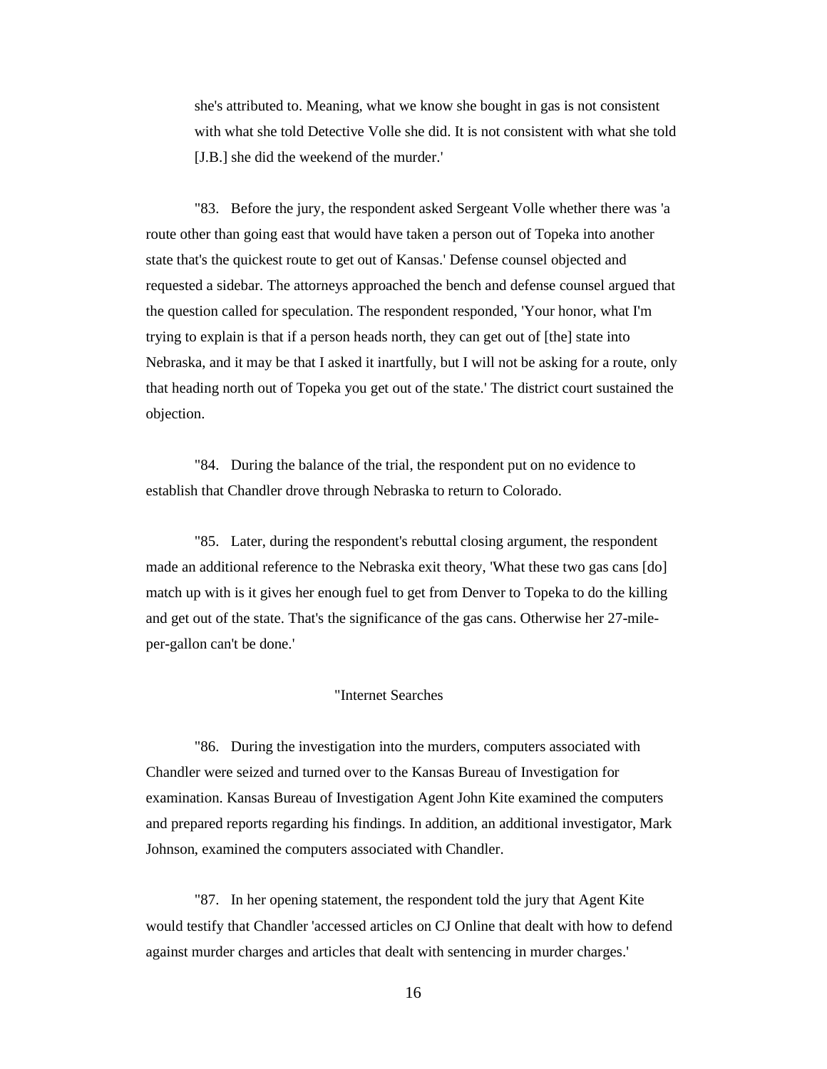> she's attributed to. Meaning, what we know she bought in gas is not consistent with what she told Detective Volle she did. It is not consistent with what she told [J.B.] she did the weekend of the murder.'

"83. Before the jury, the respondent asked Sergeant Volle whether there was 'a route other than going east that would have taken a person out of Topeka into another state that's the quickest route to get out of Kansas.' Defense counsel objected and requested a sidebar. The attorneys approached the bench and defense counsel argued that the question called for speculation. The respondent responded, 'Your honor, what I'm trying to explain is that if a person heads north, they can get out of [the] state into Nebraska, and it may be that I asked it inartfully, but I will not be asking for a route, only that heading north out of Topeka you get out of the state.' The district court sustained the objection.

"84. During the balance of the trial, the respondent put on no evidence to establish that Chandler drove through Nebraska to return to Colorado.

"85. Later, during the respondent's rebuttal closing argument, the respondent made an additional reference to the Nebraska exit theory, 'What these two gas cans [do] match up with is it gives her enough fuel to get from Denver to Topeka to do the killing and get out of the state. That's the significance of the gas cans. Otherwise her 27-mile-per-gallon can't be done.'

"Internet Searches

"86. During the investigation into the murders, computers associated with Chandler were seized and turned over to the Kansas Bureau of Investigation for examination. Kansas Bureau of Investigation Agent John Kite examined the computers and prepared reports regarding his findings. In addition, an additional investigator, Mark Johnson, examined the computers associated with Chandler.

"87. In her opening statement, the respondent told the jury that Agent Kite would testify that Chandler 'accessed articles on CJ Online that dealt with how to defend against murder charges and articles that dealt with sentencing in murder charges.'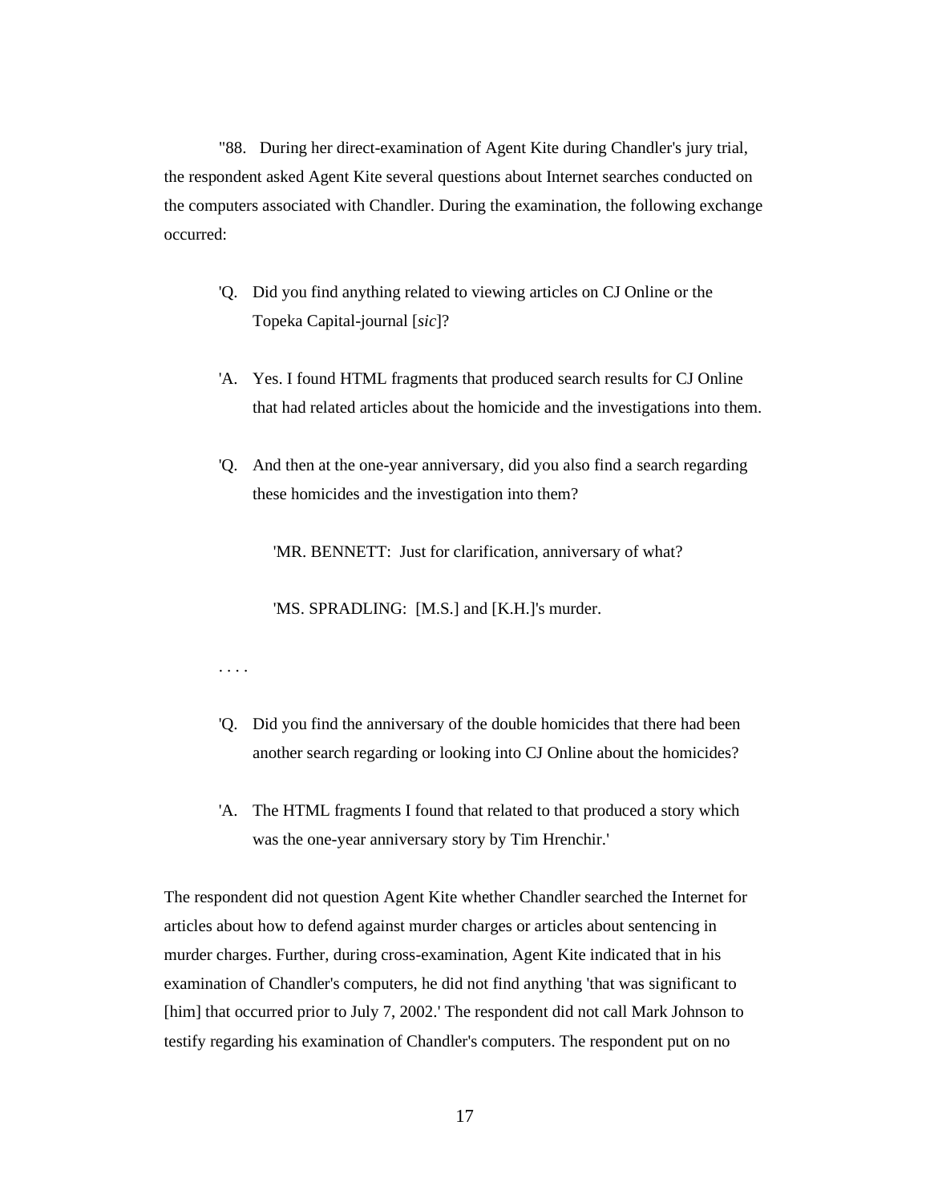"88. During her direct-examination of Agent Kite during Chandler's jury trial, the respondent asked Agent Kite several questions about Internet searches conducted on the computers associated with Chandler. During the examination, the following exchange occurred:

> 'Q. Did you find anything related to viewing articles on CJ Online or the Topeka Capital-journal [*sic*]?
>
> 'A. Yes. I found HTML fragments that produced search results for CJ Online that had related articles about the homicide and the investigations into them.
>
> 'Q. And then at the one-year anniversary, did you also find a search regarding these homicides and the investigation into them?
>
> > 'MR. BENNETT: Just for clarification, anniversary of what?
> >
> > 'MS. SPRADLING: [M.S.] and [K.H.]'s murder.
>
> . . . .
>
> 'Q. Did you find the anniversary of the double homicides that there had been another search regarding or looking into CJ Online about the homicides?
>
> 'A. The HTML fragments I found that related to that produced a story which was the one-year anniversary story by Tim Hrenchir.'

The respondent did not question Agent Kite whether Chandler searched the Internet for articles about how to defend against murder charges or articles about sentencing in murder charges. Further, during cross-examination, Agent Kite indicated that in his examination of Chandler's computers, he did not find anything 'that was significant to [him] that occurred prior to July 7, 2002.' The respondent did not call Mark Johnson to testify regarding his examination of Chandler's computers. The respondent put on no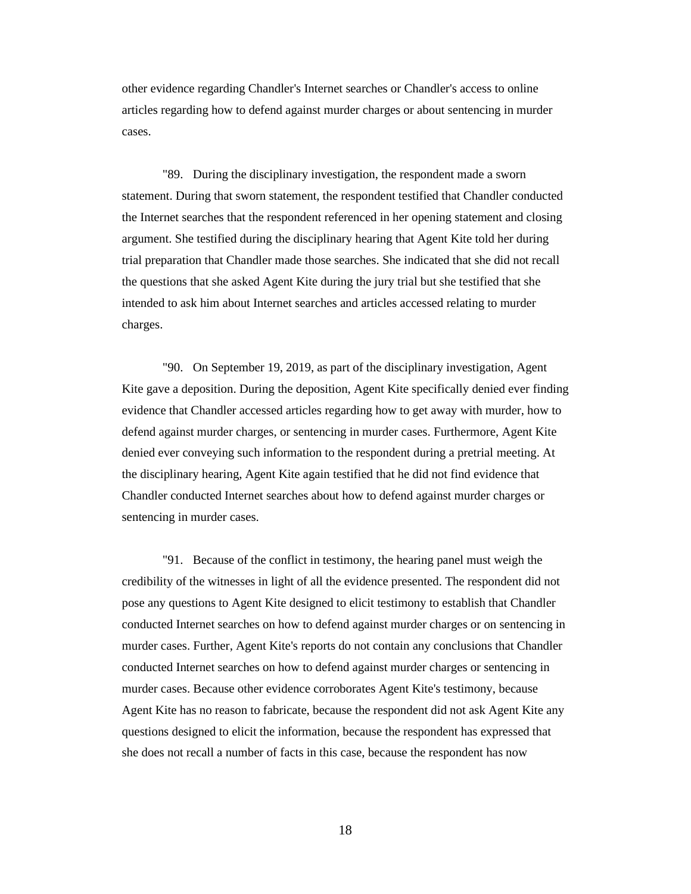other evidence regarding Chandler's Internet searches or Chandler's access to online articles regarding how to defend against murder charges or about sentencing in murder cases.

"89. During the disciplinary investigation, the respondent made a sworn statement. During that sworn statement, the respondent testified that Chandler conducted the Internet searches that the respondent referenced in her opening statement and closing argument. She testified during the disciplinary hearing that Agent Kite told her during trial preparation that Chandler made those searches. She indicated that she did not recall the questions that she asked Agent Kite during the jury trial but she testified that she intended to ask him about Internet searches and articles accessed relating to murder charges.

"90. On September 19, 2019, as part of the disciplinary investigation, Agent Kite gave a deposition. During the deposition, Agent Kite specifically denied ever finding evidence that Chandler accessed articles regarding how to get away with murder, how to defend against murder charges, or sentencing in murder cases. Furthermore, Agent Kite denied ever conveying such information to the respondent during a pretrial meeting. At the disciplinary hearing, Agent Kite again testified that he did not find evidence that Chandler conducted Internet searches about how to defend against murder charges or sentencing in murder cases.

"91. Because of the conflict in testimony, the hearing panel must weigh the credibility of the witnesses in light of all the evidence presented. The respondent did not pose any questions to Agent Kite designed to elicit testimony to establish that Chandler conducted Internet searches on how to defend against murder charges or on sentencing in murder cases. Further, Agent Kite's reports do not contain any conclusions that Chandler conducted Internet searches on how to defend against murder charges or sentencing in murder cases. Because other evidence corroborates Agent Kite's testimony, because Agent Kite has no reason to fabricate, because the respondent did not ask Agent Kite any questions designed to elicit the information, because the respondent has expressed that she does not recall a number of facts in this case, because the respondent has now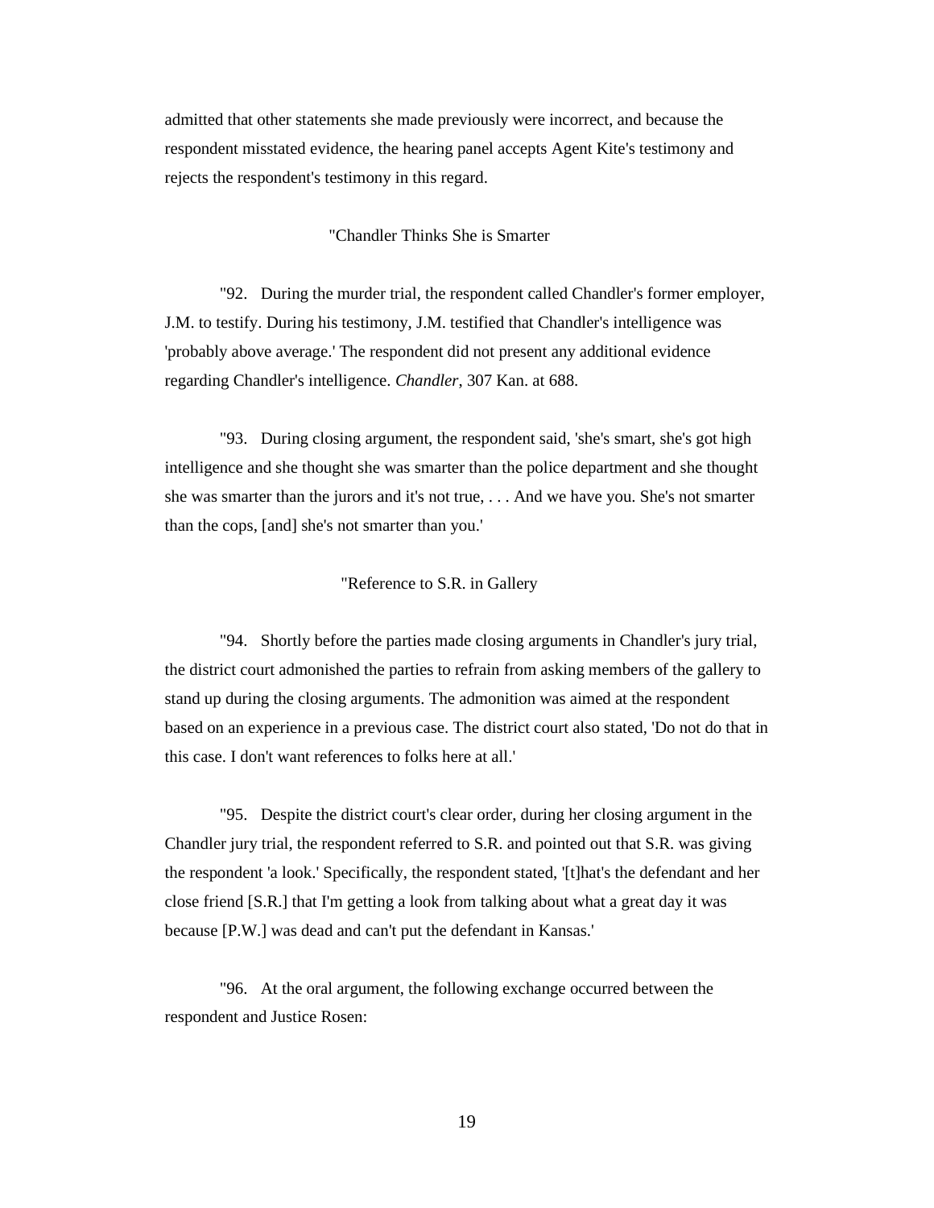admitted that other statements she made previously were incorrect, and because the respondent misstated evidence, the hearing panel accepts Agent Kite's testimony and rejects the respondent's testimony in this regard.

"Chandler Thinks She is Smarter

"92. During the murder trial, the respondent called Chandler's former employer, J.M. to testify. During his testimony, J.M. testified that Chandler's intelligence was 'probably above average.' The respondent did not present any additional evidence regarding Chandler's intelligence. *Chandler*, 307 Kan. at 688.

"93. During closing argument, the respondent said, 'she's smart, she's got high intelligence and she thought she was smarter than the police department and she thought she was smarter than the jurors and it's not true, . . . And we have you. She's not smarter than the cops, [and] she's not smarter than you.'

"Reference to S.R. in Gallery

"94. Shortly before the parties made closing arguments in Chandler's jury trial, the district court admonished the parties to refrain from asking members of the gallery to stand up during the closing arguments. The admonition was aimed at the respondent based on an experience in a previous case. The district court also stated, 'Do not do that in this case. I don't want references to folks here at all.'

"95. Despite the district court's clear order, during her closing argument in the Chandler jury trial, the respondent referred to S.R. and pointed out that S.R. was giving the respondent 'a look.' Specifically, the respondent stated, '[t]hat's the defendant and her close friend [S.R.] that I'm getting a look from talking about what a great day it was because [P.W.] was dead and can't put the defendant in Kansas.'

"96. At the oral argument, the following exchange occurred between the respondent and Justice Rosen: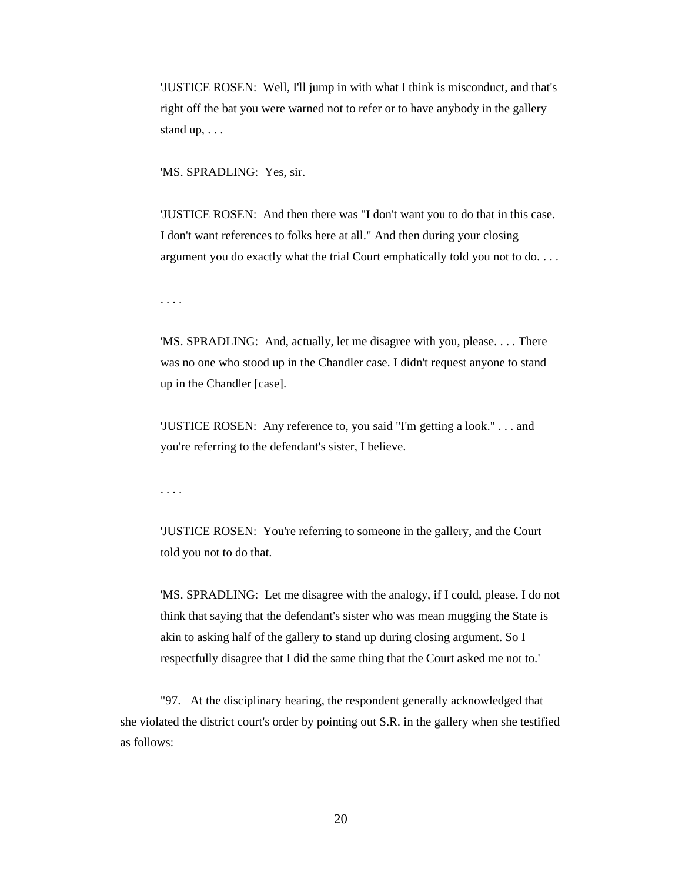'JUSTICE ROSEN: Well, I'll jump in with what I think is misconduct, and that's right off the bat you were warned not to refer or to have anybody in the gallery stand up, . . .

'MS. SPRADLING: Yes, sir.

'JUSTICE ROSEN: And then there was "I don't want you to do that in this case. I don't want references to folks here at all." And then during your closing argument you do exactly what the trial Court emphatically told you not to do. . . .

. . . .

'MS. SPRADLING: And, actually, let me disagree with you, please. . . . There was no one who stood up in the Chandler case. I didn't request anyone to stand up in the Chandler [case].

'JUSTICE ROSEN: Any reference to, you said "I'm getting a look." . . . and you're referring to the defendant's sister, I believe.

. . . .

'JUSTICE ROSEN: You're referring to someone in the gallery, and the Court told you not to do that.

'MS. SPRADLING: Let me disagree with the analogy, if I could, please. I do not think that saying that the defendant's sister who was mean mugging the State is akin to asking half of the gallery to stand up during closing argument. So I respectfully disagree that I did the same thing that the Court asked me not to.'

"97. At the disciplinary hearing, the respondent generally acknowledged that she violated the district court's order by pointing out S.R. in the gallery when she testified as follows: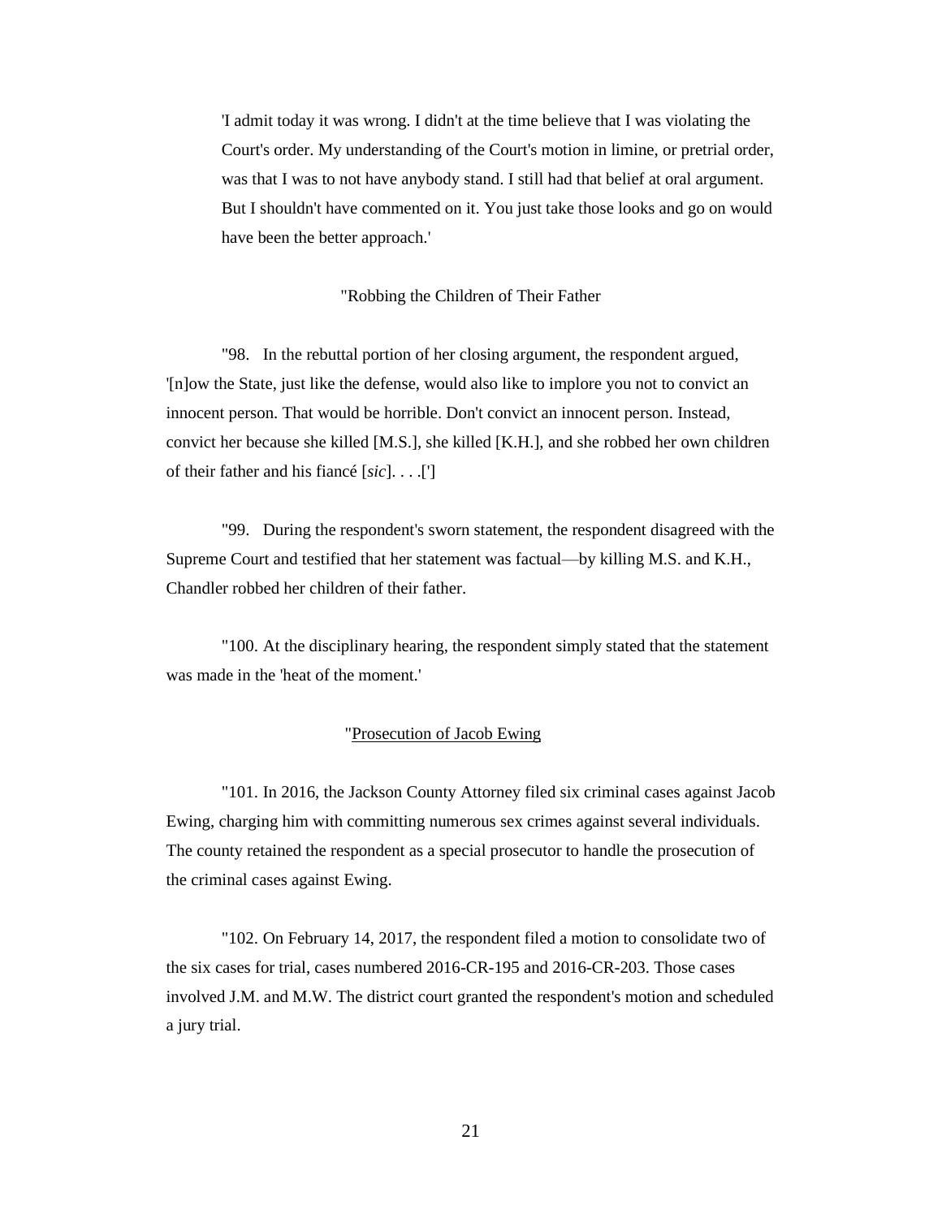> 'I admit today it was wrong. I didn't at the time believe that I was violating the Court's order. My understanding of the Court's motion in limine, or pretrial order, was that I was to not have anybody stand. I still had that belief at oral argument. But I shouldn't have commented on it. You just take those looks and go on would have been the better approach.'

"Robbing the Children of Their Father

"98. In the rebuttal portion of her closing argument, the respondent argued, '[n]ow the State, just like the defense, would also like to implore you not to convict an innocent person. That would be horrible. Don't convict an innocent person. Instead, convict her because she killed [M.S.], she killed [K.H.], and she robbed her own children of their father and his fiancé [*sic*]. . . .[']

"99. During the respondent's sworn statement, the respondent disagreed with the Supreme Court and testified that her statement was factual—by killing M.S. and K.H., Chandler robbed her children of their father.

"100. At the disciplinary hearing, the respondent simply stated that the statement was made in the 'heat of the moment.'

"Prosecution of Jacob Ewing

"101. In 2016, the Jackson County Attorney filed six criminal cases against Jacob Ewing, charging him with committing numerous sex crimes against several individuals. The county retained the respondent as a special prosecutor to handle the prosecution of the criminal cases against Ewing.

"102. On February 14, 2017, the respondent filed a motion to consolidate two of the six cases for trial, cases numbered 2016-CR-195 and 2016-CR-203. Those cases involved J.M. and M.W. The district court granted the respondent's motion and scheduled a jury trial.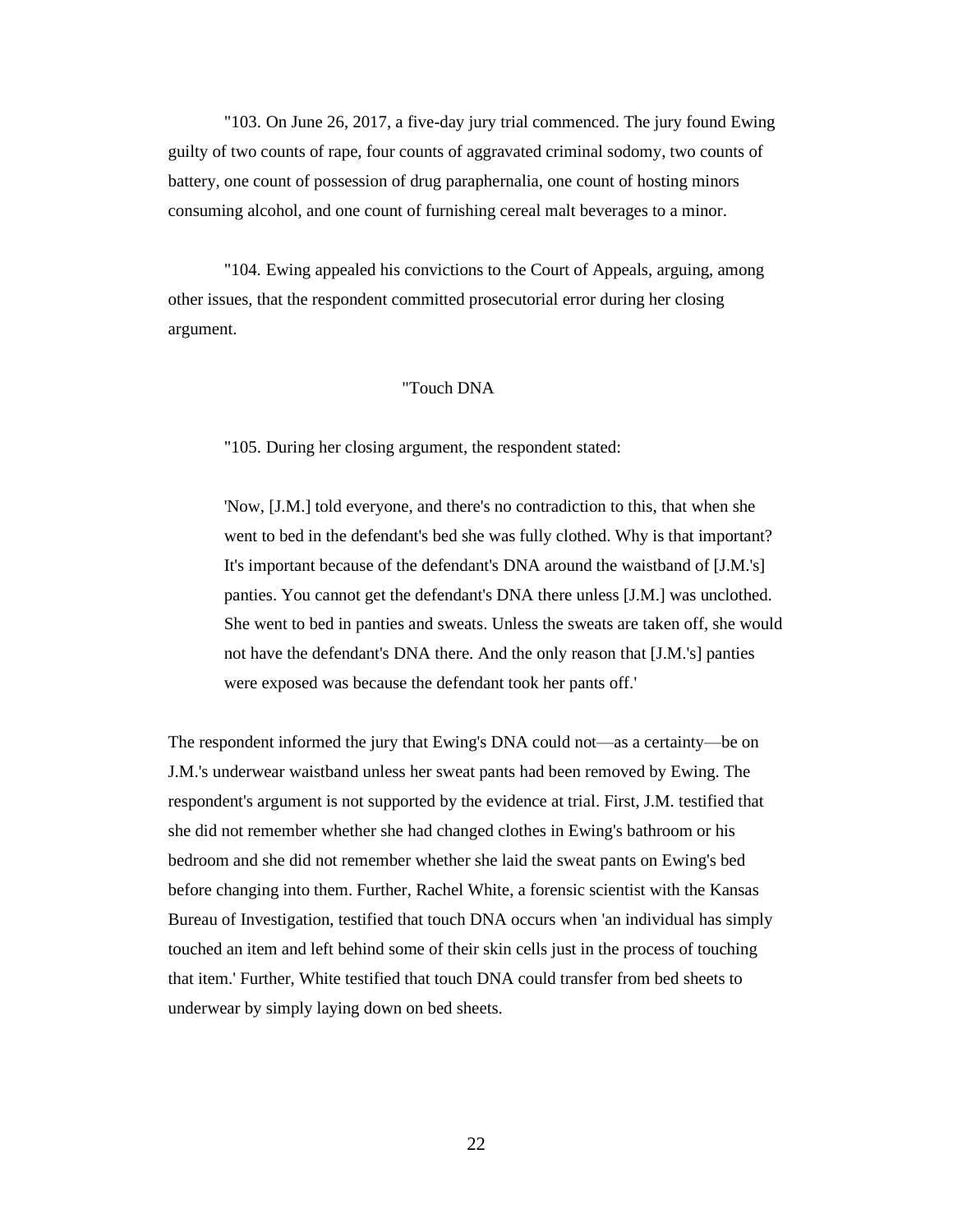"103. On June 26, 2017, a five-day jury trial commenced. The jury found Ewing guilty of two counts of rape, four counts of aggravated criminal sodomy, two counts of battery, one count of possession of drug paraphernalia, one count of hosting minors consuming alcohol, and one count of furnishing cereal malt beverages to a minor.

"104. Ewing appealed his convictions to the Court of Appeals, arguing, among other issues, that the respondent committed prosecutorial error during her closing argument.

"Touch DNA

"105. During her closing argument, the respondent stated:

> 'Now, [J.M.] told everyone, and there's no contradiction to this, that when she went to bed in the defendant's bed she was fully clothed. Why is that important? It's important because of the defendant's DNA around the waistband of [J.M.'s] panties. You cannot get the defendant's DNA there unless [J.M.] was unclothed. She went to bed in panties and sweats. Unless the sweats are taken off, she would not have the defendant's DNA there. And the only reason that [J.M.'s] panties were exposed was because the defendant took her pants off.'

The respondent informed the jury that Ewing's DNA could not—as a certainty—be on J.M.'s underwear waistband unless her sweat pants had been removed by Ewing. The respondent's argument is not supported by the evidence at trial. First, J.M. testified that she did not remember whether she had changed clothes in Ewing's bathroom or his bedroom and she did not remember whether she laid the sweat pants on Ewing's bed before changing into them. Further, Rachel White, a forensic scientist with the Kansas Bureau of Investigation, testified that touch DNA occurs when 'an individual has simply touched an item and left behind some of their skin cells just in the process of touching that item.' Further, White testified that touch DNA could transfer from bed sheets to underwear by simply laying down on bed sheets.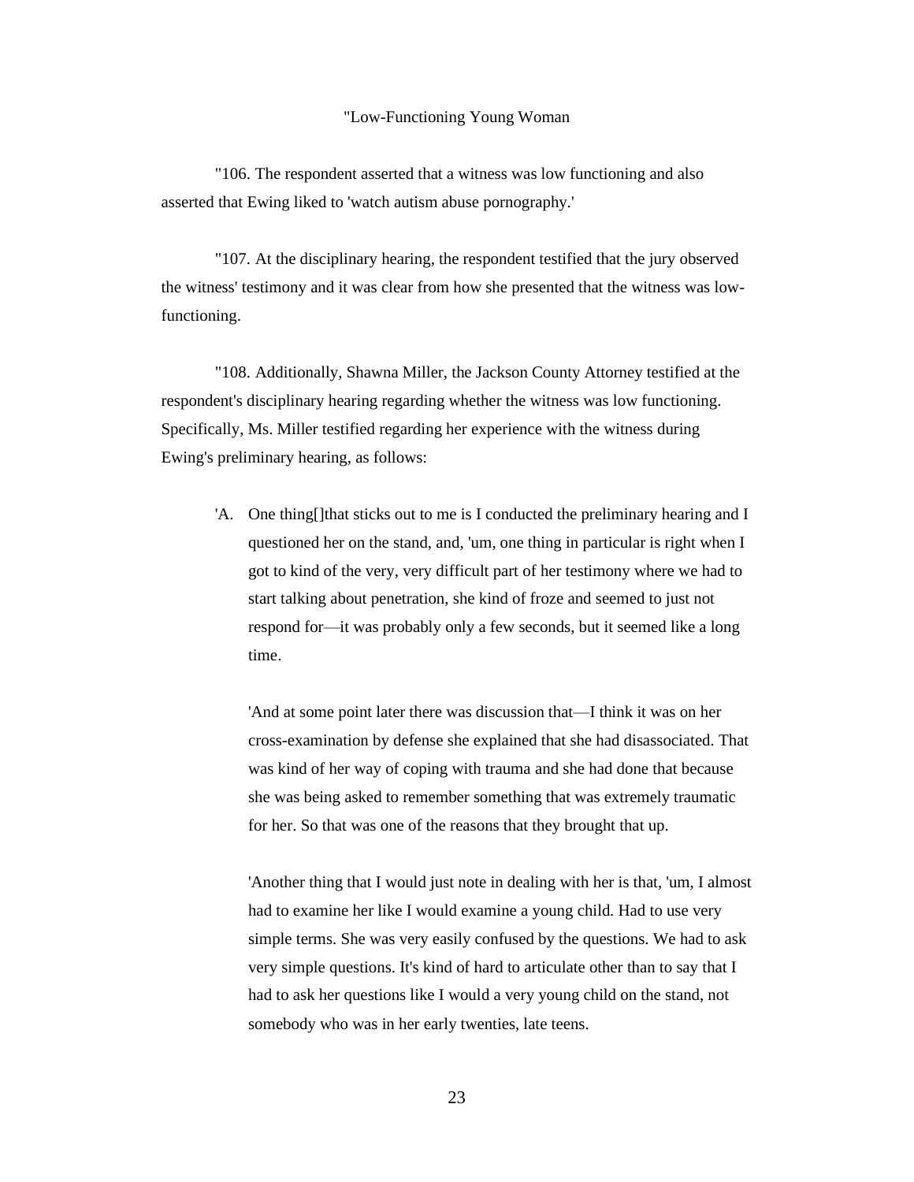"Low-Functioning Young Woman

"106. The respondent asserted that a witness was low functioning and also asserted that Ewing liked to 'watch autism abuse pornography.'

"107. At the disciplinary hearing, the respondent testified that the jury observed the witness' testimony and it was clear from how she presented that the witness was low-functioning.

"108. Additionally, Shawna Miller, the Jackson County Attorney testified at the respondent's disciplinary hearing regarding whether the witness was low functioning. Specifically, Ms. Miller testified regarding her experience with the witness during Ewing's preliminary hearing, as follows:

> 'A. One thing[]that sticks out to me is I conducted the preliminary hearing and I questioned her on the stand, and, 'um, one thing in particular is right when I got to kind of the very, very difficult part of her testimony where we had to start talking about penetration, she kind of froze and seemed to just not respond for—it was probably only a few seconds, but it seemed like a long time.
>
> 'And at some point later there was discussion that—I think it was on her cross-examination by defense she explained that she had disassociated. That was kind of her way of coping with trauma and she had done that because she was being asked to remember something that was extremely traumatic for her. So that was one of the reasons that they brought that up.
>
> 'Another thing that I would just note in dealing with her is that, 'um, I almost had to examine her like I would examine a young child. Had to use very simple terms. She was very easily confused by the questions. We had to ask very simple questions. It's kind of hard to articulate other than to say that I had to ask her questions like I would a very young child on the stand, not somebody who was in her early twenties, late teens.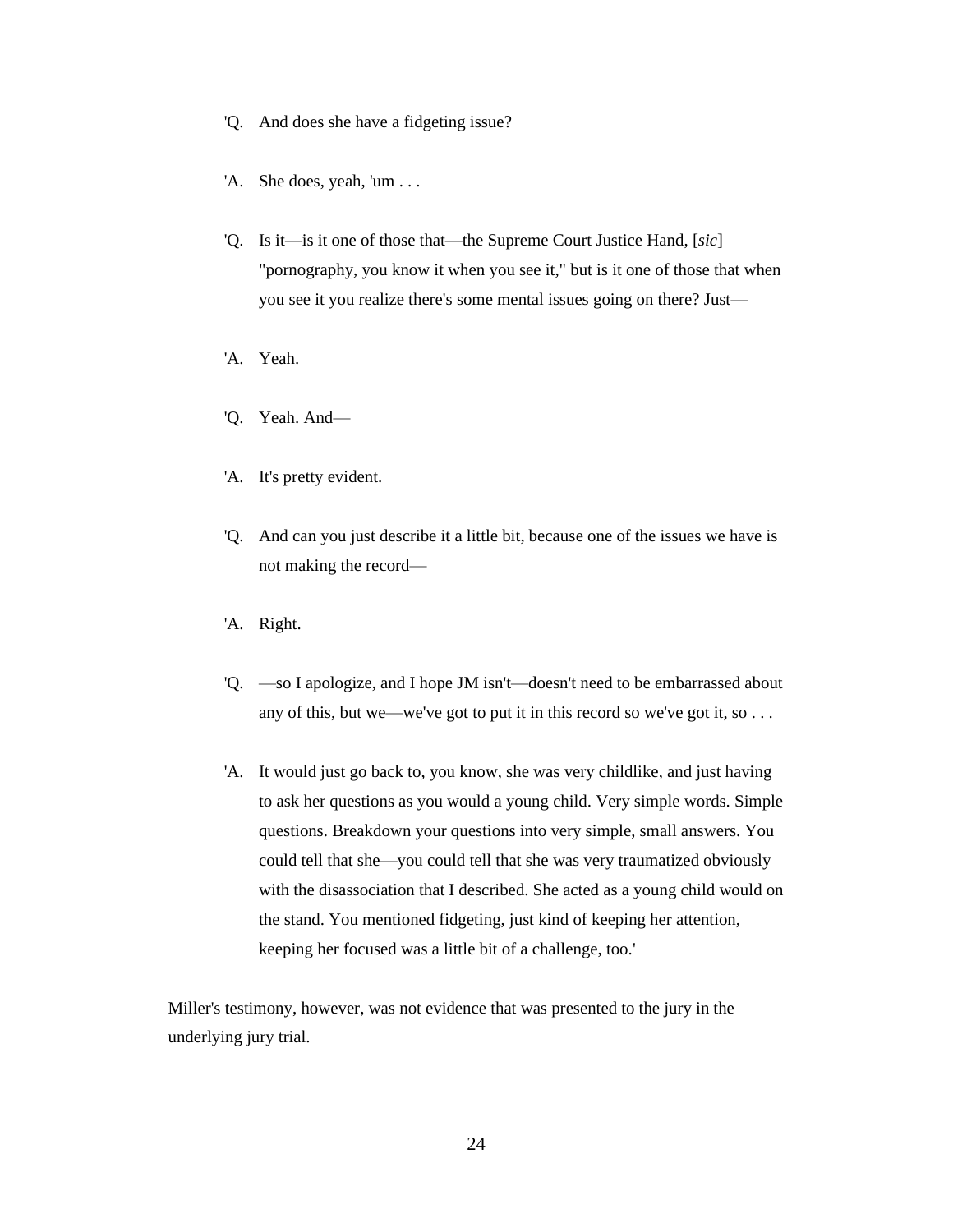'Q. And does she have a fidgeting issue?

'A. She does, yeah, 'um . . .

'Q. Is it—is it one of those that—the Supreme Court Justice Hand, [*sic*] "pornography, you know it when you see it," but is it one of those that when you see it you realize there's some mental issues going on there? Just—

'A. Yeah.

'Q. Yeah. And—

'A. It's pretty evident.

'Q. And can you just describe it a little bit, because one of the issues we have is not making the record—

'A. Right.

'Q. —so I apologize, and I hope JM isn't—doesn't need to be embarrassed about any of this, but we—we've got to put it in this record so we've got it, so . . .

'A. It would just go back to, you know, she was very childlike, and just having to ask her questions as you would a young child. Very simple words. Simple questions. Breakdown your questions into very simple, small answers. You could tell that she—you could tell that she was very traumatized obviously with the disassociation that I described. She acted as a young child would on the stand. You mentioned fidgeting, just kind of keeping her attention, keeping her focused was a little bit of a challenge, too.'

Miller's testimony, however, was not evidence that was presented to the jury in the underlying jury trial.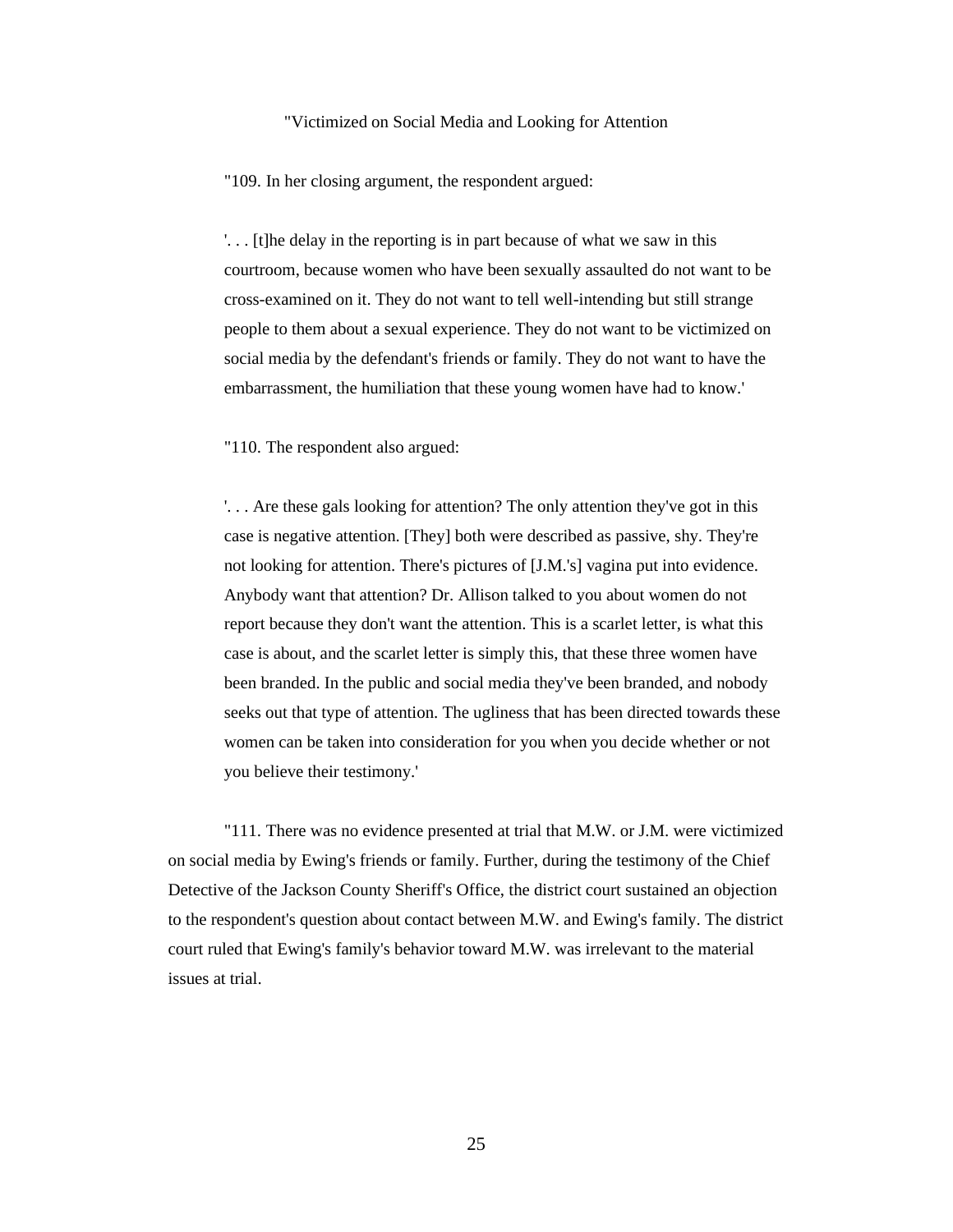"Victimized on Social Media and Looking for Attention

"109. In her closing argument, the respondent argued:

> '. . . [t]he delay in the reporting is in part because of what we saw in this courtroom, because women who have been sexually assaulted do not want to be cross-examined on it. They do not want to tell well-intending but still strange people to them about a sexual experience. They do not want to be victimized on social media by the defendant's friends or family. They do not want to have the embarrassment, the humiliation that these young women have had to know.'

"110. The respondent also argued:

> '. . . Are these gals looking for attention? The only attention they've got in this case is negative attention. [They] both were described as passive, shy. They're not looking for attention. There's pictures of [J.M.'s] vagina put into evidence. Anybody want that attention? Dr. Allison talked to you about women do not report because they don't want the attention. This is a scarlet letter, is what this case is about, and the scarlet letter is simply this, that these three women have been branded. In the public and social media they've been branded, and nobody seeks out that type of attention. The ugliness that has been directed towards these women can be taken into consideration for you when you decide whether or not you believe their testimony.'

"111. There was no evidence presented at trial that M.W. or J.M. were victimized on social media by Ewing's friends or family. Further, during the testimony of the Chief Detective of the Jackson County Sheriff's Office, the district court sustained an objection to the respondent's question about contact between M.W. and Ewing's family. The district court ruled that Ewing's family's behavior toward M.W. was irrelevant to the material issues at trial.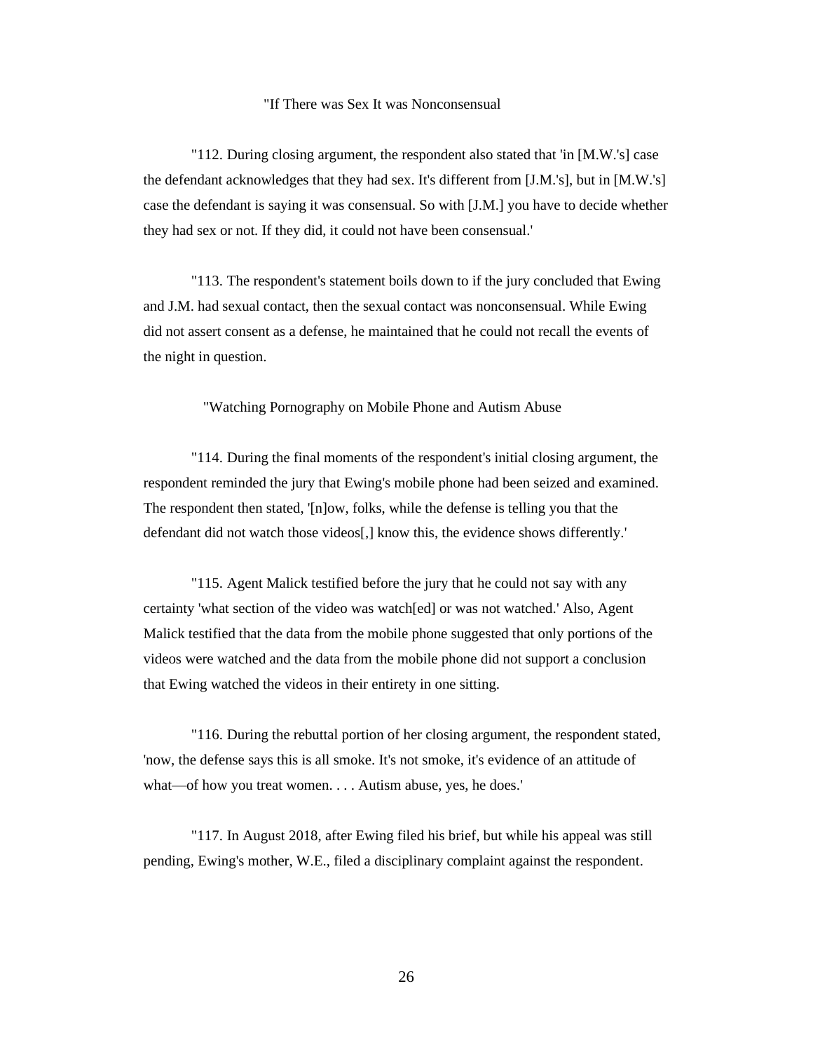"If There was Sex It was Nonconsensual

"112. During closing argument, the respondent also stated that 'in [M.W.'s] case the defendant acknowledges that they had sex. It's different from [J.M.'s], but in [M.W.'s] case the defendant is saying it was consensual. So with [J.M.] you have to decide whether they had sex or not. If they did, it could not have been consensual.'

"113. The respondent's statement boils down to if the jury concluded that Ewing and J.M. had sexual contact, then the sexual contact was nonconsensual. While Ewing did not assert consent as a defense, he maintained that he could not recall the events of the night in question.

"Watching Pornography on Mobile Phone and Autism Abuse

"114. During the final moments of the respondent's initial closing argument, the respondent reminded the jury that Ewing's mobile phone had been seized and examined. The respondent then stated, '[n]ow, folks, while the defense is telling you that the defendant did not watch those videos[,] know this, the evidence shows differently.'

"115. Agent Malick testified before the jury that he could not say with any certainty 'what section of the video was watch[ed] or was not watched.' Also, Agent Malick testified that the data from the mobile phone suggested that only portions of the videos were watched and the data from the mobile phone did not support a conclusion that Ewing watched the videos in their entirety in one sitting.

"116. During the rebuttal portion of her closing argument, the respondent stated, 'now, the defense says this is all smoke. It's not smoke, it's evidence of an attitude of what—of how you treat women. . . . Autism abuse, yes, he does.'

"117. In August 2018, after Ewing filed his brief, but while his appeal was still pending, Ewing's mother, W.E., filed a disciplinary complaint against the respondent.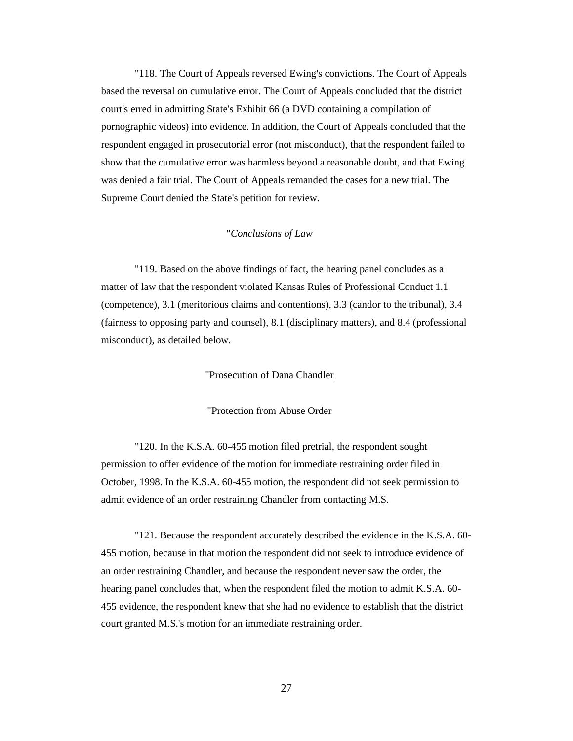"118. The Court of Appeals reversed Ewing's convictions. The Court of Appeals based the reversal on cumulative error. The Court of Appeals concluded that the district court's erred in admitting State's Exhibit 66 (a DVD containing a compilation of pornographic videos) into evidence. In addition, the Court of Appeals concluded that the respondent engaged in prosecutorial error (not misconduct), that the respondent failed to show that the cumulative error was harmless beyond a reasonable doubt, and that Ewing was denied a fair trial. The Court of Appeals remanded the cases for a new trial. The Supreme Court denied the State's petition for review.

"*Conclusions of Law*

"119. Based on the above findings of fact, the hearing panel concludes as a matter of law that the respondent violated Kansas Rules of Professional Conduct 1.1 (competence), 3.1 (meritorious claims and contentions), 3.3 (candor to the tribunal), 3.4 (fairness to opposing party and counsel), 8.1 (disciplinary matters), and 8.4 (professional misconduct), as detailed below.

"<u>Prosecution of Dana Chandler</u>

"Protection from Abuse Order

"120. In the K.S.A. 60-455 motion filed pretrial, the respondent sought permission to offer evidence of the motion for immediate restraining order filed in October, 1998. In the K.S.A. 60-455 motion, the respondent did not seek permission to admit evidence of an order restraining Chandler from contacting M.S.

"121. Because the respondent accurately described the evidence in the K.S.A. 60-455 motion, because in that motion the respondent did not seek to introduce evidence of an order restraining Chandler, and because the respondent never saw the order, the hearing panel concludes that, when the respondent filed the motion to admit K.S.A. 60-455 evidence, the respondent knew that she had no evidence to establish that the district court granted M.S.'s motion for an immediate restraining order.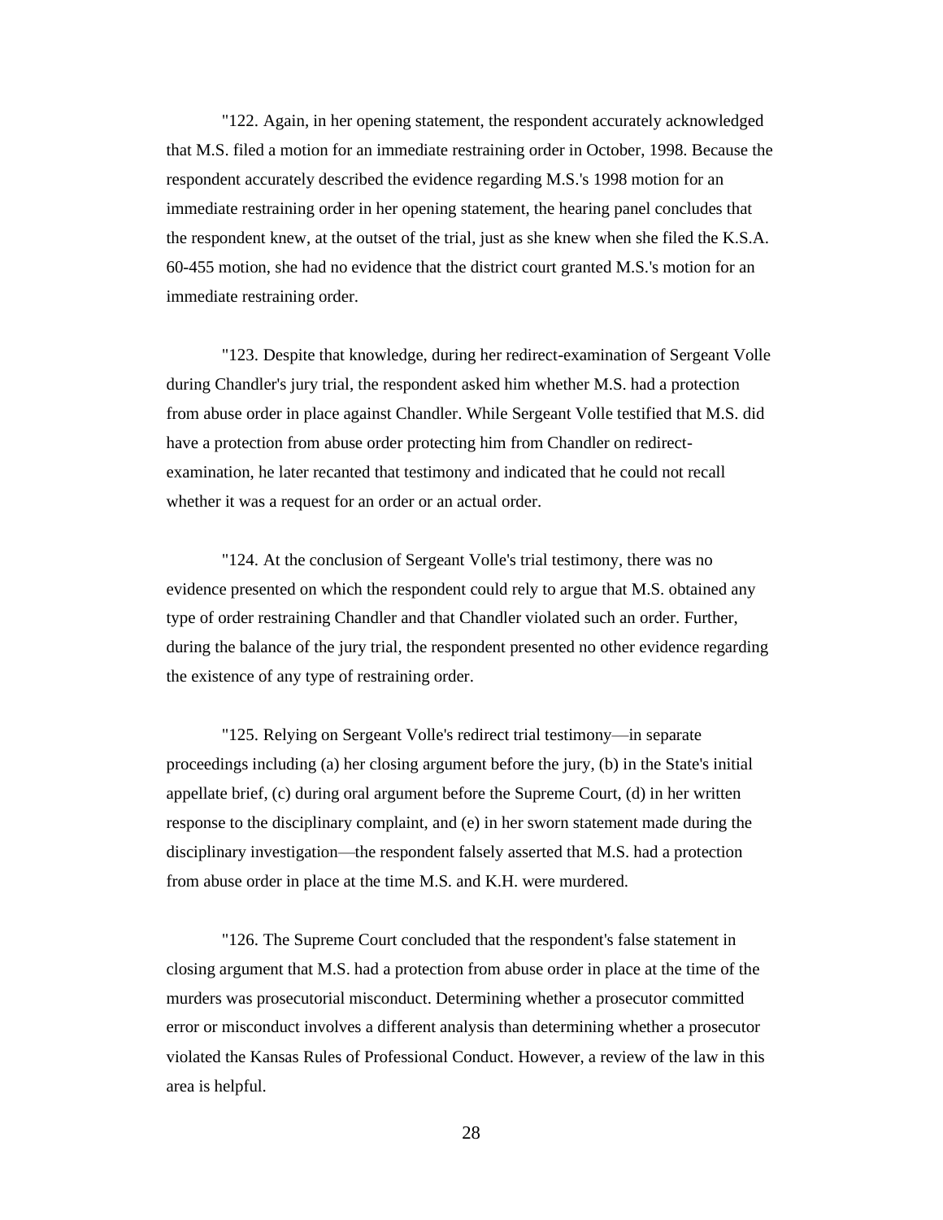"122. Again, in her opening statement, the respondent accurately acknowledged that M.S. filed a motion for an immediate restraining order in October, 1998. Because the respondent accurately described the evidence regarding M.S.'s 1998 motion for an immediate restraining order in her opening statement, the hearing panel concludes that the respondent knew, at the outset of the trial, just as she knew when she filed the K.S.A. 60-455 motion, she had no evidence that the district court granted M.S.'s motion for an immediate restraining order.

"123. Despite that knowledge, during her redirect-examination of Sergeant Volle during Chandler's jury trial, the respondent asked him whether M.S. had a protection from abuse order in place against Chandler. While Sergeant Volle testified that M.S. did have a protection from abuse order protecting him from Chandler on redirect-examination, he later recanted that testimony and indicated that he could not recall whether it was a request for an order or an actual order.

"124. At the conclusion of Sergeant Volle's trial testimony, there was no evidence presented on which the respondent could rely to argue that M.S. obtained any type of order restraining Chandler and that Chandler violated such an order. Further, during the balance of the jury trial, the respondent presented no other evidence regarding the existence of any type of restraining order.

"125. Relying on Sergeant Volle's redirect trial testimony—in separate proceedings including (a) her closing argument before the jury, (b) in the State's initial appellate brief, (c) during oral argument before the Supreme Court, (d) in her written response to the disciplinary complaint, and (e) in her sworn statement made during the disciplinary investigation—the respondent falsely asserted that M.S. had a protection from abuse order in place at the time M.S. and K.H. were murdered.

"126. The Supreme Court concluded that the respondent's false statement in closing argument that M.S. had a protection from abuse order in place at the time of the murders was prosecutorial misconduct. Determining whether a prosecutor committed error or misconduct involves a different analysis than determining whether a prosecutor violated the Kansas Rules of Professional Conduct. However, a review of the law in this area is helpful.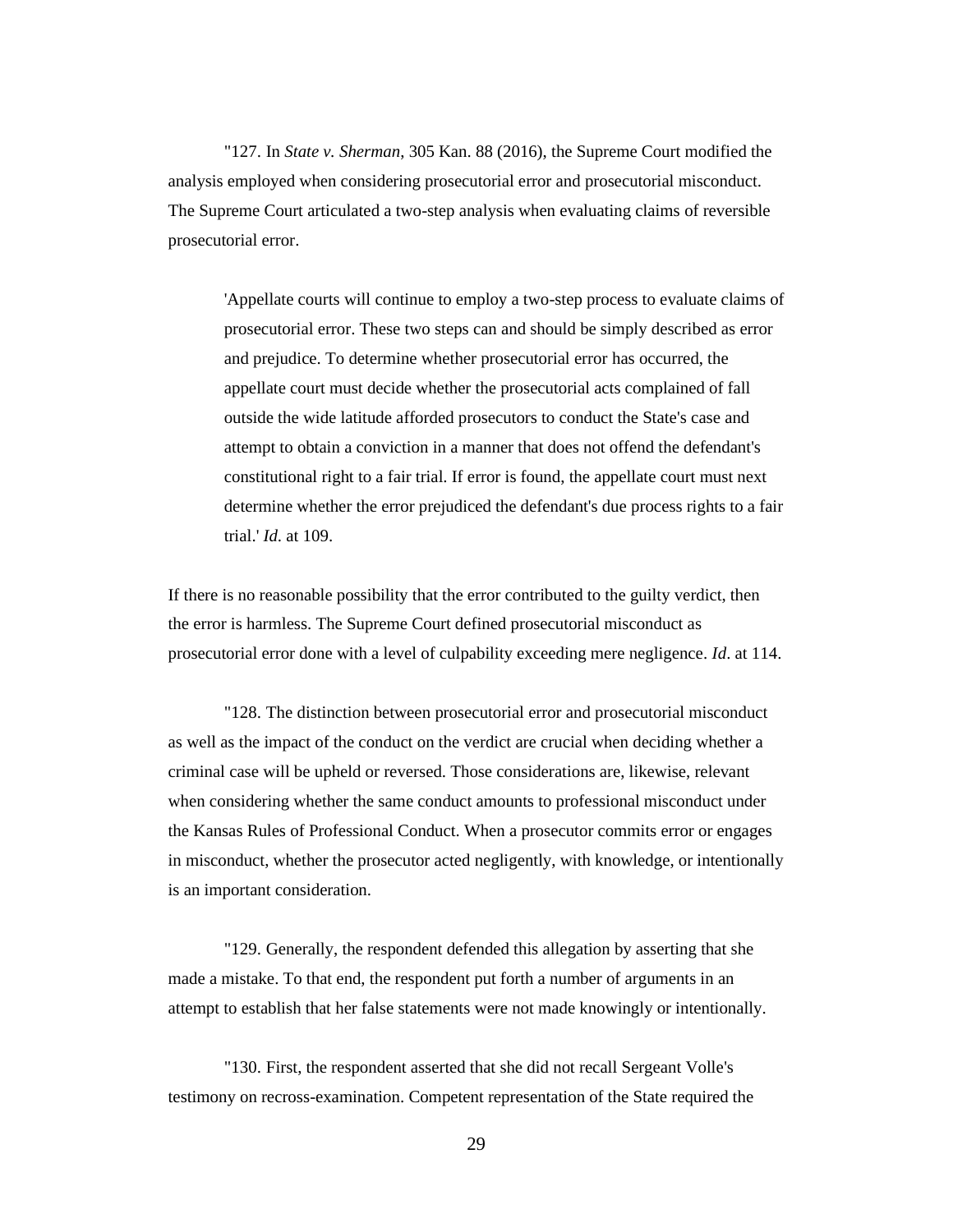"127. In *State v. Sherman*, 305 Kan. 88 (2016), the Supreme Court modified the analysis employed when considering prosecutorial error and prosecutorial misconduct. The Supreme Court articulated a two-step analysis when evaluating claims of reversible prosecutorial error.

> 'Appellate courts will continue to employ a two-step process to evaluate claims of prosecutorial error. These two steps can and should be simply described as error and prejudice. To determine whether prosecutorial error has occurred, the appellate court must decide whether the prosecutorial acts complained of fall outside the wide latitude afforded prosecutors to conduct the State's case and attempt to obtain a conviction in a manner that does not offend the defendant's constitutional right to a fair trial. If error is found, the appellate court must next determine whether the error prejudiced the defendant's due process rights to a fair trial.' *Id.* at 109.

If there is no reasonable possibility that the error contributed to the guilty verdict, then the error is harmless. The Supreme Court defined prosecutorial misconduct as prosecutorial error done with a level of culpability exceeding mere negligence. *Id*. at 114.

"128. The distinction between prosecutorial error and prosecutorial misconduct as well as the impact of the conduct on the verdict are crucial when deciding whether a criminal case will be upheld or reversed. Those considerations are, likewise, relevant when considering whether the same conduct amounts to professional misconduct under the Kansas Rules of Professional Conduct. When a prosecutor commits error or engages in misconduct, whether the prosecutor acted negligently, with knowledge, or intentionally is an important consideration.

"129. Generally, the respondent defended this allegation by asserting that she made a mistake. To that end, the respondent put forth a number of arguments in an attempt to establish that her false statements were not made knowingly or intentionally.

"130. First, the respondent asserted that she did not recall Sergeant Volle's testimony on recross-examination. Competent representation of the State required the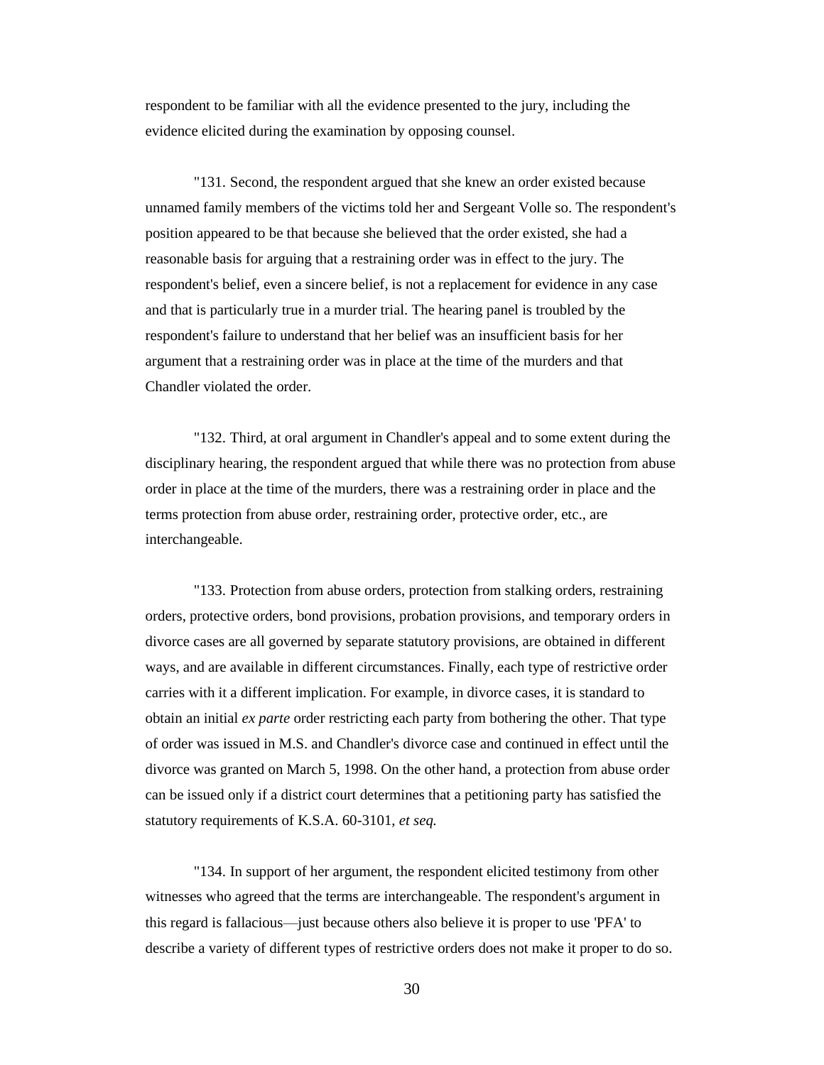respondent to be familiar with all the evidence presented to the jury, including the evidence elicited during the examination by opposing counsel.

"131. Second, the respondent argued that she knew an order existed because unnamed family members of the victims told her and Sergeant Volle so. The respondent's position appeared to be that because she believed that the order existed, she had a reasonable basis for arguing that a restraining order was in effect to the jury. The respondent's belief, even a sincere belief, is not a replacement for evidence in any case and that is particularly true in a murder trial. The hearing panel is troubled by the respondent's failure to understand that her belief was an insufficient basis for her argument that a restraining order was in place at the time of the murders and that Chandler violated the order.

"132. Third, at oral argument in Chandler's appeal and to some extent during the disciplinary hearing, the respondent argued that while there was no protection from abuse order in place at the time of the murders, there was a restraining order in place and the terms protection from abuse order, restraining order, protective order, etc., are interchangeable.

"133. Protection from abuse orders, protection from stalking orders, restraining orders, protective orders, bond provisions, probation provisions, and temporary orders in divorce cases are all governed by separate statutory provisions, are obtained in different ways, and are available in different circumstances. Finally, each type of restrictive order carries with it a different implication. For example, in divorce cases, it is standard to obtain an initial *ex parte* order restricting each party from bothering the other. That type of order was issued in M.S. and Chandler's divorce case and continued in effect until the divorce was granted on March 5, 1998. On the other hand, a protection from abuse order can be issued only if a district court determines that a petitioning party has satisfied the statutory requirements of K.S.A. 60-3101, *et seq.*

"134. In support of her argument, the respondent elicited testimony from other witnesses who agreed that the terms are interchangeable. The respondent's argument in this regard is fallacious—just because others also believe it is proper to use 'PFA' to describe a variety of different types of restrictive orders does not make it proper to do so.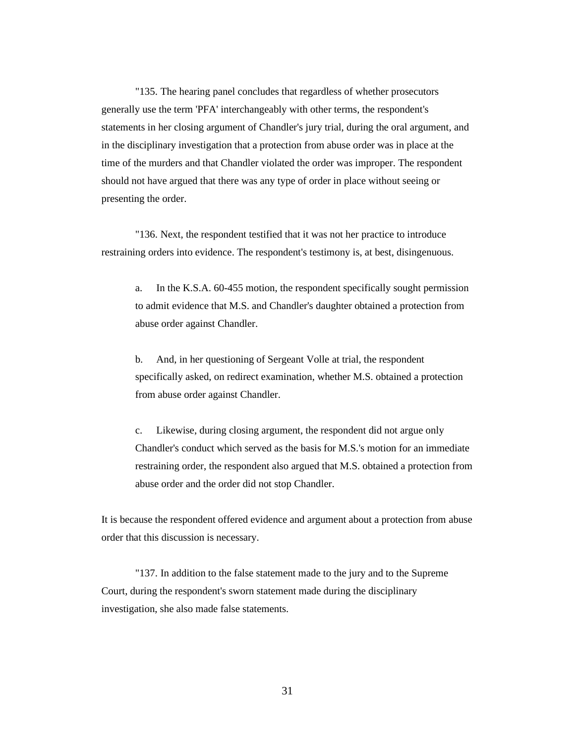"135. The hearing panel concludes that regardless of whether prosecutors generally use the term 'PFA' interchangeably with other terms, the respondent's statements in her closing argument of Chandler's jury trial, during the oral argument, and in the disciplinary investigation that a protection from abuse order was in place at the time of the murders and that Chandler violated the order was improper. The respondent should not have argued that there was any type of order in place without seeing or presenting the order.

"136. Next, the respondent testified that it was not her practice to introduce restraining orders into evidence. The respondent's testimony is, at best, disingenuous.

> a. In the K.S.A. 60-455 motion, the respondent specifically sought permission to admit evidence that M.S. and Chandler's daughter obtained a protection from abuse order against Chandler.
>
> b. And, in her questioning of Sergeant Volle at trial, the respondent specifically asked, on redirect examination, whether M.S. obtained a protection from abuse order against Chandler.
>
> c. Likewise, during closing argument, the respondent did not argue only Chandler's conduct which served as the basis for M.S.'s motion for an immediate restraining order, the respondent also argued that M.S. obtained a protection from abuse order and the order did not stop Chandler.

It is because the respondent offered evidence and argument about a protection from abuse order that this discussion is necessary.

"137. In addition to the false statement made to the jury and to the Supreme Court, during the respondent's sworn statement made during the disciplinary investigation, she also made false statements.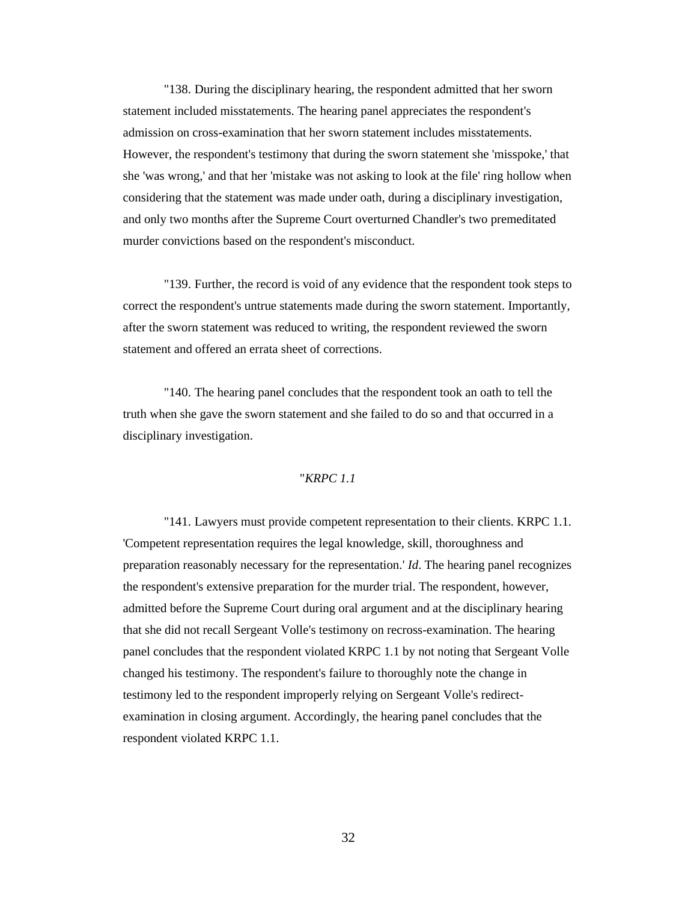"138. During the disciplinary hearing, the respondent admitted that her sworn statement included misstatements. The hearing panel appreciates the respondent's admission on cross-examination that her sworn statement includes misstatements. However, the respondent's testimony that during the sworn statement she 'misspoke,' that she 'was wrong,' and that her 'mistake was not asking to look at the file' ring hollow when considering that the statement was made under oath, during a disciplinary investigation, and only two months after the Supreme Court overturned Chandler's two premeditated murder convictions based on the respondent's misconduct.

"139. Further, the record is void of any evidence that the respondent took steps to correct the respondent's untrue statements made during the sworn statement. Importantly, after the sworn statement was reduced to writing, the respondent reviewed the sworn statement and offered an errata sheet of corrections.

"140. The hearing panel concludes that the respondent took an oath to tell the truth when she gave the sworn statement and she failed to do so and that occurred in a disciplinary investigation.

"*KRPC 1.1*

"141. Lawyers must provide competent representation to their clients. KRPC 1.1. 'Competent representation requires the legal knowledge, skill, thoroughness and preparation reasonably necessary for the representation.' *Id*. The hearing panel recognizes the respondent's extensive preparation for the murder trial. The respondent, however, admitted before the Supreme Court during oral argument and at the disciplinary hearing that she did not recall Sergeant Volle's testimony on recross-examination. The hearing panel concludes that the respondent violated KRPC 1.1 by not noting that Sergeant Volle changed his testimony. The respondent's failure to thoroughly note the change in testimony led to the respondent improperly relying on Sergeant Volle's redirect-examination in closing argument. Accordingly, the hearing panel concludes that the respondent violated KRPC 1.1.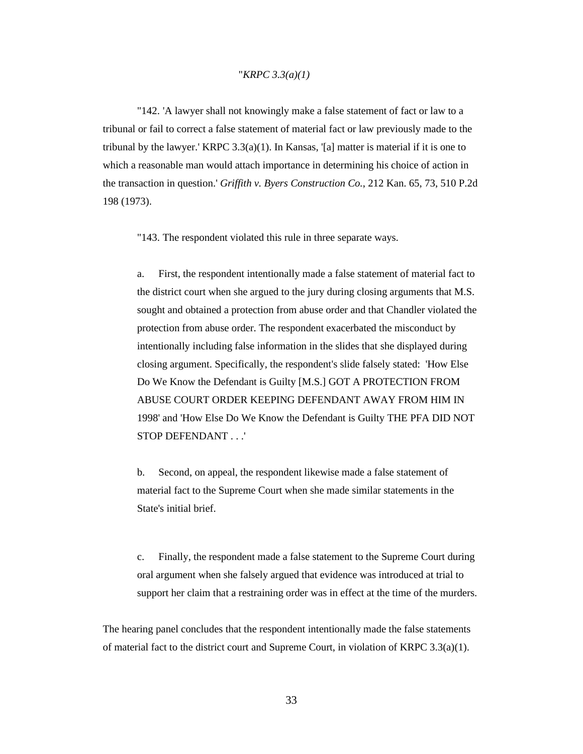"*KRPC 3.3(a)(1)*

"142. 'A lawyer shall not knowingly make a false statement of fact or law to a tribunal or fail to correct a false statement of material fact or law previously made to the tribunal by the lawyer.' KRPC 3.3(a)(1). In Kansas, '[a] matter is material if it is one to which a reasonable man would attach importance in determining his choice of action in the transaction in question.' *Griffith v. Byers Construction Co.*, 212 Kan. 65, 73, 510 P.2d 198 (1973).

"143. The respondent violated this rule in three separate ways.

a. First, the respondent intentionally made a false statement of material fact to the district court when she argued to the jury during closing arguments that M.S. sought and obtained a protection from abuse order and that Chandler violated the protection from abuse order. The respondent exacerbated the misconduct by intentionally including false information in the slides that she displayed during closing argument. Specifically, the respondent's slide falsely stated: 'How Else Do We Know the Defendant is Guilty [M.S.] GOT A PROTECTION FROM ABUSE COURT ORDER KEEPING DEFENDANT AWAY FROM HIM IN 1998' and 'How Else Do We Know the Defendant is Guilty THE PFA DID NOT STOP DEFENDANT . . .'

b. Second, on appeal, the respondent likewise made a false statement of material fact to the Supreme Court when she made similar statements in the State's initial brief.

c. Finally, the respondent made a false statement to the Supreme Court during oral argument when she falsely argued that evidence was introduced at trial to support her claim that a restraining order was in effect at the time of the murders.

The hearing panel concludes that the respondent intentionally made the false statements of material fact to the district court and Supreme Court, in violation of KRPC 3.3(a)(1).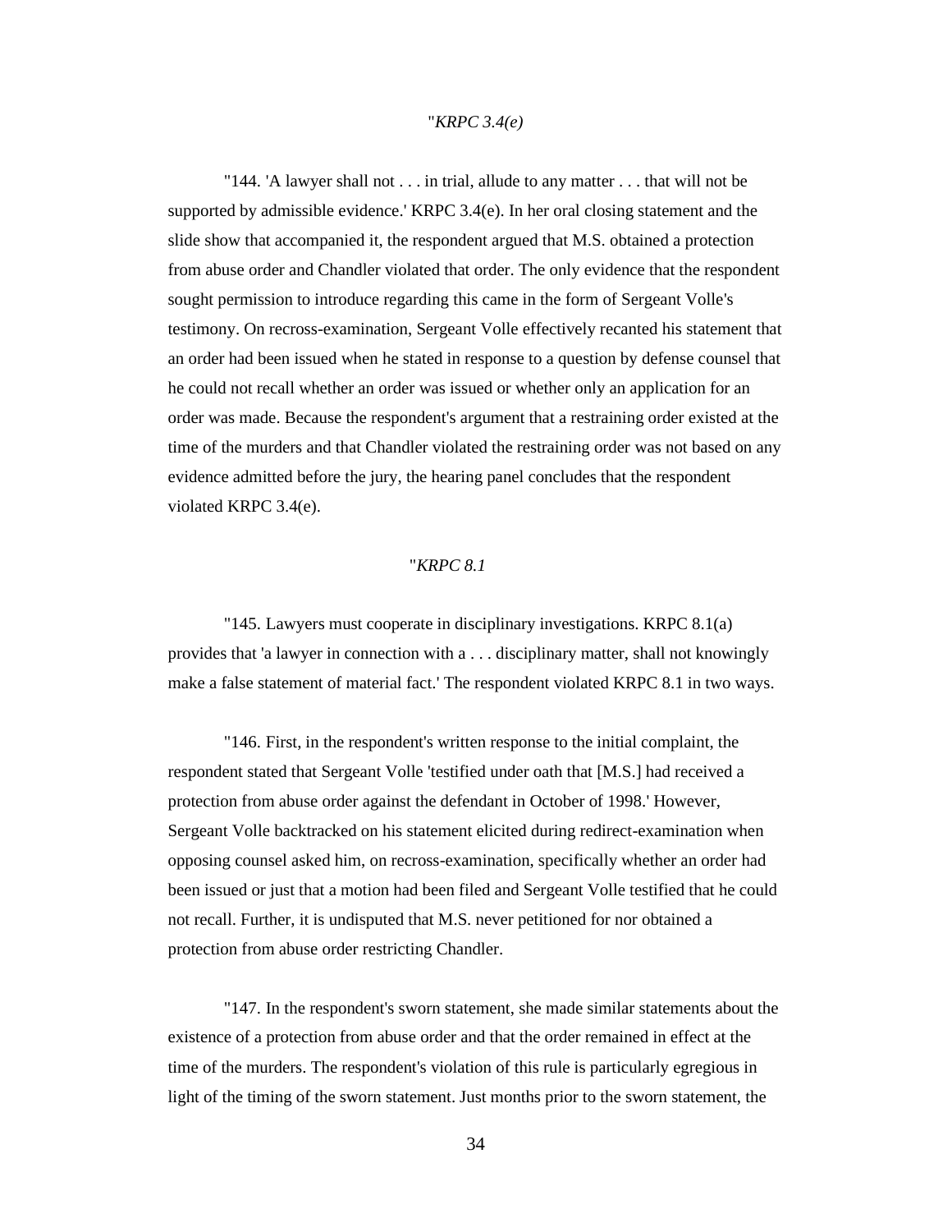"*KRPC 3.4(e)*

"144. 'A lawyer shall not . . . in trial, allude to any matter . . . that will not be supported by admissible evidence.' KRPC 3.4(e). In her oral closing statement and the slide show that accompanied it, the respondent argued that M.S. obtained a protection from abuse order and Chandler violated that order. The only evidence that the respondent sought permission to introduce regarding this came in the form of Sergeant Volle's testimony. On recross-examination, Sergeant Volle effectively recanted his statement that an order had been issued when he stated in response to a question by defense counsel that he could not recall whether an order was issued or whether only an application for an order was made. Because the respondent's argument that a restraining order existed at the time of the murders and that Chandler violated the restraining order was not based on any evidence admitted before the jury, the hearing panel concludes that the respondent violated KRPC 3.4(e).

"*KRPC 8.1*

"145. Lawyers must cooperate in disciplinary investigations. KRPC 8.1(a) provides that 'a lawyer in connection with a . . . disciplinary matter, shall not knowingly make a false statement of material fact.' The respondent violated KRPC 8.1 in two ways.

"146. First, in the respondent's written response to the initial complaint, the respondent stated that Sergeant Volle 'testified under oath that [M.S.] had received a protection from abuse order against the defendant in October of 1998.' However, Sergeant Volle backtracked on his statement elicited during redirect-examination when opposing counsel asked him, on recross-examination, specifically whether an order had been issued or just that a motion had been filed and Sergeant Volle testified that he could not recall. Further, it is undisputed that M.S. never petitioned for nor obtained a protection from abuse order restricting Chandler.

"147. In the respondent's sworn statement, she made similar statements about the existence of a protection from abuse order and that the order remained in effect at the time of the murders. The respondent's violation of this rule is particularly egregious in light of the timing of the sworn statement. Just months prior to the sworn statement, the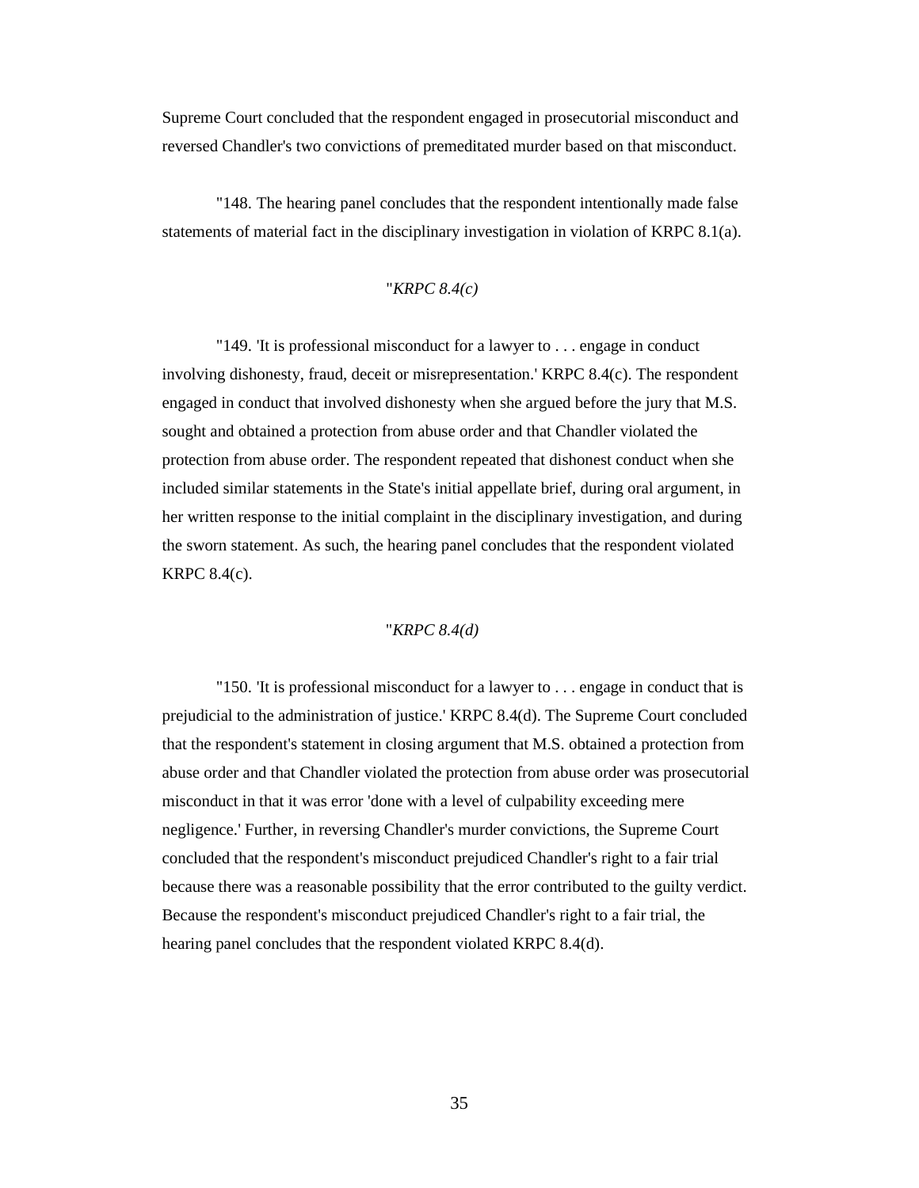Supreme Court concluded that the respondent engaged in prosecutorial misconduct and reversed Chandler's two convictions of premeditated murder based on that misconduct.

"148. The hearing panel concludes that the respondent intentionally made false statements of material fact in the disciplinary investigation in violation of KRPC 8.1(a).

"*KRPC 8.4(c)*

"149. 'It is professional misconduct for a lawyer to . . . engage in conduct involving dishonesty, fraud, deceit or misrepresentation.' KRPC 8.4(c). The respondent engaged in conduct that involved dishonesty when she argued before the jury that M.S. sought and obtained a protection from abuse order and that Chandler violated the protection from abuse order. The respondent repeated that dishonest conduct when she included similar statements in the State's initial appellate brief, during oral argument, in her written response to the initial complaint in the disciplinary investigation, and during the sworn statement. As such, the hearing panel concludes that the respondent violated KRPC 8.4(c).

"*KRPC 8.4(d)*

"150. 'It is professional misconduct for a lawyer to . . . engage in conduct that is prejudicial to the administration of justice.' KRPC 8.4(d). The Supreme Court concluded that the respondent's statement in closing argument that M.S. obtained a protection from abuse order and that Chandler violated the protection from abuse order was prosecutorial misconduct in that it was error 'done with a level of culpability exceeding mere negligence.' Further, in reversing Chandler's murder convictions, the Supreme Court concluded that the respondent's misconduct prejudiced Chandler's right to a fair trial because there was a reasonable possibility that the error contributed to the guilty verdict. Because the respondent's misconduct prejudiced Chandler's right to a fair trial, the hearing panel concludes that the respondent violated KRPC 8.4(d).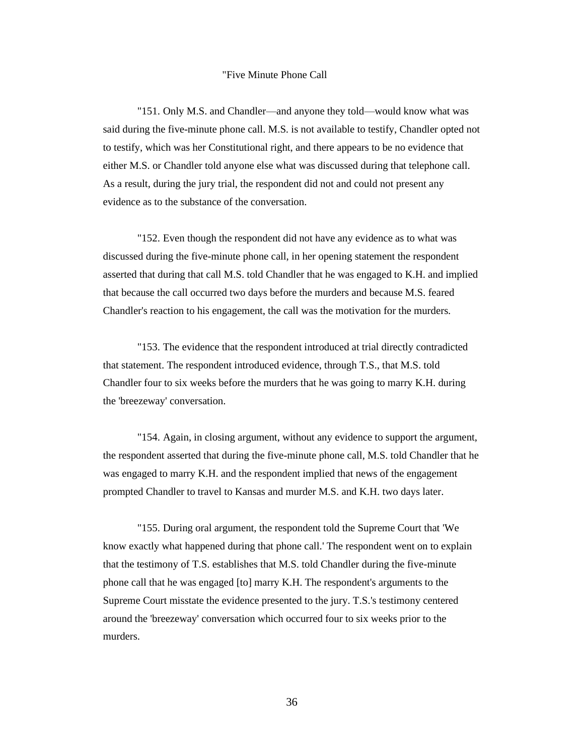"Five Minute Phone Call

"151. Only M.S. and Chandler—and anyone they told—would know what was said during the five-minute phone call. M.S. is not available to testify, Chandler opted not to testify, which was her Constitutional right, and there appears to be no evidence that either M.S. or Chandler told anyone else what was discussed during that telephone call. As a result, during the jury trial, the respondent did not and could not present any evidence as to the substance of the conversation.

"152. Even though the respondent did not have any evidence as to what was discussed during the five-minute phone call, in her opening statement the respondent asserted that during that call M.S. told Chandler that he was engaged to K.H. and implied that because the call occurred two days before the murders and because M.S. feared Chandler's reaction to his engagement, the call was the motivation for the murders.

"153. The evidence that the respondent introduced at trial directly contradicted that statement. The respondent introduced evidence, through T.S., that M.S. told Chandler four to six weeks before the murders that he was going to marry K.H. during the 'breezeway' conversation.

"154. Again, in closing argument, without any evidence to support the argument, the respondent asserted that during the five-minute phone call, M.S. told Chandler that he was engaged to marry K.H. and the respondent implied that news of the engagement prompted Chandler to travel to Kansas and murder M.S. and K.H. two days later.

"155. During oral argument, the respondent told the Supreme Court that 'We know exactly what happened during that phone call.' The respondent went on to explain that the testimony of T.S. establishes that M.S. told Chandler during the five-minute phone call that he was engaged [to] marry K.H. The respondent's arguments to the Supreme Court misstate the evidence presented to the jury. T.S.'s testimony centered around the 'breezeway' conversation which occurred four to six weeks prior to the murders.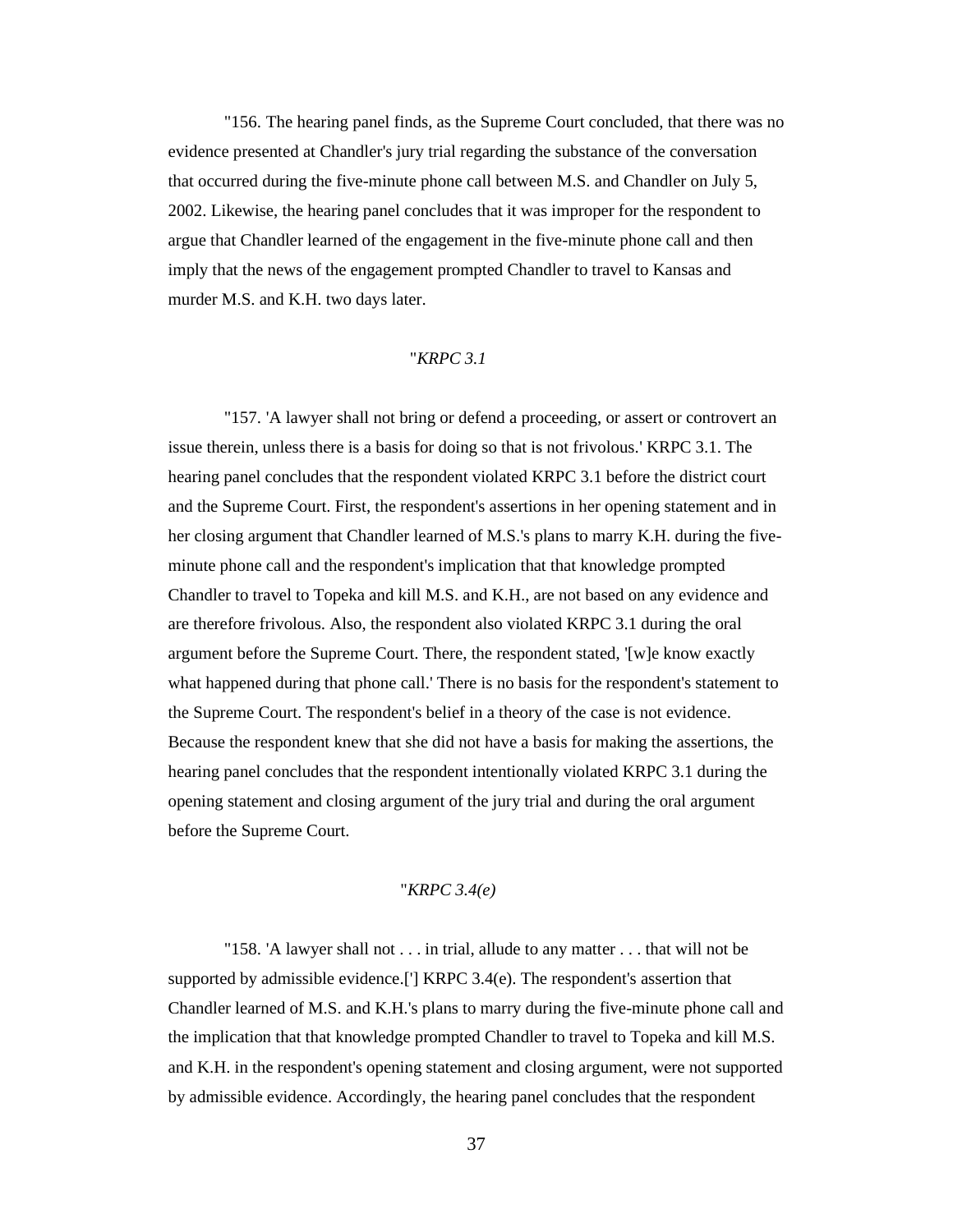"156. The hearing panel finds, as the Supreme Court concluded, that there was no evidence presented at Chandler's jury trial regarding the substance of the conversation that occurred during the five-minute phone call between M.S. and Chandler on July 5, 2002. Likewise, the hearing panel concludes that it was improper for the respondent to argue that Chandler learned of the engagement in the five-minute phone call and then imply that the news of the engagement prompted Chandler to travel to Kansas and murder M.S. and K.H. two days later.

"*KRPC 3.1*

"157. 'A lawyer shall not bring or defend a proceeding, or assert or controvert an issue therein, unless there is a basis for doing so that is not frivolous.' KRPC 3.1. The hearing panel concludes that the respondent violated KRPC 3.1 before the district court and the Supreme Court. First, the respondent's assertions in her opening statement and in her closing argument that Chandler learned of M.S.'s plans to marry K.H. during the five-minute phone call and the respondent's implication that that knowledge prompted Chandler to travel to Topeka and kill M.S. and K.H., are not based on any evidence and are therefore frivolous. Also, the respondent also violated KRPC 3.1 during the oral argument before the Supreme Court. There, the respondent stated, '[w]e know exactly what happened during that phone call.' There is no basis for the respondent's statement to the Supreme Court. The respondent's belief in a theory of the case is not evidence. Because the respondent knew that she did not have a basis for making the assertions, the hearing panel concludes that the respondent intentionally violated KRPC 3.1 during the opening statement and closing argument of the jury trial and during the oral argument before the Supreme Court.

"*KRPC 3.4(e)*

"158. 'A lawyer shall not . . . in trial, allude to any matter . . . that will not be supported by admissible evidence.['] KRPC 3.4(e). The respondent's assertion that Chandler learned of M.S. and K.H.'s plans to marry during the five-minute phone call and the implication that that knowledge prompted Chandler to travel to Topeka and kill M.S. and K.H. in the respondent's opening statement and closing argument, were not supported by admissible evidence. Accordingly, the hearing panel concludes that the respondent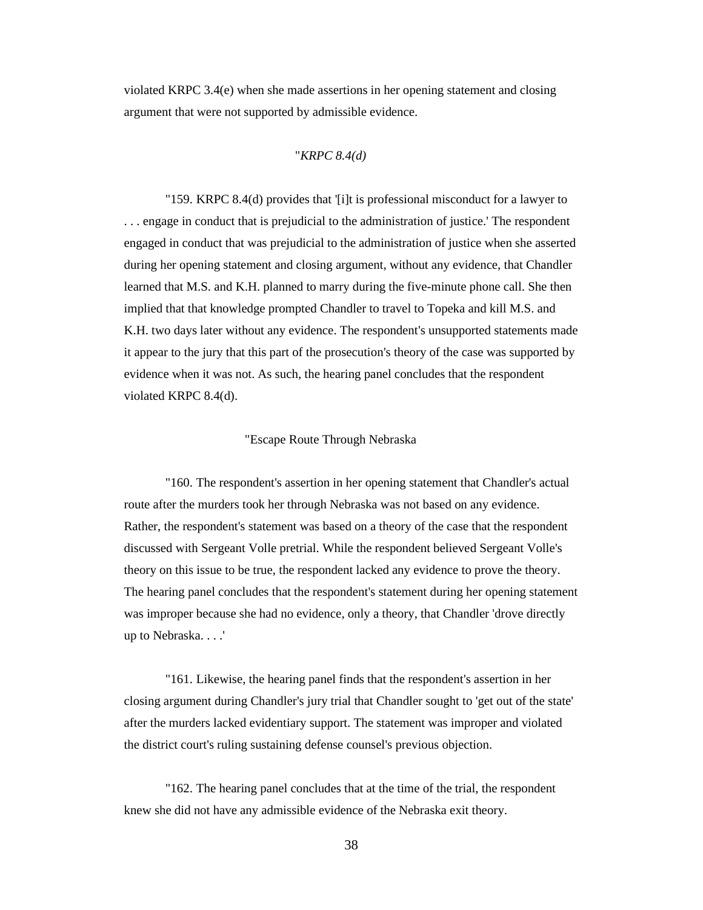violated KRPC 3.4(e) when she made assertions in her opening statement and closing argument that were not supported by admissible evidence.

"*KRPC 8.4(d)*

"159. KRPC 8.4(d) provides that '[i]t is professional misconduct for a lawyer to . . . engage in conduct that is prejudicial to the administration of justice.' The respondent engaged in conduct that was prejudicial to the administration of justice when she asserted during her opening statement and closing argument, without any evidence, that Chandler learned that M.S. and K.H. planned to marry during the five-minute phone call. She then implied that that knowledge prompted Chandler to travel to Topeka and kill M.S. and K.H. two days later without any evidence. The respondent's unsupported statements made it appear to the jury that this part of the prosecution's theory of the case was supported by evidence when it was not. As such, the hearing panel concludes that the respondent violated KRPC 8.4(d).

"Escape Route Through Nebraska

"160. The respondent's assertion in her opening statement that Chandler's actual route after the murders took her through Nebraska was not based on any evidence. Rather, the respondent's statement was based on a theory of the case that the respondent discussed with Sergeant Volle pretrial. While the respondent believed Sergeant Volle's theory on this issue to be true, the respondent lacked any evidence to prove the theory. The hearing panel concludes that the respondent's statement during her opening statement was improper because she had no evidence, only a theory, that Chandler 'drove directly up to Nebraska. . . .'

"161. Likewise, the hearing panel finds that the respondent's assertion in her closing argument during Chandler's jury trial that Chandler sought to 'get out of the state' after the murders lacked evidentiary support. The statement was improper and violated the district court's ruling sustaining defense counsel's previous objection.

"162. The hearing panel concludes that at the time of the trial, the respondent knew she did not have any admissible evidence of the Nebraska exit theory.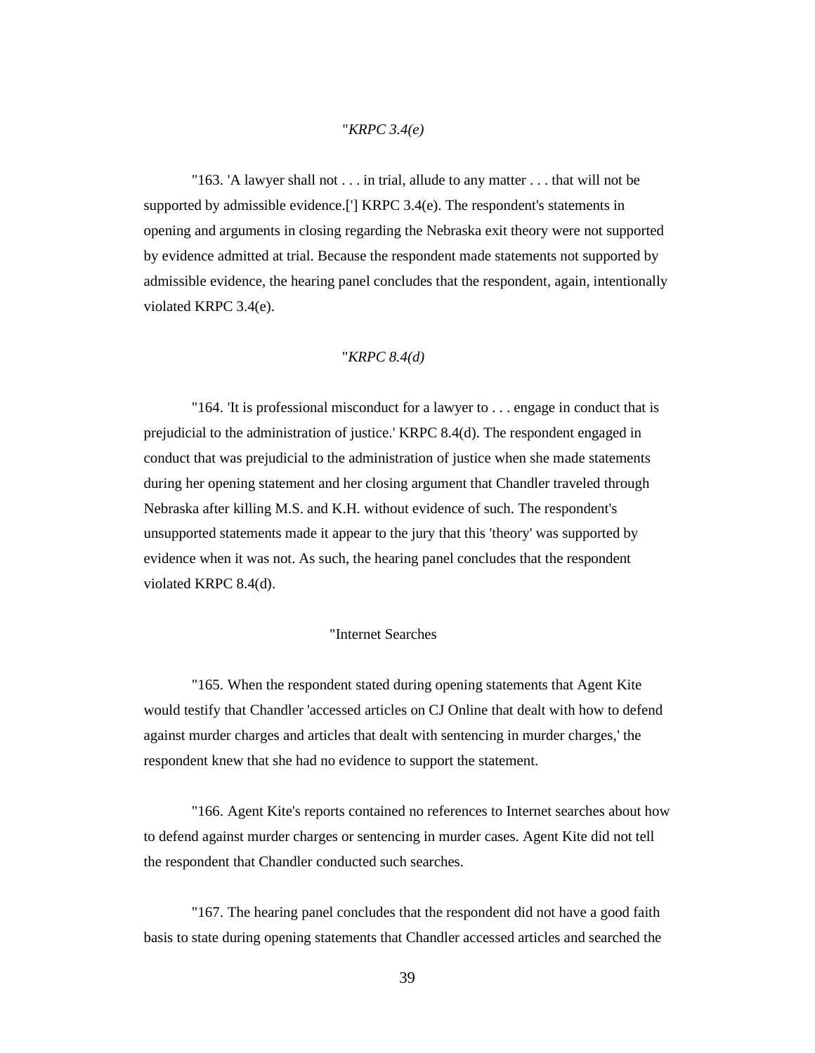"*KRPC 3.4(e)*

"163. 'A lawyer shall not . . . in trial, allude to any matter . . . that will not be supported by admissible evidence.['] KRPC 3.4(e). The respondent's statements in opening and arguments in closing regarding the Nebraska exit theory were not supported by evidence admitted at trial. Because the respondent made statements not supported by admissible evidence, the hearing panel concludes that the respondent, again, intentionally violated KRPC 3.4(e).

"*KRPC 8.4(d)*

"164. 'It is professional misconduct for a lawyer to . . . engage in conduct that is prejudicial to the administration of justice.' KRPC 8.4(d). The respondent engaged in conduct that was prejudicial to the administration of justice when she made statements during her opening statement and her closing argument that Chandler traveled through Nebraska after killing M.S. and K.H. without evidence of such. The respondent's unsupported statements made it appear to the jury that this 'theory' was supported by evidence when it was not. As such, the hearing panel concludes that the respondent violated KRPC 8.4(d).

"Internet Searches

"165. When the respondent stated during opening statements that Agent Kite would testify that Chandler 'accessed articles on CJ Online that dealt with how to defend against murder charges and articles that dealt with sentencing in murder charges,' the respondent knew that she had no evidence to support the statement.

"166. Agent Kite's reports contained no references to Internet searches about how to defend against murder charges or sentencing in murder cases. Agent Kite did not tell the respondent that Chandler conducted such searches.

"167. The hearing panel concludes that the respondent did not have a good faith basis to state during opening statements that Chandler accessed articles and searched the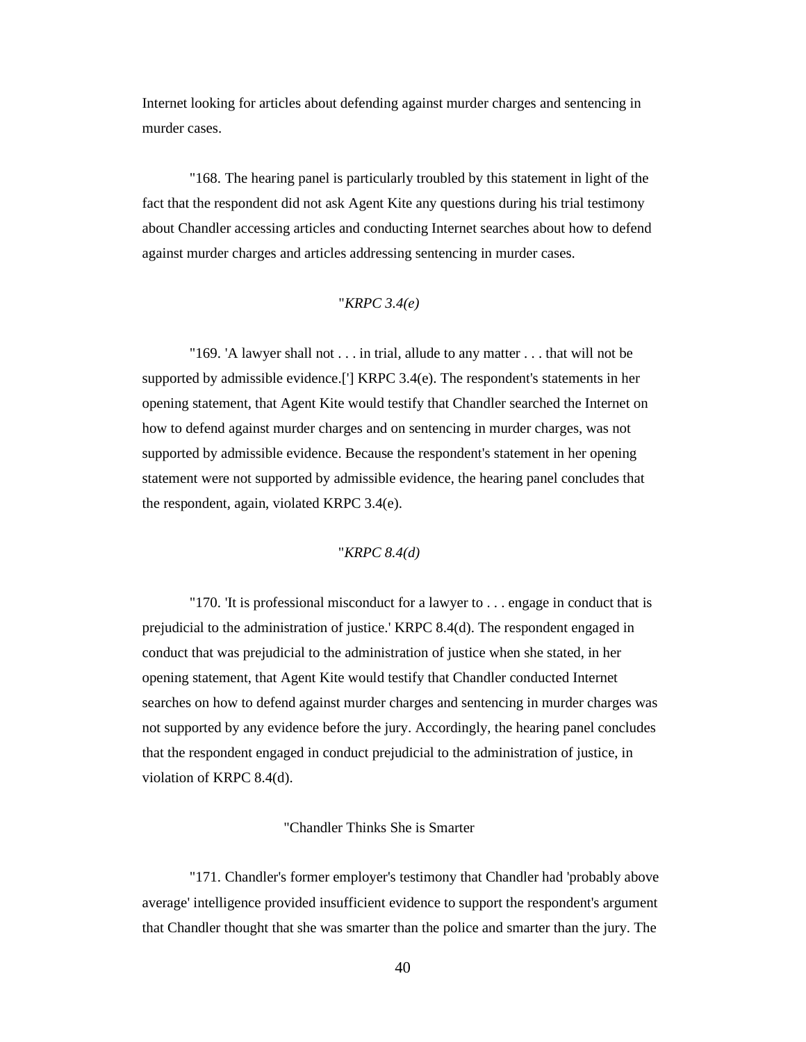Internet looking for articles about defending against murder charges and sentencing in murder cases.

"168. The hearing panel is particularly troubled by this statement in light of the fact that the respondent did not ask Agent Kite any questions during his trial testimony about Chandler accessing articles and conducting Internet searches about how to defend against murder charges and articles addressing sentencing in murder cases.

"*KRPC 3.4(e)*

"169. 'A lawyer shall not . . . in trial, allude to any matter . . . that will not be supported by admissible evidence.['] KRPC 3.4(e). The respondent's statements in her opening statement, that Agent Kite would testify that Chandler searched the Internet on how to defend against murder charges and on sentencing in murder charges, was not supported by admissible evidence. Because the respondent's statement in her opening statement were not supported by admissible evidence, the hearing panel concludes that the respondent, again, violated KRPC 3.4(e).

"*KRPC 8.4(d)*

"170. 'It is professional misconduct for a lawyer to . . . engage in conduct that is prejudicial to the administration of justice.' KRPC 8.4(d). The respondent engaged in conduct that was prejudicial to the administration of justice when she stated, in her opening statement, that Agent Kite would testify that Chandler conducted Internet searches on how to defend against murder charges and sentencing in murder charges was not supported by any evidence before the jury. Accordingly, the hearing panel concludes that the respondent engaged in conduct prejudicial to the administration of justice, in violation of KRPC 8.4(d).

"Chandler Thinks She is Smarter

"171. Chandler's former employer's testimony that Chandler had 'probably above average' intelligence provided insufficient evidence to support the respondent's argument that Chandler thought that she was smarter than the police and smarter than the jury. The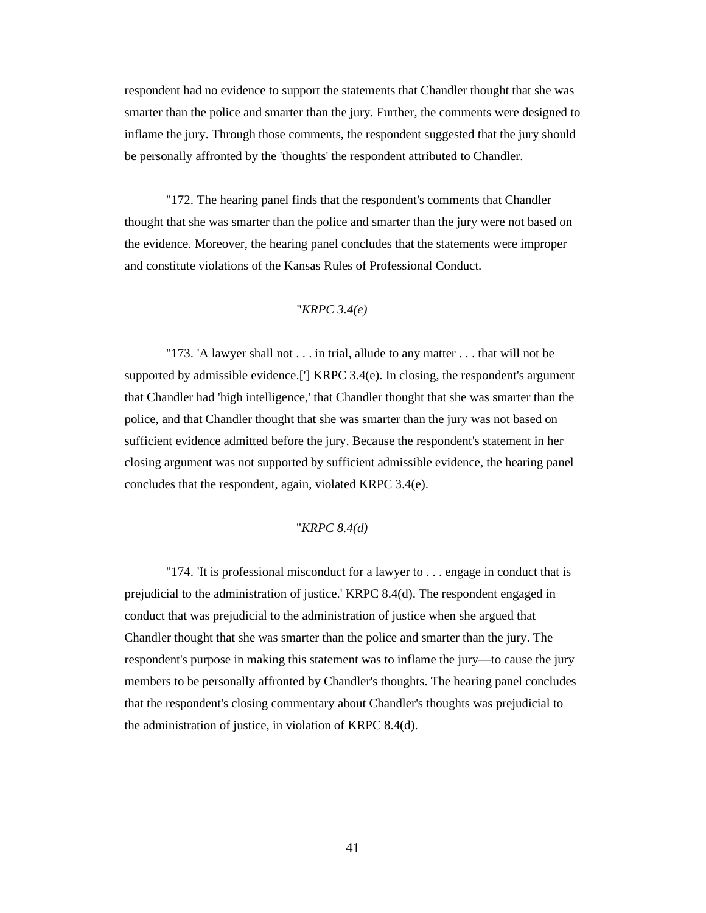respondent had no evidence to support the statements that Chandler thought that she was smarter than the police and smarter than the jury. Further, the comments were designed to inflame the jury. Through those comments, the respondent suggested that the jury should be personally affronted by the 'thoughts' the respondent attributed to Chandler.

"172. The hearing panel finds that the respondent's comments that Chandler thought that she was smarter than the police and smarter than the jury were not based on the evidence. Moreover, the hearing panel concludes that the statements were improper and constitute violations of the Kansas Rules of Professional Conduct.

"*KRPC 3.4(e)*

"173. 'A lawyer shall not . . . in trial, allude to any matter . . . that will not be supported by admissible evidence.['] KRPC 3.4(e). In closing, the respondent's argument that Chandler had 'high intelligence,' that Chandler thought that she was smarter than the police, and that Chandler thought that she was smarter than the jury was not based on sufficient evidence admitted before the jury. Because the respondent's statement in her closing argument was not supported by sufficient admissible evidence, the hearing panel concludes that the respondent, again, violated KRPC 3.4(e).

"*KRPC 8.4(d)*

"174. 'It is professional misconduct for a lawyer to . . . engage in conduct that is prejudicial to the administration of justice.' KRPC 8.4(d). The respondent engaged in conduct that was prejudicial to the administration of justice when she argued that Chandler thought that she was smarter than the police and smarter than the jury. The respondent's purpose in making this statement was to inflame the jury—to cause the jury members to be personally affronted by Chandler's thoughts. The hearing panel concludes that the respondent's closing commentary about Chandler's thoughts was prejudicial to the administration of justice, in violation of KRPC 8.4(d).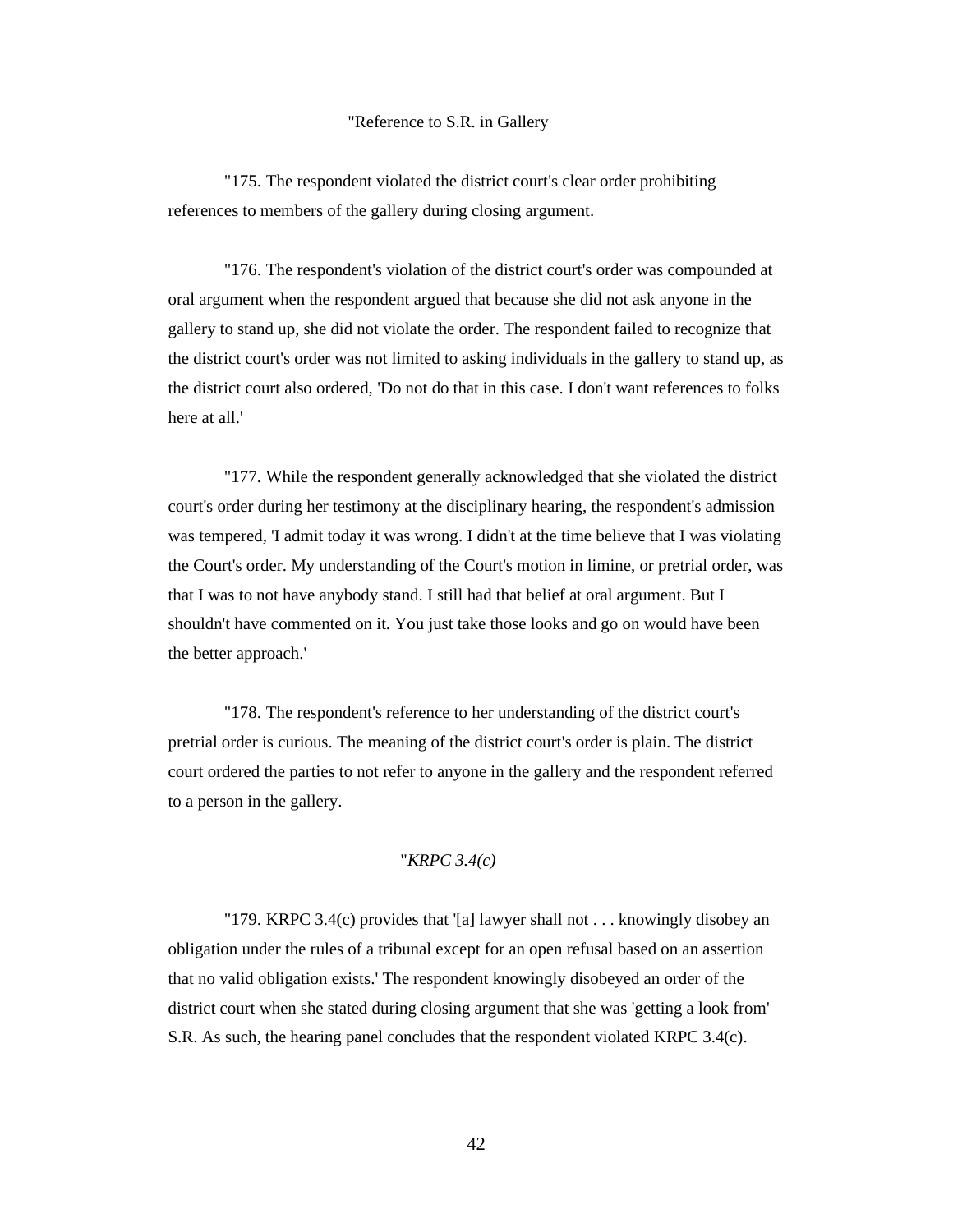"Reference to S.R. in Gallery

"175. The respondent violated the district court's clear order prohibiting references to members of the gallery during closing argument.

"176. The respondent's violation of the district court's order was compounded at oral argument when the respondent argued that because she did not ask anyone in the gallery to stand up, she did not violate the order. The respondent failed to recognize that the district court's order was not limited to asking individuals in the gallery to stand up, as the district court also ordered, 'Do not do that in this case. I don't want references to folks here at all.'

"177. While the respondent generally acknowledged that she violated the district court's order during her testimony at the disciplinary hearing, the respondent's admission was tempered, 'I admit today it was wrong. I didn't at the time believe that I was violating the Court's order. My understanding of the Court's motion in limine, or pretrial order, was that I was to not have anybody stand. I still had that belief at oral argument. But I shouldn't have commented on it. You just take those looks and go on would have been the better approach.'

"178. The respondent's reference to her understanding of the district court's pretrial order is curious. The meaning of the district court's order is plain. The district court ordered the parties to not refer to anyone in the gallery and the respondent referred to a person in the gallery.

"*KRPC 3.4(c)*

"179. KRPC 3.4(c) provides that '[a] lawyer shall not . . . knowingly disobey an obligation under the rules of a tribunal except for an open refusal based on an assertion that no valid obligation exists.' The respondent knowingly disobeyed an order of the district court when she stated during closing argument that she was 'getting a look from' S.R. As such, the hearing panel concludes that the respondent violated KRPC 3.4(c).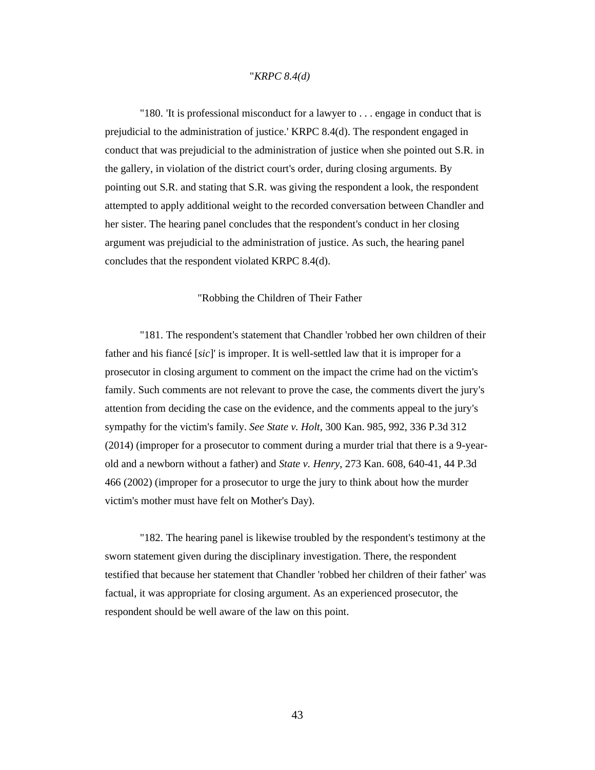"*KRPC 8.4(d)*

"180. 'It is professional misconduct for a lawyer to . . . engage in conduct that is prejudicial to the administration of justice.' KRPC 8.4(d). The respondent engaged in conduct that was prejudicial to the administration of justice when she pointed out S.R. in the gallery, in violation of the district court's order, during closing arguments. By pointing out S.R. and stating that S.R. was giving the respondent a look, the respondent attempted to apply additional weight to the recorded conversation between Chandler and her sister. The hearing panel concludes that the respondent's conduct in her closing argument was prejudicial to the administration of justice. As such, the hearing panel concludes that the respondent violated KRPC 8.4(d).

"Robbing the Children of Their Father

"181. The respondent's statement that Chandler 'robbed her own children of their father and his fiancé [*sic*]' is improper. It is well-settled law that it is improper for a prosecutor in closing argument to comment on the impact the crime had on the victim's family. Such comments are not relevant to prove the case, the comments divert the jury's attention from deciding the case on the evidence, and the comments appeal to the jury's sympathy for the victim's family. *See State v. Holt*, 300 Kan. 985, 992, 336 P.3d 312 (2014) (improper for a prosecutor to comment during a murder trial that there is a 9-year-old and a newborn without a father) and *State v. Henry*, 273 Kan. 608, 640-41, 44 P.3d 466 (2002) (improper for a prosecutor to urge the jury to think about how the murder victim's mother must have felt on Mother's Day).

"182. The hearing panel is likewise troubled by the respondent's testimony at the sworn statement given during the disciplinary investigation. There, the respondent testified that because her statement that Chandler 'robbed her children of their father' was factual, it was appropriate for closing argument. As an experienced prosecutor, the respondent should be well aware of the law on this point.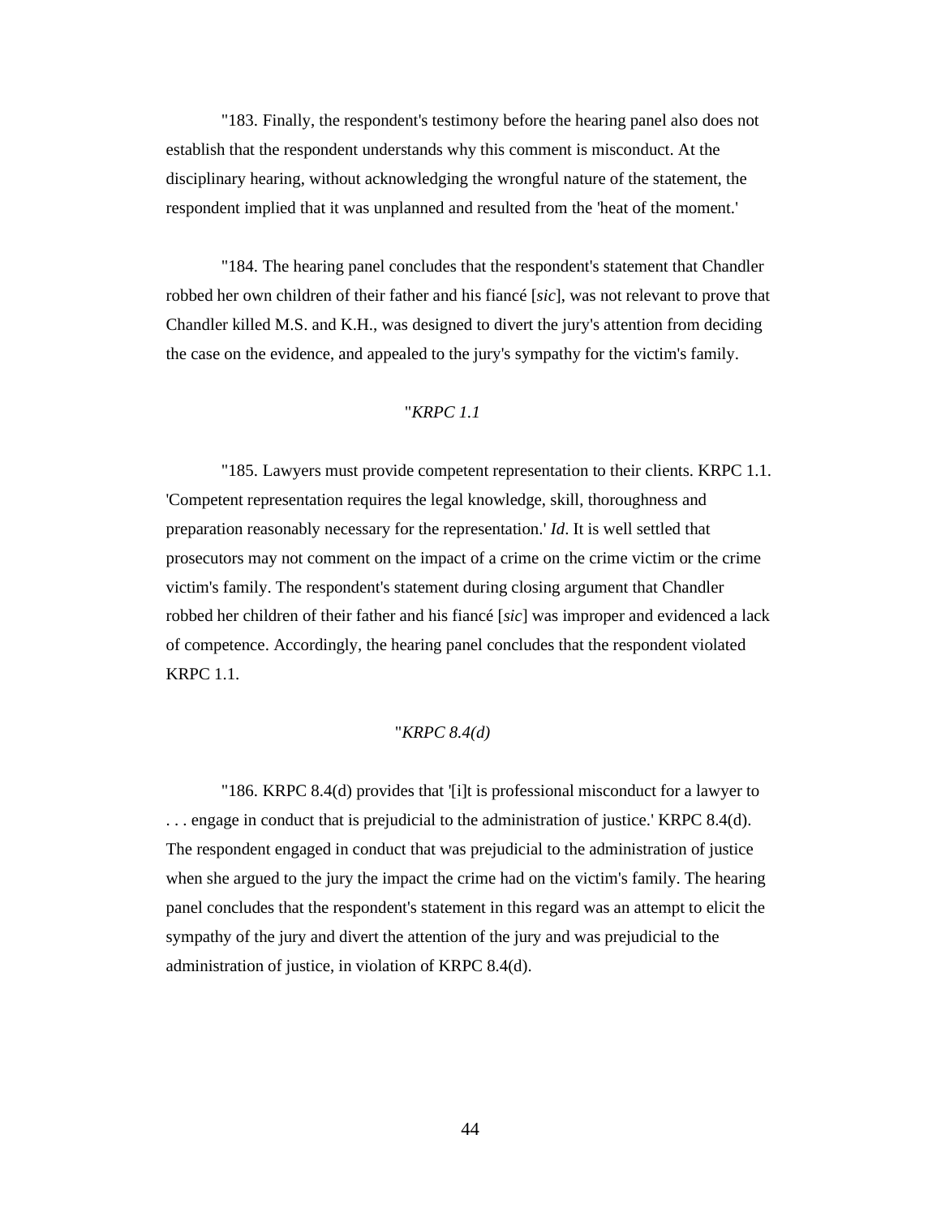"183. Finally, the respondent's testimony before the hearing panel also does not establish that the respondent understands why this comment is misconduct. At the disciplinary hearing, without acknowledging the wrongful nature of the statement, the respondent implied that it was unplanned and resulted from the 'heat of the moment.'

"184. The hearing panel concludes that the respondent's statement that Chandler robbed her own children of their father and his fiancé [*sic*], was not relevant to prove that Chandler killed M.S. and K.H., was designed to divert the jury's attention from deciding the case on the evidence, and appealed to the jury's sympathy for the victim's family.

"*KRPC 1.1*

"185. Lawyers must provide competent representation to their clients. KRPC 1.1. 'Competent representation requires the legal knowledge, skill, thoroughness and preparation reasonably necessary for the representation.' *Id*. It is well settled that prosecutors may not comment on the impact of a crime on the crime victim or the crime victim's family. The respondent's statement during closing argument that Chandler robbed her children of their father and his fiancé [*sic*] was improper and evidenced a lack of competence. Accordingly, the hearing panel concludes that the respondent violated KRPC 1.1.

"*KRPC 8.4(d)*

"186. KRPC 8.4(d) provides that '[i]t is professional misconduct for a lawyer to . . . engage in conduct that is prejudicial to the administration of justice.' KRPC 8.4(d). The respondent engaged in conduct that was prejudicial to the administration of justice when she argued to the jury the impact the crime had on the victim's family. The hearing panel concludes that the respondent's statement in this regard was an attempt to elicit the sympathy of the jury and divert the attention of the jury and was prejudicial to the administration of justice, in violation of KRPC 8.4(d).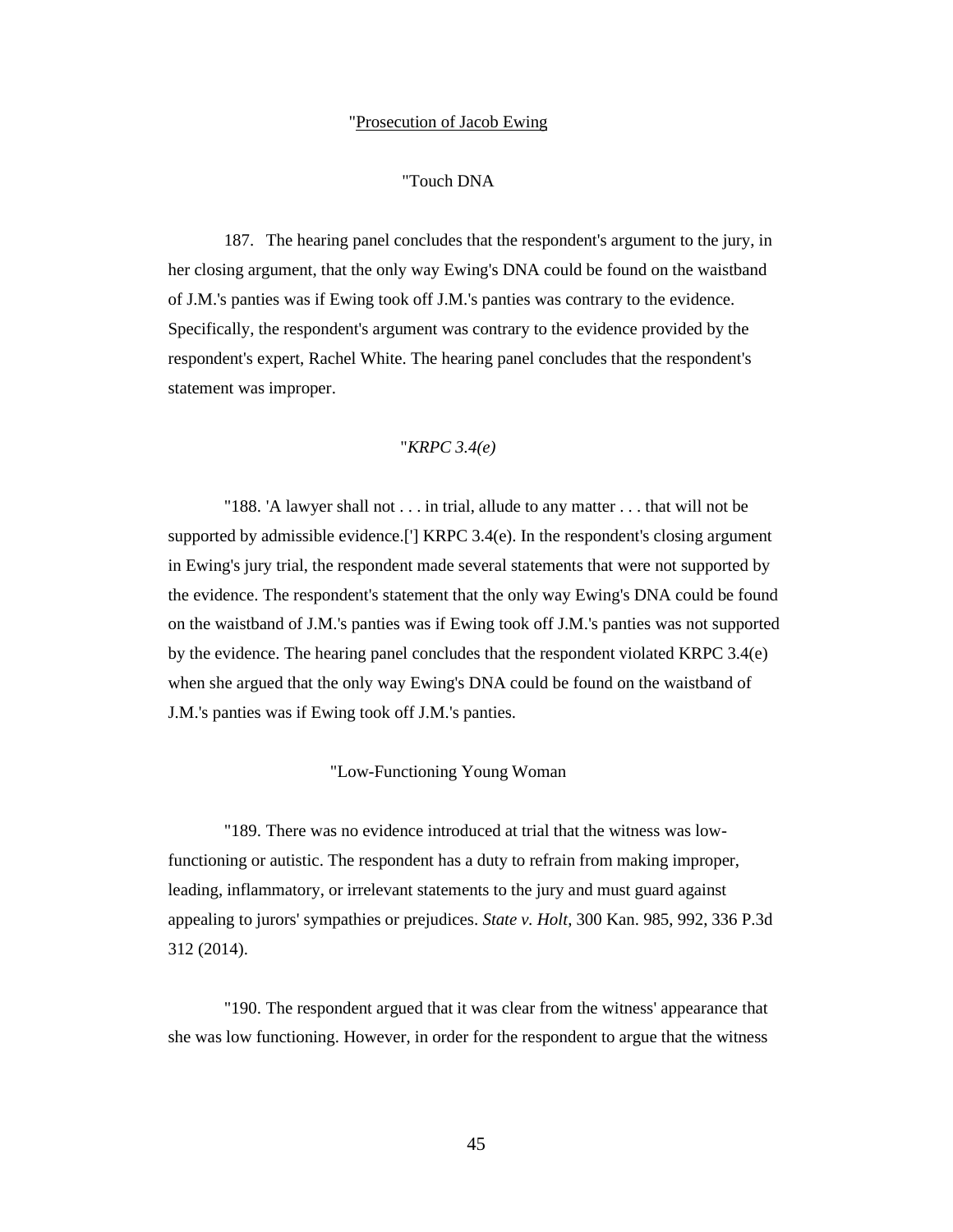"Prosecution of Jacob Ewing

"Touch DNA

187. The hearing panel concludes that the respondent's argument to the jury, in her closing argument, that the only way Ewing's DNA could be found on the waistband of J.M.'s panties was if Ewing took off J.M.'s panties was contrary to the evidence. Specifically, the respondent's argument was contrary to the evidence provided by the respondent's expert, Rachel White. The hearing panel concludes that the respondent's statement was improper.

"*KRPC 3.4(e)*

"188. 'A lawyer shall not . . . in trial, allude to any matter . . . that will not be supported by admissible evidence.['] KRPC 3.4(e). In the respondent's closing argument in Ewing's jury trial, the respondent made several statements that were not supported by the evidence. The respondent's statement that the only way Ewing's DNA could be found on the waistband of J.M.'s panties was if Ewing took off J.M.'s panties was not supported by the evidence. The hearing panel concludes that the respondent violated KRPC 3.4(e) when she argued that the only way Ewing's DNA could be found on the waistband of J.M.'s panties was if Ewing took off J.M.'s panties.

"Low-Functioning Young Woman

"189. There was no evidence introduced at trial that the witness was low-functioning or autistic. The respondent has a duty to refrain from making improper, leading, inflammatory, or irrelevant statements to the jury and must guard against appealing to jurors' sympathies or prejudices. *State v. Holt*, 300 Kan. 985, 992, 336 P.3d 312 (2014).

"190. The respondent argued that it was clear from the witness' appearance that she was low functioning. However, in order for the respondent to argue that the witness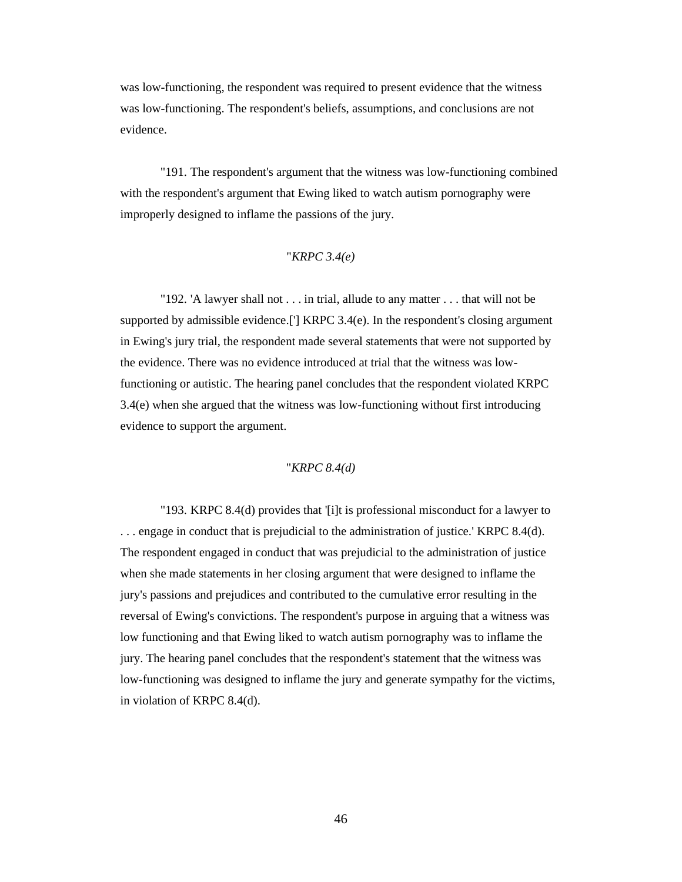was low-functioning, the respondent was required to present evidence that the witness was low-functioning. The respondent's beliefs, assumptions, and conclusions are not evidence.

"191. The respondent's argument that the witness was low-functioning combined with the respondent's argument that Ewing liked to watch autism pornography were improperly designed to inflame the passions of the jury.

"*KRPC 3.4(e)*

"192. 'A lawyer shall not . . . in trial, allude to any matter . . . that will not be supported by admissible evidence.['] KRPC 3.4(e). In the respondent's closing argument in Ewing's jury trial, the respondent made several statements that were not supported by the evidence. There was no evidence introduced at trial that the witness was low-functioning or autistic. The hearing panel concludes that the respondent violated KRPC 3.4(e) when she argued that the witness was low-functioning without first introducing evidence to support the argument.

"*KRPC 8.4(d)*

"193. KRPC 8.4(d) provides that '[i]t is professional misconduct for a lawyer to . . . engage in conduct that is prejudicial to the administration of justice.' KRPC 8.4(d). The respondent engaged in conduct that was prejudicial to the administration of justice when she made statements in her closing argument that were designed to inflame the jury's passions and prejudices and contributed to the cumulative error resulting in the reversal of Ewing's convictions. The respondent's purpose in arguing that a witness was low functioning and that Ewing liked to watch autism pornography was to inflame the jury. The hearing panel concludes that the respondent's statement that the witness was low-functioning was designed to inflame the jury and generate sympathy for the victims, in violation of KRPC 8.4(d).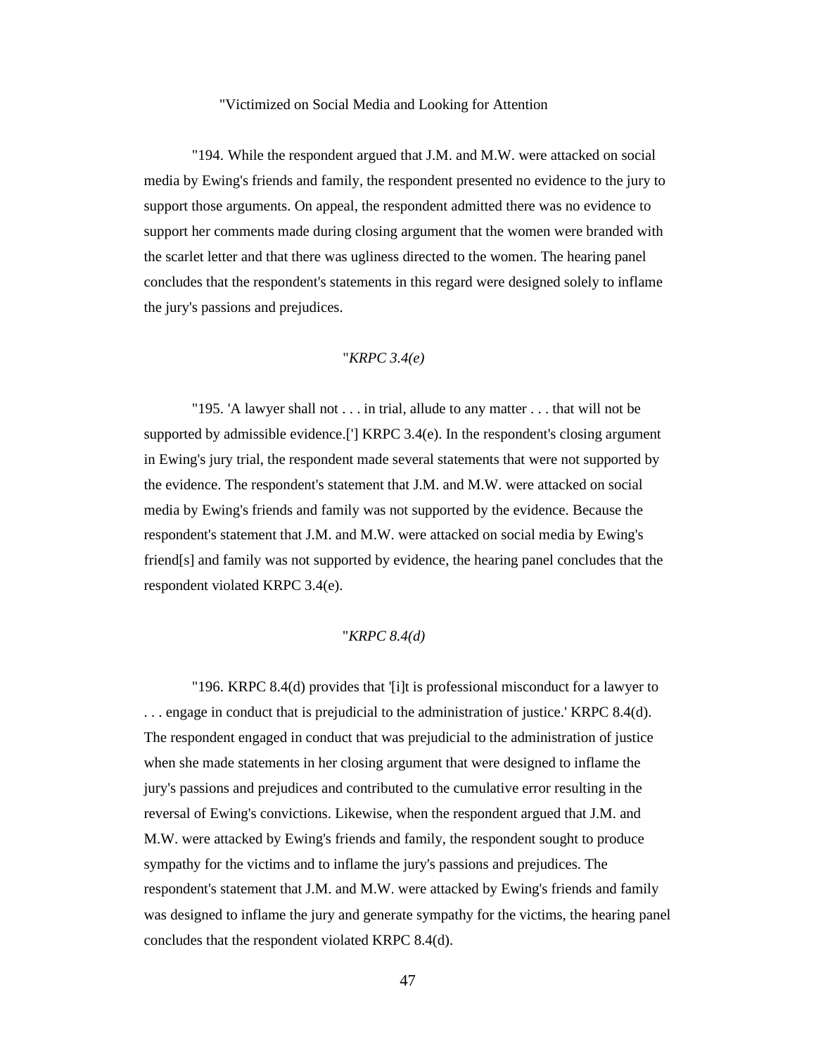"Victimized on Social Media and Looking for Attention

"194. While the respondent argued that J.M. and M.W. were attacked on social media by Ewing's friends and family, the respondent presented no evidence to the jury to support those arguments. On appeal, the respondent admitted there was no evidence to support her comments made during closing argument that the women were branded with the scarlet letter and that there was ugliness directed to the women. The hearing panel concludes that the respondent's statements in this regard were designed solely to inflame the jury's passions and prejudices.

"*KRPC 3.4(e)*

"195. 'A lawyer shall not . . . in trial, allude to any matter . . . that will not be supported by admissible evidence.['] KRPC 3.4(e). In the respondent's closing argument in Ewing's jury trial, the respondent made several statements that were not supported by the evidence. The respondent's statement that J.M. and M.W. were attacked on social media by Ewing's friends and family was not supported by the evidence. Because the respondent's statement that J.M. and M.W. were attacked on social media by Ewing's friend[s] and family was not supported by evidence, the hearing panel concludes that the respondent violated KRPC 3.4(e).

"*KRPC 8.4(d)*

"196. KRPC 8.4(d) provides that '[i]t is professional misconduct for a lawyer to . . . engage in conduct that is prejudicial to the administration of justice.' KRPC 8.4(d). The respondent engaged in conduct that was prejudicial to the administration of justice when she made statements in her closing argument that were designed to inflame the jury's passions and prejudices and contributed to the cumulative error resulting in the reversal of Ewing's convictions. Likewise, when the respondent argued that J.M. and M.W. were attacked by Ewing's friends and family, the respondent sought to produce sympathy for the victims and to inflame the jury's passions and prejudices. The respondent's statement that J.M. and M.W. were attacked by Ewing's friends and family was designed to inflame the jury and generate sympathy for the victims, the hearing panel concludes that the respondent violated KRPC 8.4(d).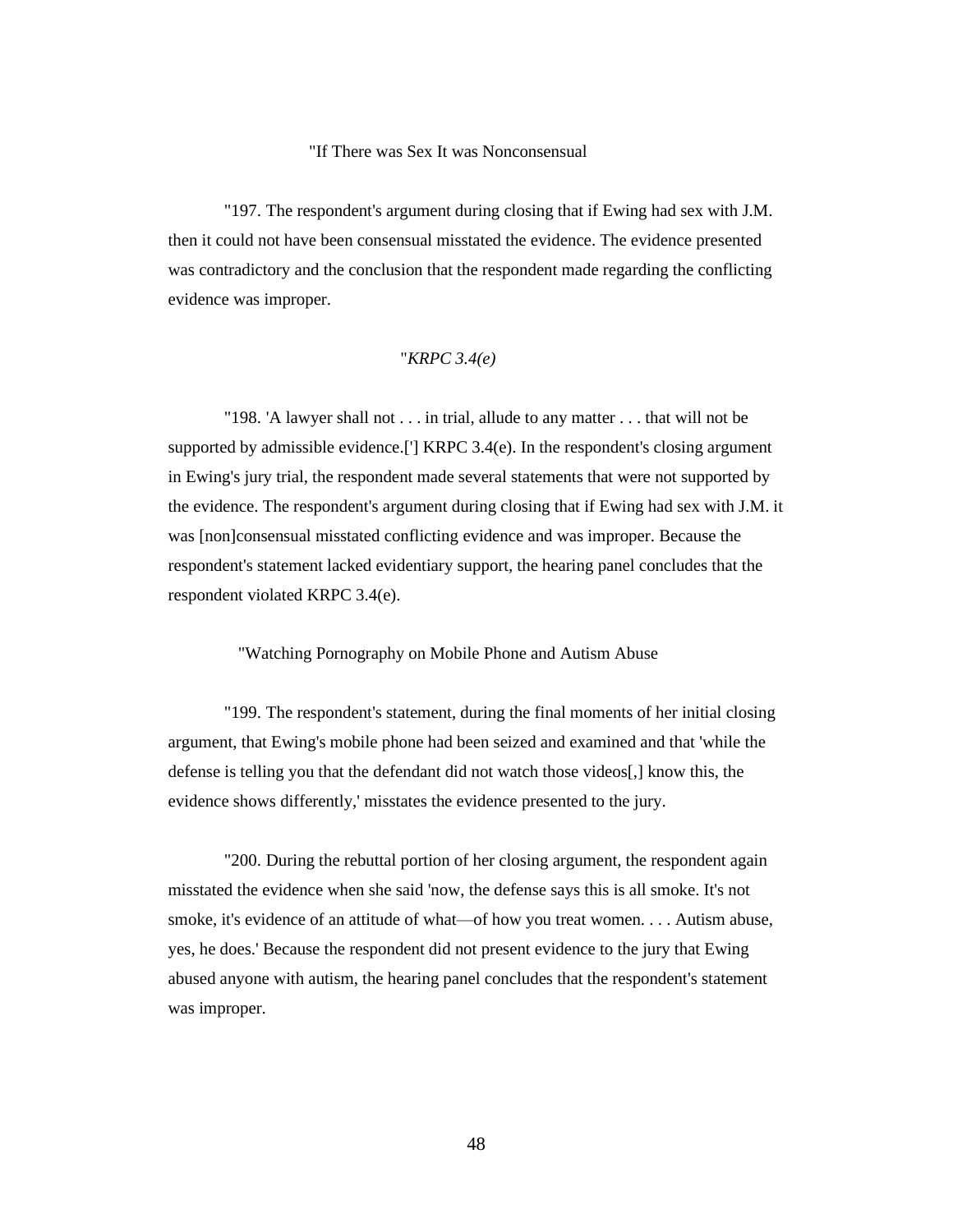"If There was Sex It was Nonconsensual

"197. The respondent's argument during closing that if Ewing had sex with J.M. then it could not have been consensual misstated the evidence. The evidence presented was contradictory and the conclusion that the respondent made regarding the conflicting evidence was improper.

"*KRPC 3.4(e)*

"198. 'A lawyer shall not . . . in trial, allude to any matter . . . that will not be supported by admissible evidence.['] KRPC 3.4(e). In the respondent's closing argument in Ewing's jury trial, the respondent made several statements that were not supported by the evidence. The respondent's argument during closing that if Ewing had sex with J.M. it was [non]consensual misstated conflicting evidence and was improper. Because the respondent's statement lacked evidentiary support, the hearing panel concludes that the respondent violated KRPC 3.4(e).

"Watching Pornography on Mobile Phone and Autism Abuse

"199. The respondent's statement, during the final moments of her initial closing argument, that Ewing's mobile phone had been seized and examined and that 'while the defense is telling you that the defendant did not watch those videos[,] know this, the evidence shows differently,' misstates the evidence presented to the jury.

"200. During the rebuttal portion of her closing argument, the respondent again misstated the evidence when she said 'now, the defense says this is all smoke. It's not smoke, it's evidence of an attitude of what—of how you treat women. . . . Autism abuse, yes, he does.' Because the respondent did not present evidence to the jury that Ewing abused anyone with autism, the hearing panel concludes that the respondent's statement was improper.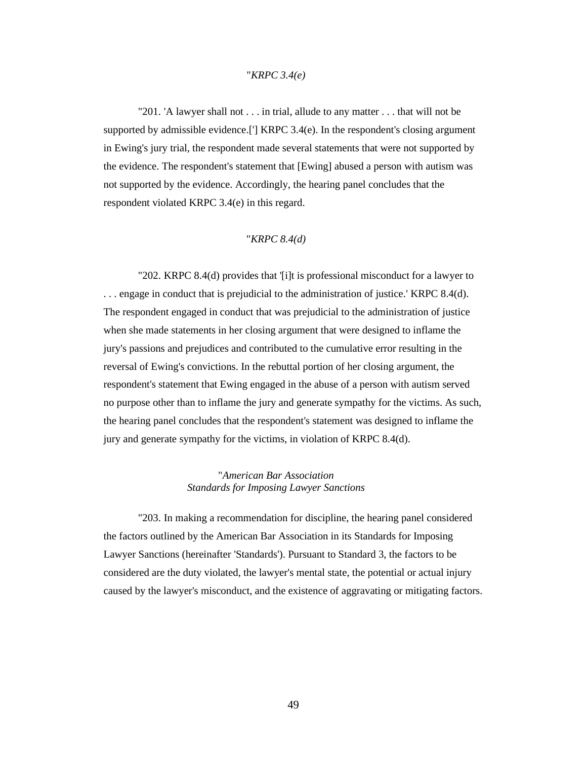"*KRPC 3.4(e)*

"201. 'A lawyer shall not . . . in trial, allude to any matter . . . that will not be supported by admissible evidence.['] KRPC 3.4(e). In the respondent's closing argument in Ewing's jury trial, the respondent made several statements that were not supported by the evidence. The respondent's statement that [Ewing] abused a person with autism was not supported by the evidence. Accordingly, the hearing panel concludes that the respondent violated KRPC 3.4(e) in this regard.

"*KRPC 8.4(d)*

"202. KRPC 8.4(d) provides that '[i]t is professional misconduct for a lawyer to . . . engage in conduct that is prejudicial to the administration of justice.' KRPC 8.4(d). The respondent engaged in conduct that was prejudicial to the administration of justice when she made statements in her closing argument that were designed to inflame the jury's passions and prejudices and contributed to the cumulative error resulting in the reversal of Ewing's convictions. In the rebuttal portion of her closing argument, the respondent's statement that Ewing engaged in the abuse of a person with autism served no purpose other than to inflame the jury and generate sympathy for the victims. As such, the hearing panel concludes that the respondent's statement was designed to inflame the jury and generate sympathy for the victims, in violation of KRPC 8.4(d).

"*American Bar Association*
*Standards for Imposing Lawyer Sanctions*

"203. In making a recommendation for discipline, the hearing panel considered the factors outlined by the American Bar Association in its Standards for Imposing Lawyer Sanctions (hereinafter 'Standards'). Pursuant to Standard 3, the factors to be considered are the duty violated, the lawyer's mental state, the potential or actual injury caused by the lawyer's misconduct, and the existence of aggravating or mitigating factors.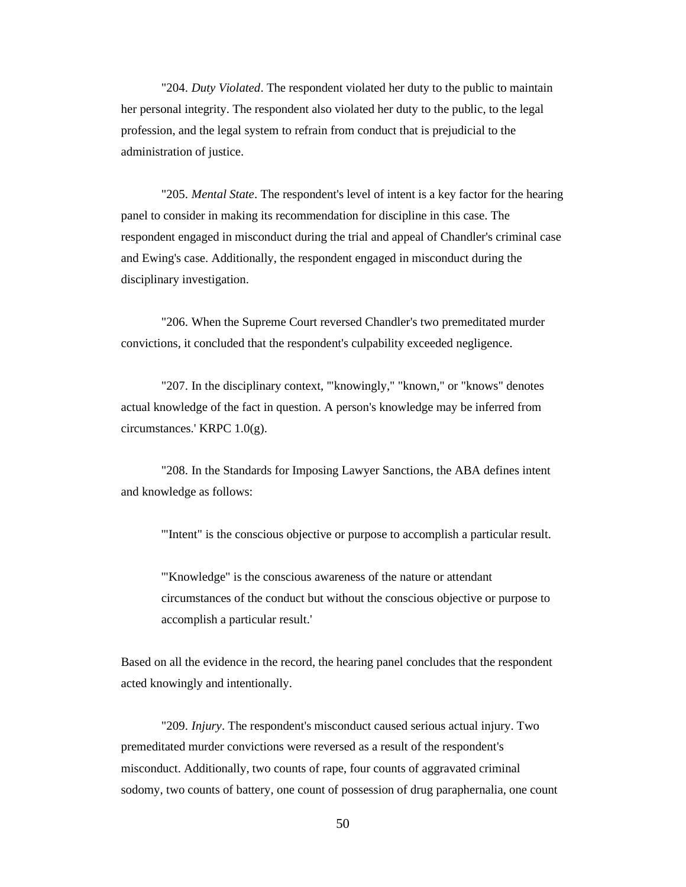"204. *Duty Violated*. The respondent violated her duty to the public to maintain her personal integrity. The respondent also violated her duty to the public, to the legal profession, and the legal system to refrain from conduct that is prejudicial to the administration of justice.

"205. *Mental State*. The respondent's level of intent is a key factor for the hearing panel to consider in making its recommendation for discipline in this case. The respondent engaged in misconduct during the trial and appeal of Chandler's criminal case and Ewing's case. Additionally, the respondent engaged in misconduct during the disciplinary investigation.

"206. When the Supreme Court reversed Chandler's two premeditated murder convictions, it concluded that the respondent's culpability exceeded negligence.

"207. In the disciplinary context, '"knowingly," "known," or "knows" denotes actual knowledge of the fact in question. A person's knowledge may be inferred from circumstances.' KRPC 1.0(g).

"208. In the Standards for Imposing Lawyer Sanctions, the ABA defines intent and knowledge as follows:

> '"Intent" is the conscious objective or purpose to accomplish a particular result.
>
> '"Knowledge" is the conscious awareness of the nature or attendant circumstances of the conduct but without the conscious objective or purpose to accomplish a particular result.'

Based on all the evidence in the record, the hearing panel concludes that the respondent acted knowingly and intentionally.

"209. *Injury*. The respondent's misconduct caused serious actual injury. Two premeditated murder convictions were reversed as a result of the respondent's misconduct. Additionally, two counts of rape, four counts of aggravated criminal sodomy, two counts of battery, one count of possession of drug paraphernalia, one count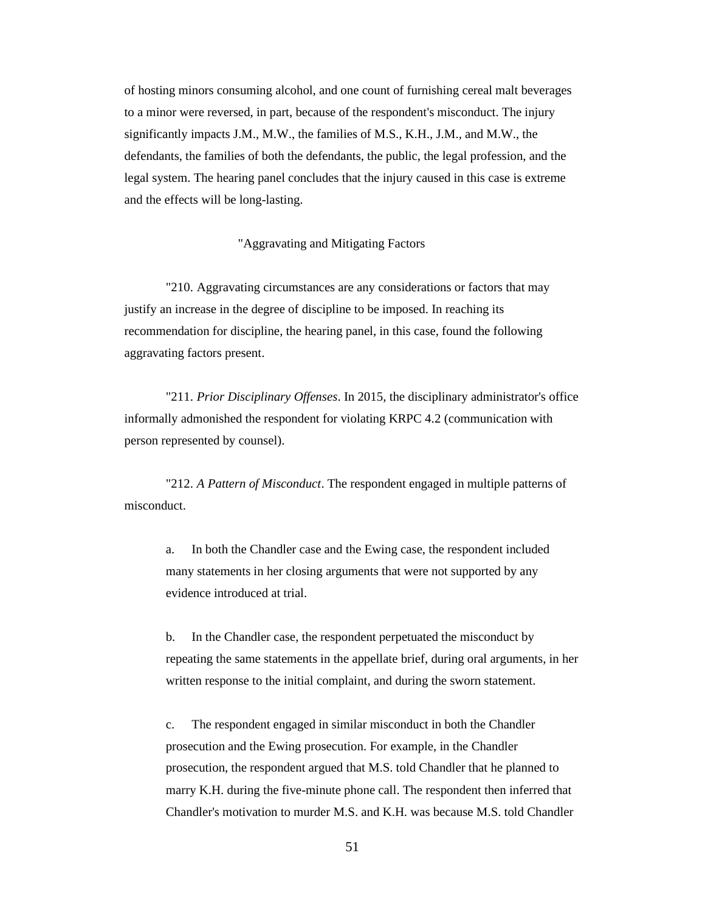of hosting minors consuming alcohol, and one count of furnishing cereal malt beverages to a minor were reversed, in part, because of the respondent's misconduct. The injury significantly impacts J.M., M.W., the families of M.S., K.H., J.M., and M.W., the defendants, the families of both the defendants, the public, the legal profession, and the legal system. The hearing panel concludes that the injury caused in this case is extreme and the effects will be long-lasting.

"Aggravating and Mitigating Factors

"210. Aggravating circumstances are any considerations or factors that may justify an increase in the degree of discipline to be imposed. In reaching its recommendation for discipline, the hearing panel, in this case, found the following aggravating factors present.

"211. *Prior Disciplinary Offenses*. In 2015, the disciplinary administrator's office informally admonished the respondent for violating KRPC 4.2 (communication with person represented by counsel).

"212. *A Pattern of Misconduct*. The respondent engaged in multiple patterns of misconduct.

a. In both the Chandler case and the Ewing case, the respondent included many statements in her closing arguments that were not supported by any evidence introduced at trial.

b. In the Chandler case, the respondent perpetuated the misconduct by repeating the same statements in the appellate brief, during oral arguments, in her written response to the initial complaint, and during the sworn statement.

c. The respondent engaged in similar misconduct in both the Chandler prosecution and the Ewing prosecution. For example, in the Chandler prosecution, the respondent argued that M.S. told Chandler that he planned to marry K.H. during the five-minute phone call. The respondent then inferred that Chandler's motivation to murder M.S. and K.H. was because M.S. told Chandler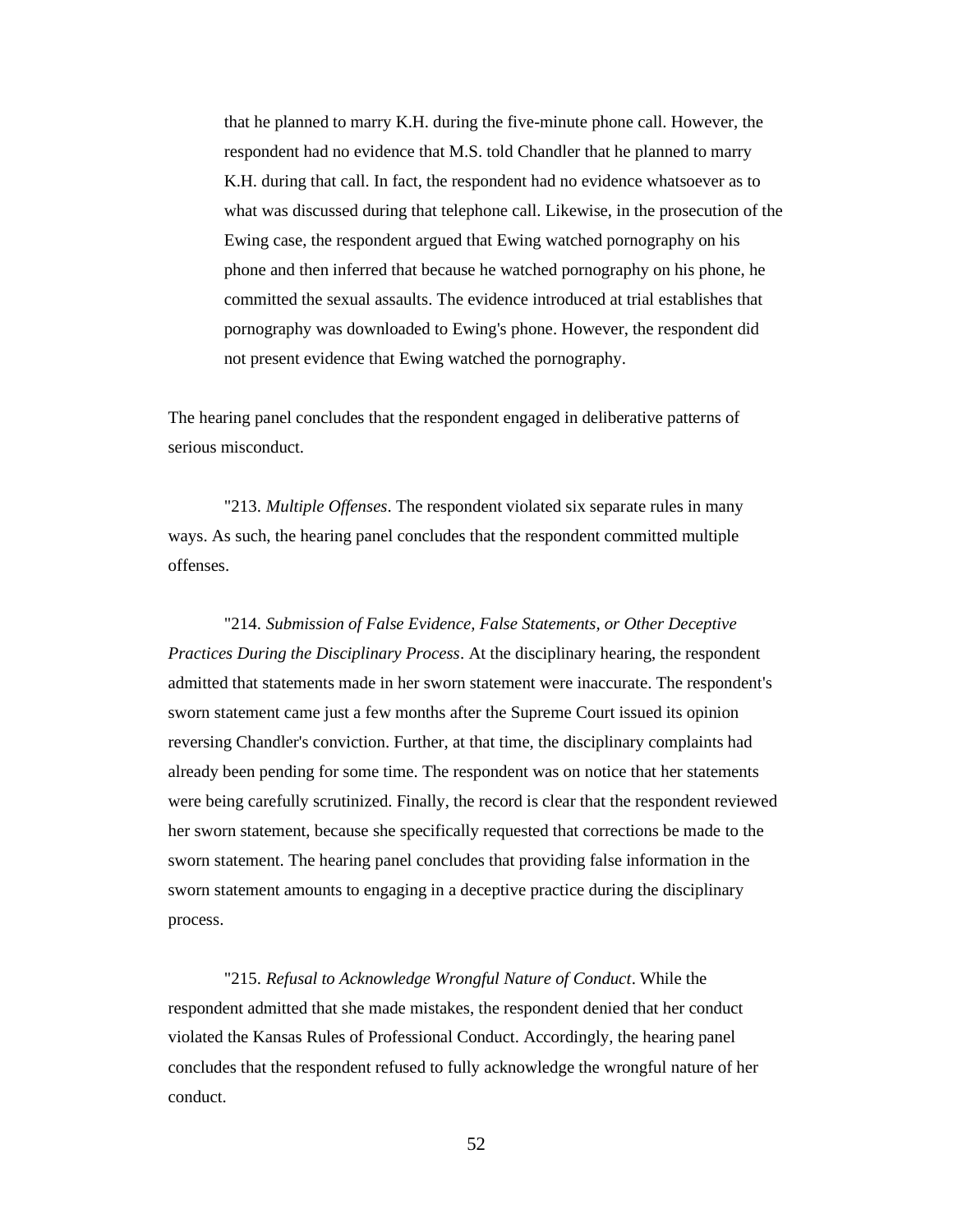> that he planned to marry K.H. during the five-minute phone call. However, the respondent had no evidence that M.S. told Chandler that he planned to marry K.H. during that call. In fact, the respondent had no evidence whatsoever as to what was discussed during that telephone call. Likewise, in the prosecution of the Ewing case, the respondent argued that Ewing watched pornography on his phone and then inferred that because he watched pornography on his phone, he committed the sexual assaults. The evidence introduced at trial establishes that pornography was downloaded to Ewing's phone. However, the respondent did not present evidence that Ewing watched the pornography.

The hearing panel concludes that the respondent engaged in deliberative patterns of serious misconduct.

"213. *Multiple Offenses*. The respondent violated six separate rules in many ways. As such, the hearing panel concludes that the respondent committed multiple offenses.

"214. *Submission of False Evidence, False Statements, or Other Deceptive Practices During the Disciplinary Process*. At the disciplinary hearing, the respondent admitted that statements made in her sworn statement were inaccurate. The respondent's sworn statement came just a few months after the Supreme Court issued its opinion reversing Chandler's conviction. Further, at that time, the disciplinary complaints had already been pending for some time. The respondent was on notice that her statements were being carefully scrutinized. Finally, the record is clear that the respondent reviewed her sworn statement, because she specifically requested that corrections be made to the sworn statement. The hearing panel concludes that providing false information in the sworn statement amounts to engaging in a deceptive practice during the disciplinary process.

"215. *Refusal to Acknowledge Wrongful Nature of Conduct*. While the respondent admitted that she made mistakes, the respondent denied that her conduct violated the Kansas Rules of Professional Conduct. Accordingly, the hearing panel concludes that the respondent refused to fully acknowledge the wrongful nature of her conduct.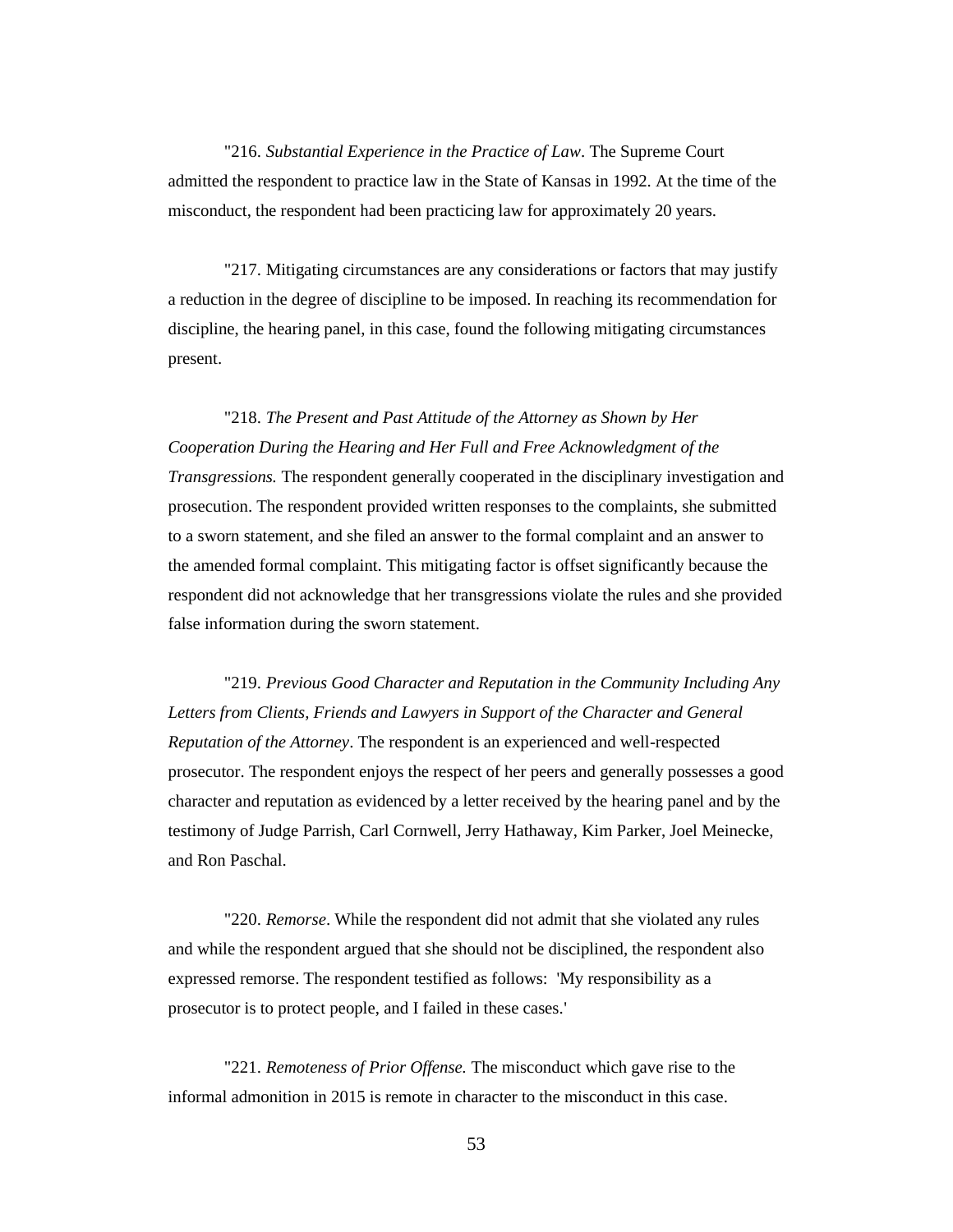"216. *Substantial Experience in the Practice of Law*. The Supreme Court admitted the respondent to practice law in the State of Kansas in 1992. At the time of the misconduct, the respondent had been practicing law for approximately 20 years.

"217. Mitigating circumstances are any considerations or factors that may justify a reduction in the degree of discipline to be imposed. In reaching its recommendation for discipline, the hearing panel, in this case, found the following mitigating circumstances present.

"218. *The Present and Past Attitude of the Attorney as Shown by Her Cooperation During the Hearing and Her Full and Free Acknowledgment of the Transgressions.* The respondent generally cooperated in the disciplinary investigation and prosecution. The respondent provided written responses to the complaints, she submitted to a sworn statement, and she filed an answer to the formal complaint and an answer to the amended formal complaint. This mitigating factor is offset significantly because the respondent did not acknowledge that her transgressions violate the rules and she provided false information during the sworn statement.

"219. *Previous Good Character and Reputation in the Community Including Any Letters from Clients, Friends and Lawyers in Support of the Character and General Reputation of the Attorney*. The respondent is an experienced and well-respected prosecutor. The respondent enjoys the respect of her peers and generally possesses a good character and reputation as evidenced by a letter received by the hearing panel and by the testimony of Judge Parrish, Carl Cornwell, Jerry Hathaway, Kim Parker, Joel Meinecke, and Ron Paschal.

"220. *Remorse*. While the respondent did not admit that she violated any rules and while the respondent argued that she should not be disciplined, the respondent also expressed remorse. The respondent testified as follows: 'My responsibility as a prosecutor is to protect people, and I failed in these cases.'

"221. *Remoteness of Prior Offense.* The misconduct which gave rise to the informal admonition in 2015 is remote in character to the misconduct in this case.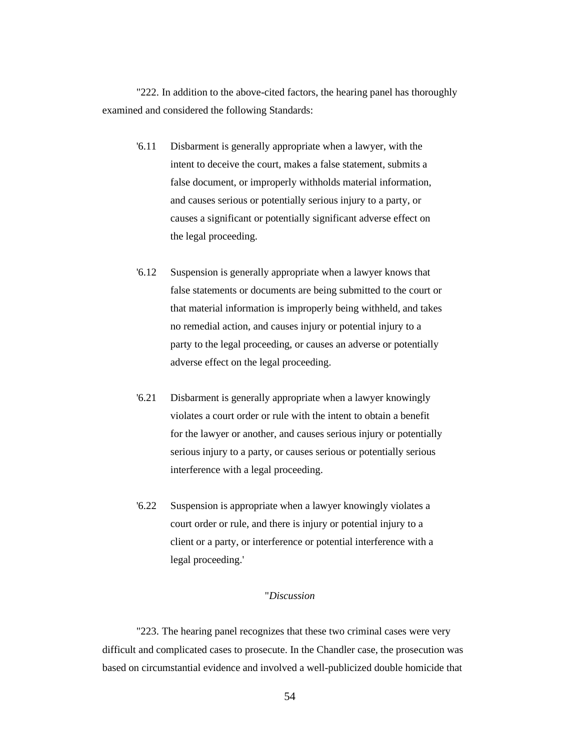"222. In addition to the above-cited factors, the hearing panel has thoroughly examined and considered the following Standards:

> '6.11 Disbarment is generally appropriate when a lawyer, with the intent to deceive the court, makes a false statement, submits a false document, or improperly withholds material information, and causes serious or potentially serious injury to a party, or causes a significant or potentially significant adverse effect on the legal proceeding.
>
> '6.12 Suspension is generally appropriate when a lawyer knows that false statements or documents are being submitted to the court or that material information is improperly being withheld, and takes no remedial action, and causes injury or potential injury to a party to the legal proceeding, or causes an adverse or potentially adverse effect on the legal proceeding.
>
> '6.21 Disbarment is generally appropriate when a lawyer knowingly violates a court order or rule with the intent to obtain a benefit for the lawyer or another, and causes serious injury or potentially serious injury to a party, or causes serious or potentially serious interference with a legal proceeding.
>
> '6.22 Suspension is appropriate when a lawyer knowingly violates a court order or rule, and there is injury or potential injury to a client or a party, or interference or potential interference with a legal proceeding.'

"*Discussion*

"223. The hearing panel recognizes that these two criminal cases were very difficult and complicated cases to prosecute. In the Chandler case, the prosecution was based on circumstantial evidence and involved a well-publicized double homicide that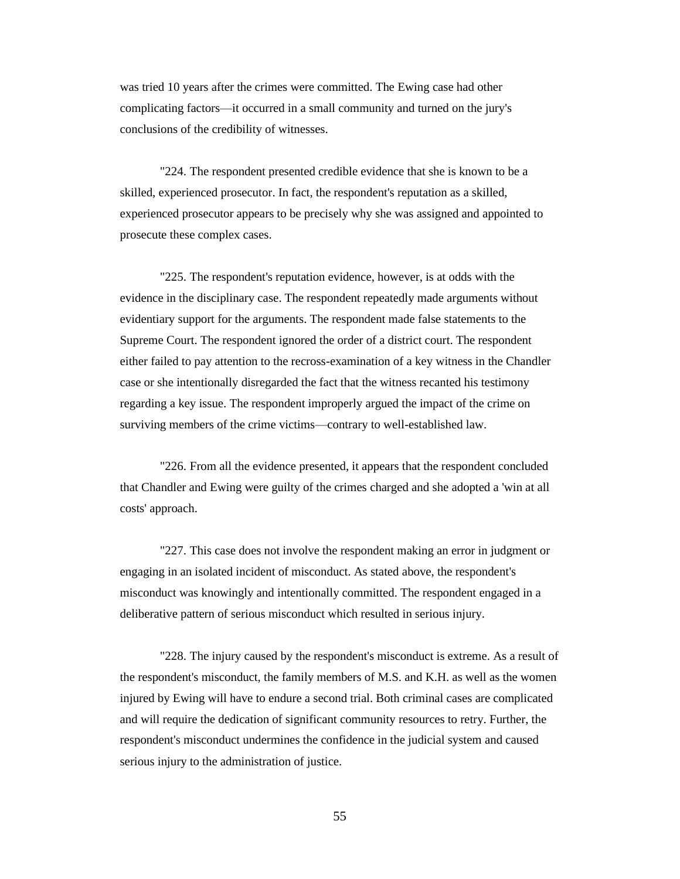was tried 10 years after the crimes were committed. The Ewing case had other complicating factors—it occurred in a small community and turned on the jury's conclusions of the credibility of witnesses.

"224. The respondent presented credible evidence that she is known to be a skilled, experienced prosecutor. In fact, the respondent's reputation as a skilled, experienced prosecutor appears to be precisely why she was assigned and appointed to prosecute these complex cases.

"225. The respondent's reputation evidence, however, is at odds with the evidence in the disciplinary case. The respondent repeatedly made arguments without evidentiary support for the arguments. The respondent made false statements to the Supreme Court. The respondent ignored the order of a district court. The respondent either failed to pay attention to the recross-examination of a key witness in the Chandler case or she intentionally disregarded the fact that the witness recanted his testimony regarding a key issue. The respondent improperly argued the impact of the crime on surviving members of the crime victims—contrary to well-established law.

"226. From all the evidence presented, it appears that the respondent concluded that Chandler and Ewing were guilty of the crimes charged and she adopted a 'win at all costs' approach.

"227. This case does not involve the respondent making an error in judgment or engaging in an isolated incident of misconduct. As stated above, the respondent's misconduct was knowingly and intentionally committed. The respondent engaged in a deliberative pattern of serious misconduct which resulted in serious injury.

"228. The injury caused by the respondent's misconduct is extreme. As a result of the respondent's misconduct, the family members of M.S. and K.H. as well as the women injured by Ewing will have to endure a second trial. Both criminal cases are complicated and will require the dedication of significant community resources to retry. Further, the respondent's misconduct undermines the confidence in the judicial system and caused serious injury to the administration of justice.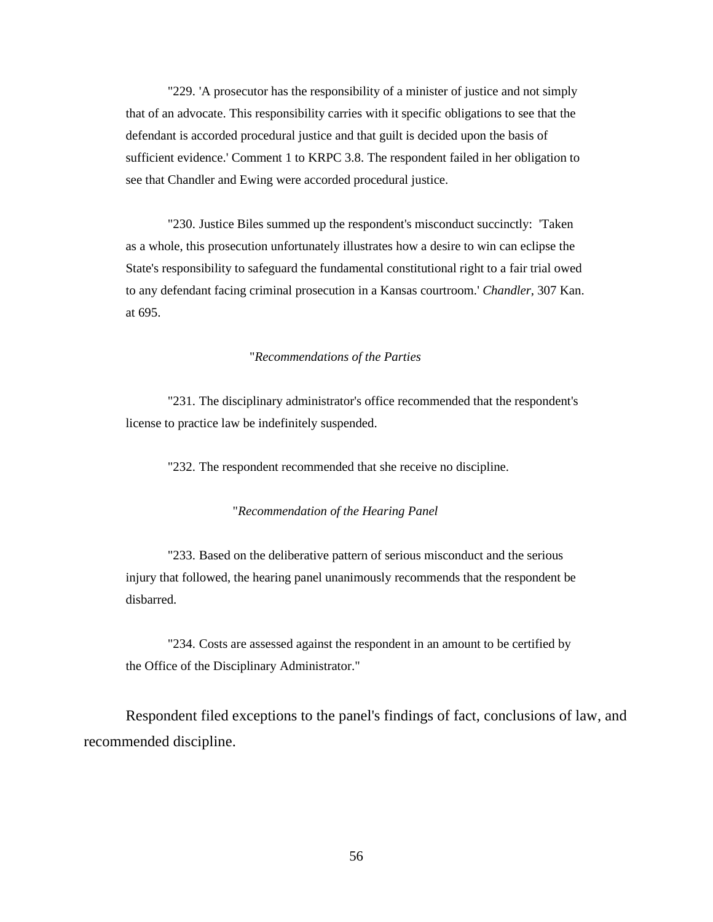"229. 'A prosecutor has the responsibility of a minister of justice and not simply that of an advocate. This responsibility carries with it specific obligations to see that the defendant is accorded procedural justice and that guilt is decided upon the basis of sufficient evidence.' Comment 1 to KRPC 3.8. The respondent failed in her obligation to see that Chandler and Ewing were accorded procedural justice.

"230. Justice Biles summed up the respondent's misconduct succinctly: 'Taken as a whole, this prosecution unfortunately illustrates how a desire to win can eclipse the State's responsibility to safeguard the fundamental constitutional right to a fair trial owed to any defendant facing criminal prosecution in a Kansas courtroom.' *Chandler*, 307 Kan. at 695.

"*Recommendations of the Parties*

"231. The disciplinary administrator's office recommended that the respondent's license to practice law be indefinitely suspended.

"232. The respondent recommended that she receive no discipline.

"*Recommendation of the Hearing Panel*

"233. Based on the deliberative pattern of serious misconduct and the serious injury that followed, the hearing panel unanimously recommends that the respondent be disbarred.

"234. Costs are assessed against the respondent in an amount to be certified by the Office of the Disciplinary Administrator."

Respondent filed exceptions to the panel's findings of fact, conclusions of law, and recommended discipline.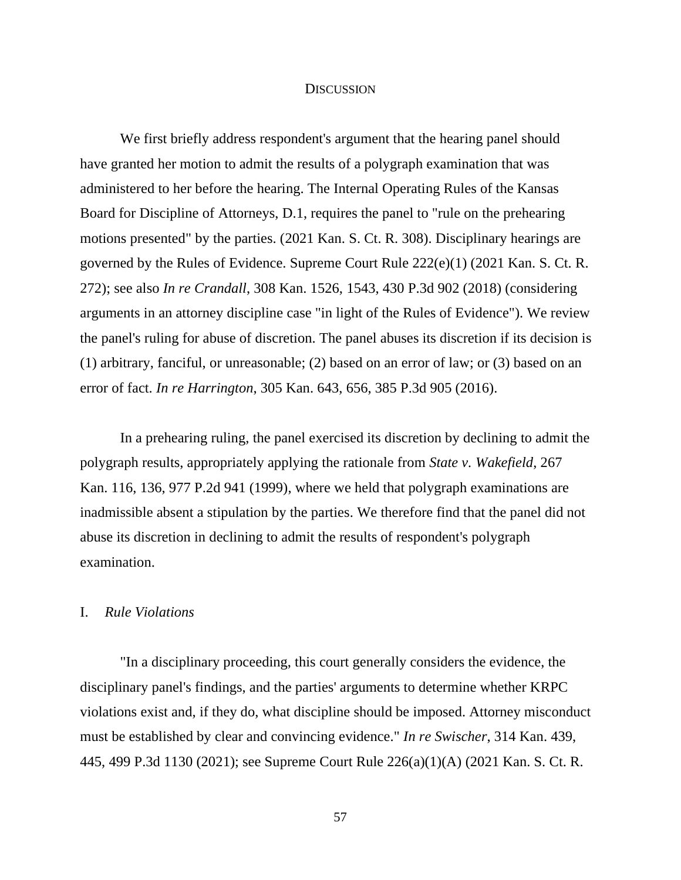## Discussion

We first briefly address respondent's argument that the hearing panel should have granted her motion to admit the results of a polygraph examination that was administered to her before the hearing. The Internal Operating Rules of the Kansas Board for Discipline of Attorneys, D.1, requires the panel to "rule on the prehearing motions presented" by the parties. (2021 Kan. S. Ct. R. 308). Disciplinary hearings are governed by the Rules of Evidence. Supreme Court Rule 222(e)(1) (2021 Kan. S. Ct. R. 272); see also *In re Crandall*, 308 Kan. 1526, 1543, 430 P.3d 902 (2018) (considering arguments in an attorney discipline case "in light of the Rules of Evidence"). We review the panel's ruling for abuse of discretion. The panel abuses its discretion if its decision is (1) arbitrary, fanciful, or unreasonable; (2) based on an error of law; or (3) based on an error of fact. *In re Harrington*, 305 Kan. 643, 656, 385 P.3d 905 (2016).

In a prehearing ruling, the panel exercised its discretion by declining to admit the polygraph results, appropriately applying the rationale from *State v. Wakefield*, 267 Kan. 116, 136, 977 P.2d 941 (1999), where we held that polygraph examinations are inadmissible absent a stipulation by the parties. We therefore find that the panel did not abuse its discretion in declining to admit the results of respondent's polygraph examination.

### I. *Rule Violations*

"In a disciplinary proceeding, this court generally considers the evidence, the disciplinary panel's findings, and the parties' arguments to determine whether KRPC violations exist and, if they do, what discipline should be imposed. Attorney misconduct must be established by clear and convincing evidence." *In re Swischer*, 314 Kan. 439, 445, 499 P.3d 1130 (2021); see Supreme Court Rule 226(a)(1)(A) (2021 Kan. S. Ct. R.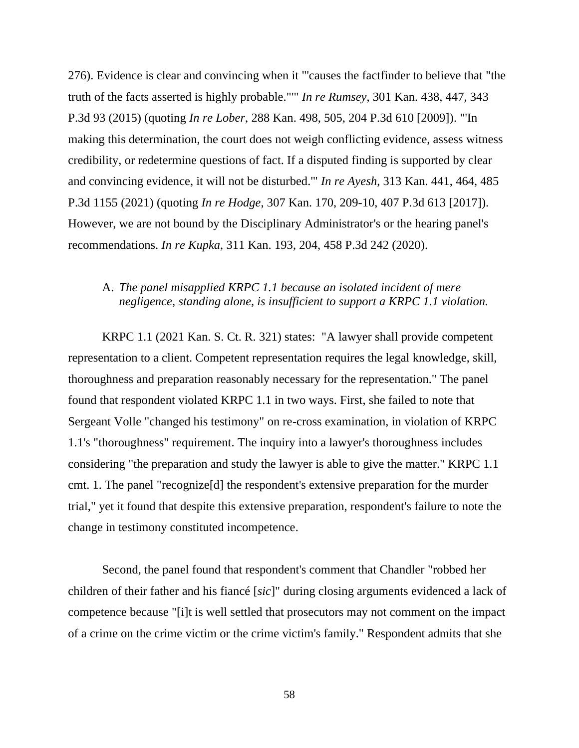276). Evidence is clear and convincing when it "'causes the factfinder to believe that "the truth of the facts asserted is highly probable."'" *In re Rumsey*, 301 Kan. 438, 447, 343 P.3d 93 (2015) (quoting *In re Lober*, 288 Kan. 498, 505, 204 P.3d 610 [2009]). "'In making this determination, the court does not weigh conflicting evidence, assess witness credibility, or redetermine questions of fact. If a disputed finding is supported by clear and convincing evidence, it will not be disturbed.'" *In re Ayesh*, 313 Kan. 441, 464, 485 P.3d 1155 (2021) (quoting *In re Hodge*, 307 Kan. 170, 209-10, 407 P.3d 613 [2017]). However, we are not bound by the Disciplinary Administrator's or the hearing panel's recommendations. *In re Kupka*, 311 Kan. 193, 204, 458 P.3d 242 (2020).

A. *The panel misapplied KRPC 1.1 because an isolated incident of mere negligence, standing alone, is insufficient to support a KRPC 1.1 violation.*

KRPC 1.1 (2021 Kan. S. Ct. R. 321) states: "A lawyer shall provide competent representation to a client. Competent representation requires the legal knowledge, skill, thoroughness and preparation reasonably necessary for the representation." The panel found that respondent violated KRPC 1.1 in two ways. First, she failed to note that Sergeant Volle "changed his testimony" on re-cross examination, in violation of KRPC 1.1's "thoroughness" requirement. The inquiry into a lawyer's thoroughness includes considering "the preparation and study the lawyer is able to give the matter." KRPC 1.1 cmt. 1. The panel "recognize[d] the respondent's extensive preparation for the murder trial," yet it found that despite this extensive preparation, respondent's failure to note the change in testimony constituted incompetence.

Second, the panel found that respondent's comment that Chandler "robbed her children of their father and his fiancé [*sic*]" during closing arguments evidenced a lack of competence because "[i]t is well settled that prosecutors may not comment on the impact of a crime on the crime victim or the crime victim's family." Respondent admits that she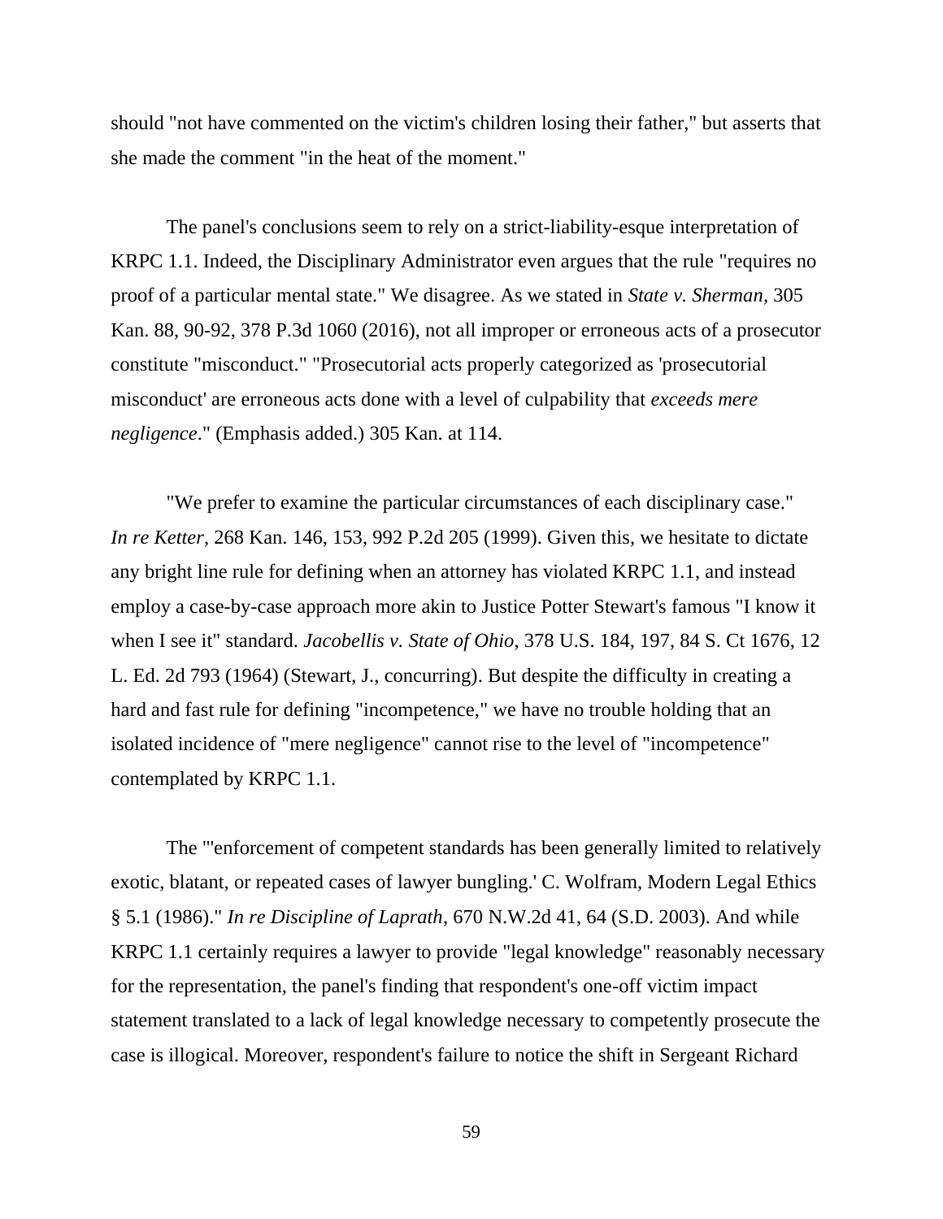should "not have commented on the victim's children losing their father," but asserts that she made the comment "in the heat of the moment."

The panel's conclusions seem to rely on a strict-liability-esque interpretation of KRPC 1.1. Indeed, the Disciplinary Administrator even argues that the rule "requires no proof of a particular mental state." We disagree. As we stated in *State v. Sherman*, 305 Kan. 88, 90-92, 378 P.3d 1060 (2016), not all improper or erroneous acts of a prosecutor constitute "misconduct." "Prosecutorial acts properly categorized as 'prosecutorial misconduct' are erroneous acts done with a level of culpability that *exceeds mere negligence*." (Emphasis added.) 305 Kan. at 114.

"We prefer to examine the particular circumstances of each disciplinary case." *In re Ketter*, 268 Kan. 146, 153, 992 P.2d 205 (1999). Given this, we hesitate to dictate any bright line rule for defining when an attorney has violated KRPC 1.1, and instead employ a case-by-case approach more akin to Justice Potter Stewart's famous "I know it when I see it" standard. *Jacobellis v. State of Ohio*, 378 U.S. 184, 197, 84 S. Ct 1676, 12 L. Ed. 2d 793 (1964) (Stewart, J., concurring). But despite the difficulty in creating a hard and fast rule for defining "incompetence," we have no trouble holding that an isolated incidence of "mere negligence" cannot rise to the level of "incompetence" contemplated by KRPC 1.1.

The "'enforcement of competent standards has been generally limited to relatively exotic, blatant, or repeated cases of lawyer bungling.' C. Wolfram, Modern Legal Ethics § 5.1 (1986)." *In re Discipline of Laprath*, 670 N.W.2d 41, 64 (S.D. 2003). And while KRPC 1.1 certainly requires a lawyer to provide "legal knowledge" reasonably necessary for the representation, the panel's finding that respondent's one-off victim impact statement translated to a lack of legal knowledge necessary to competently prosecute the case is illogical. Moreover, respondent's failure to notice the shift in Sergeant Richard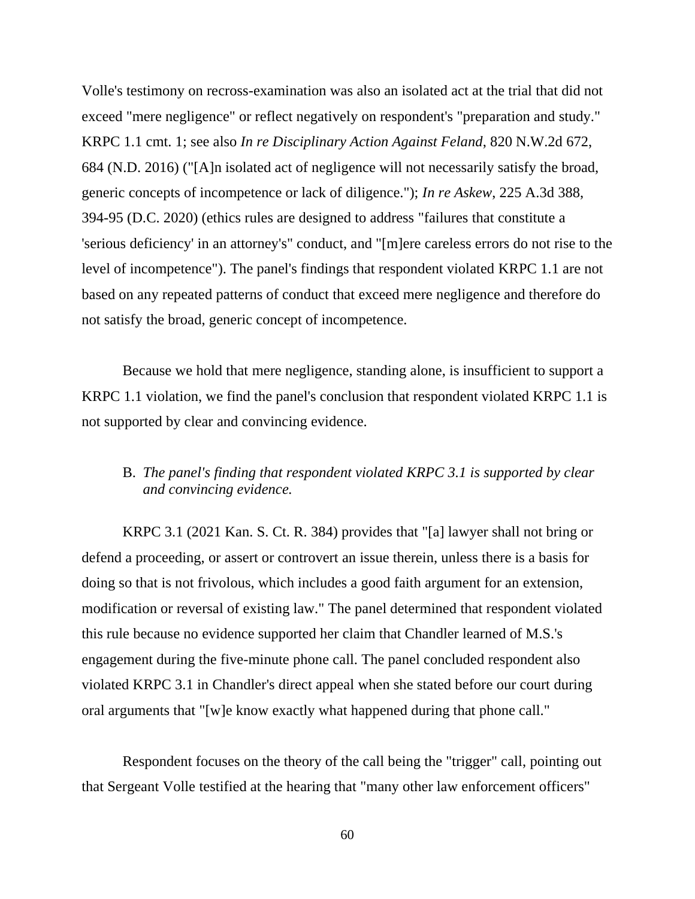Volle's testimony on recross-examination was also an isolated act at the trial that did not exceed "mere negligence" or reflect negatively on respondent's "preparation and study." KRPC 1.1 cmt. 1; see also *In re Disciplinary Action Against Feland*, 820 N.W.2d 672, 684 (N.D. 2016) ("[A]n isolated act of negligence will not necessarily satisfy the broad, generic concepts of incompetence or lack of diligence."); *In re Askew*, 225 A.3d 388, 394-95 (D.C. 2020) (ethics rules are designed to address "failures that constitute a 'serious deficiency' in an attorney's" conduct, and "[m]ere careless errors do not rise to the level of incompetence"). The panel's findings that respondent violated KRPC 1.1 are not based on any repeated patterns of conduct that exceed mere negligence and therefore do not satisfy the broad, generic concept of incompetence.

Because we hold that mere negligence, standing alone, is insufficient to support a KRPC 1.1 violation, we find the panel's conclusion that respondent violated KRPC 1.1 is not supported by clear and convincing evidence.

B. *The panel's finding that respondent violated KRPC 3.1 is supported by clear and convincing evidence.*

KRPC 3.1 (2021 Kan. S. Ct. R. 384) provides that "[a] lawyer shall not bring or defend a proceeding, or assert or controvert an issue therein, unless there is a basis for doing so that is not frivolous, which includes a good faith argument for an extension, modification or reversal of existing law." The panel determined that respondent violated this rule because no evidence supported her claim that Chandler learned of M.S.'s engagement during the five-minute phone call. The panel concluded respondent also violated KRPC 3.1 in Chandler's direct appeal when she stated before our court during oral arguments that "[w]e know exactly what happened during that phone call."

Respondent focuses on the theory of the call being the "trigger" call, pointing out that Sergeant Volle testified at the hearing that "many other law enforcement officers"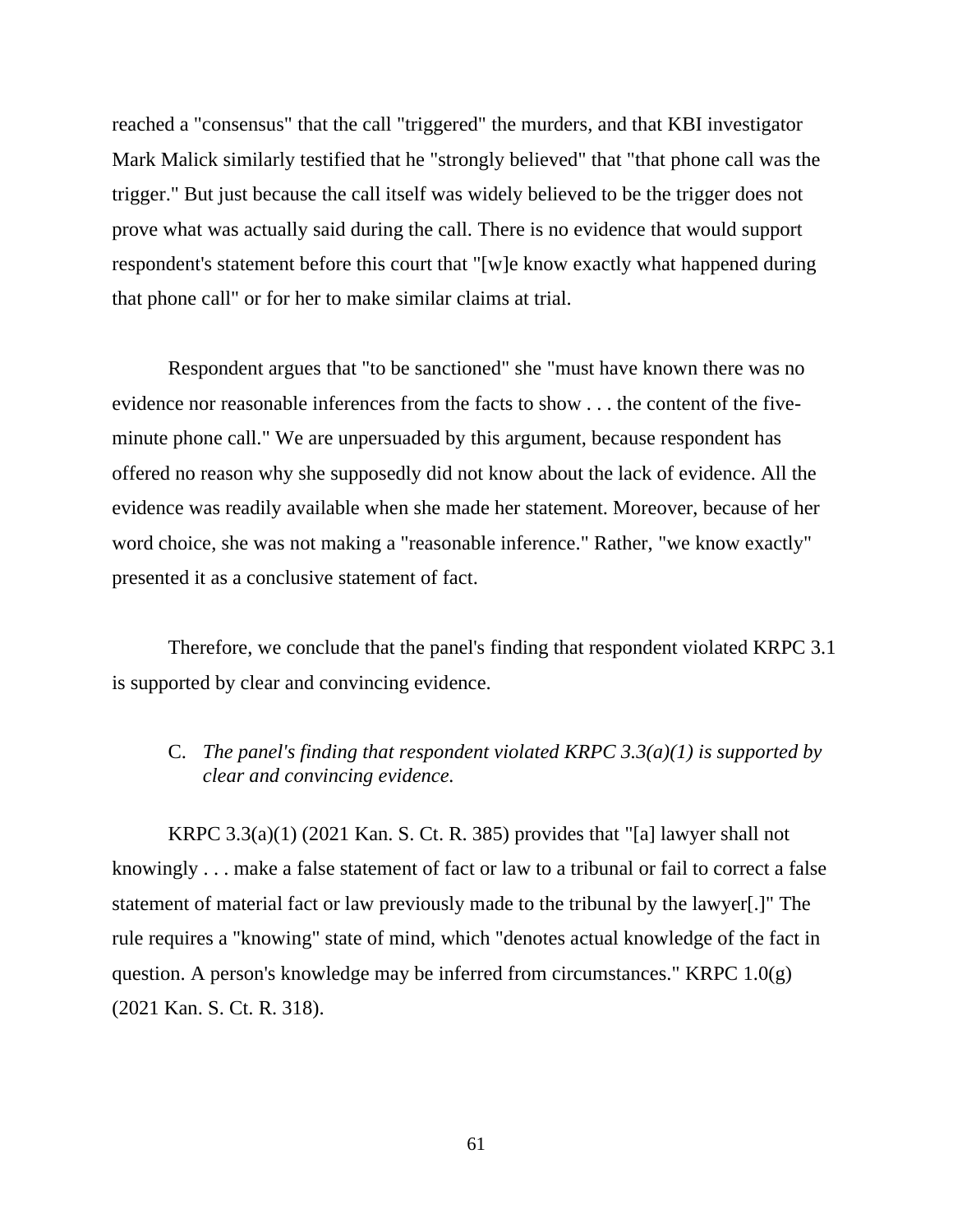reached a "consensus" that the call "triggered" the murders, and that KBI investigator Mark Malick similarly testified that he "strongly believed" that "that phone call was the trigger." But just because the call itself was widely believed to be the trigger does not prove what was actually said during the call. There is no evidence that would support respondent's statement before this court that "[w]e know exactly what happened during that phone call" or for her to make similar claims at trial.

Respondent argues that "to be sanctioned" she "must have known there was no evidence nor reasonable inferences from the facts to show . . . the content of the five-minute phone call." We are unpersuaded by this argument, because respondent has offered no reason why she supposedly did not know about the lack of evidence. All the evidence was readily available when she made her statement. Moreover, because of her word choice, she was not making a "reasonable inference." Rather, "we know exactly" presented it as a conclusive statement of fact.

Therefore, we conclude that the panel's finding that respondent violated KRPC 3.1 is supported by clear and convincing evidence.

C. *The panel's finding that respondent violated KRPC 3.3(a)(1) is supported by clear and convincing evidence.*

KRPC 3.3(a)(1) (2021 Kan. S. Ct. R. 385) provides that "[a] lawyer shall not knowingly . . . make a false statement of fact or law to a tribunal or fail to correct a false statement of material fact or law previously made to the tribunal by the lawyer[.]" The rule requires a "knowing" state of mind, which "denotes actual knowledge of the fact in question. A person's knowledge may be inferred from circumstances." KRPC 1.0(g) (2021 Kan. S. Ct. R. 318).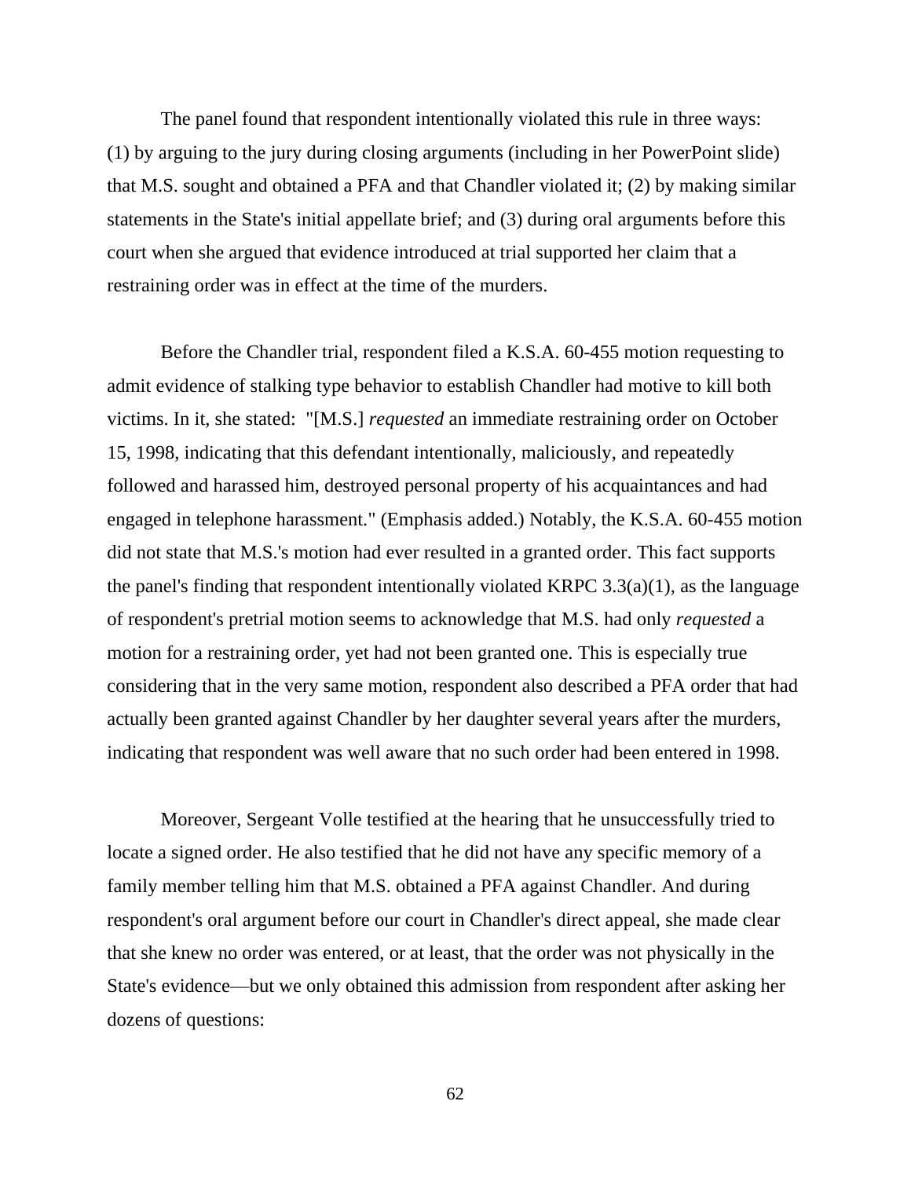The panel found that respondent intentionally violated this rule in three ways: (1) by arguing to the jury during closing arguments (including in her PowerPoint slide) that M.S. sought and obtained a PFA and that Chandler violated it; (2) by making similar statements in the State's initial appellate brief; and (3) during oral arguments before this court when she argued that evidence introduced at trial supported her claim that a restraining order was in effect at the time of the murders.

Before the Chandler trial, respondent filed a K.S.A. 60-455 motion requesting to admit evidence of stalking type behavior to establish Chandler had motive to kill both victims. In it, she stated: "[M.S.] *requested* an immediate restraining order on October 15, 1998, indicating that this defendant intentionally, maliciously, and repeatedly followed and harassed him, destroyed personal property of his acquaintances and had engaged in telephone harassment." (Emphasis added.) Notably, the K.S.A. 60-455 motion did not state that M.S.'s motion had ever resulted in a granted order. This fact supports the panel's finding that respondent intentionally violated KRPC 3.3(a)(1), as the language of respondent's pretrial motion seems to acknowledge that M.S. had only *requested* a motion for a restraining order, yet had not been granted one. This is especially true considering that in the very same motion, respondent also described a PFA order that had actually been granted against Chandler by her daughter several years after the murders, indicating that respondent was well aware that no such order had been entered in 1998.

Moreover, Sergeant Volle testified at the hearing that he unsuccessfully tried to locate a signed order. He also testified that he did not have any specific memory of a family member telling him that M.S. obtained a PFA against Chandler. And during respondent's oral argument before our court in Chandler's direct appeal, she made clear that she knew no order was entered, or at least, that the order was not physically in the State's evidence—but we only obtained this admission from respondent after asking her dozens of questions: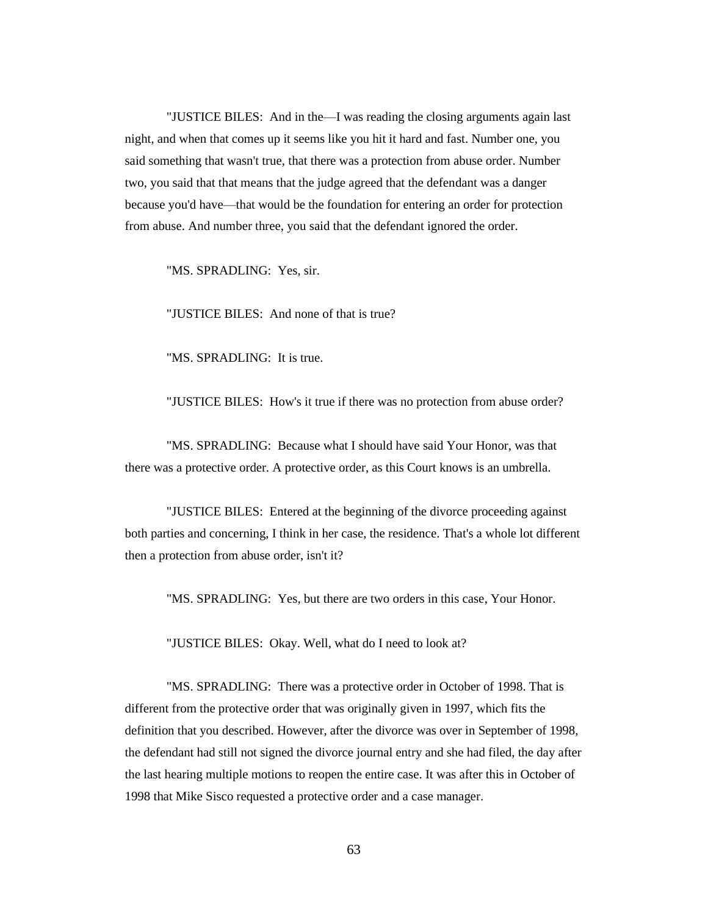"JUSTICE BILES: And in the—I was reading the closing arguments again last night, and when that comes up it seems like you hit it hard and fast. Number one, you said something that wasn't true, that there was a protection from abuse order. Number two, you said that that means that the judge agreed that the defendant was a danger because you'd have—that would be the foundation for entering an order for protection from abuse. And number three, you said that the defendant ignored the order.

"MS. SPRADLING: Yes, sir.

"JUSTICE BILES: And none of that is true?

"MS. SPRADLING: It is true.

"JUSTICE BILES: How's it true if there was no protection from abuse order?

"MS. SPRADLING: Because what I should have said Your Honor, was that there was a protective order. A protective order, as this Court knows is an umbrella.

"JUSTICE BILES: Entered at the beginning of the divorce proceeding against both parties and concerning, I think in her case, the residence. That's a whole lot different then a protection from abuse order, isn't it?

"MS. SPRADLING: Yes, but there are two orders in this case, Your Honor.

"JUSTICE BILES: Okay. Well, what do I need to look at?

"MS. SPRADLING: There was a protective order in October of 1998. That is different from the protective order that was originally given in 1997, which fits the definition that you described. However, after the divorce was over in September of 1998, the defendant had still not signed the divorce journal entry and she had filed, the day after the last hearing multiple motions to reopen the entire case. It was after this in October of 1998 that Mike Sisco requested a protective order and a case manager.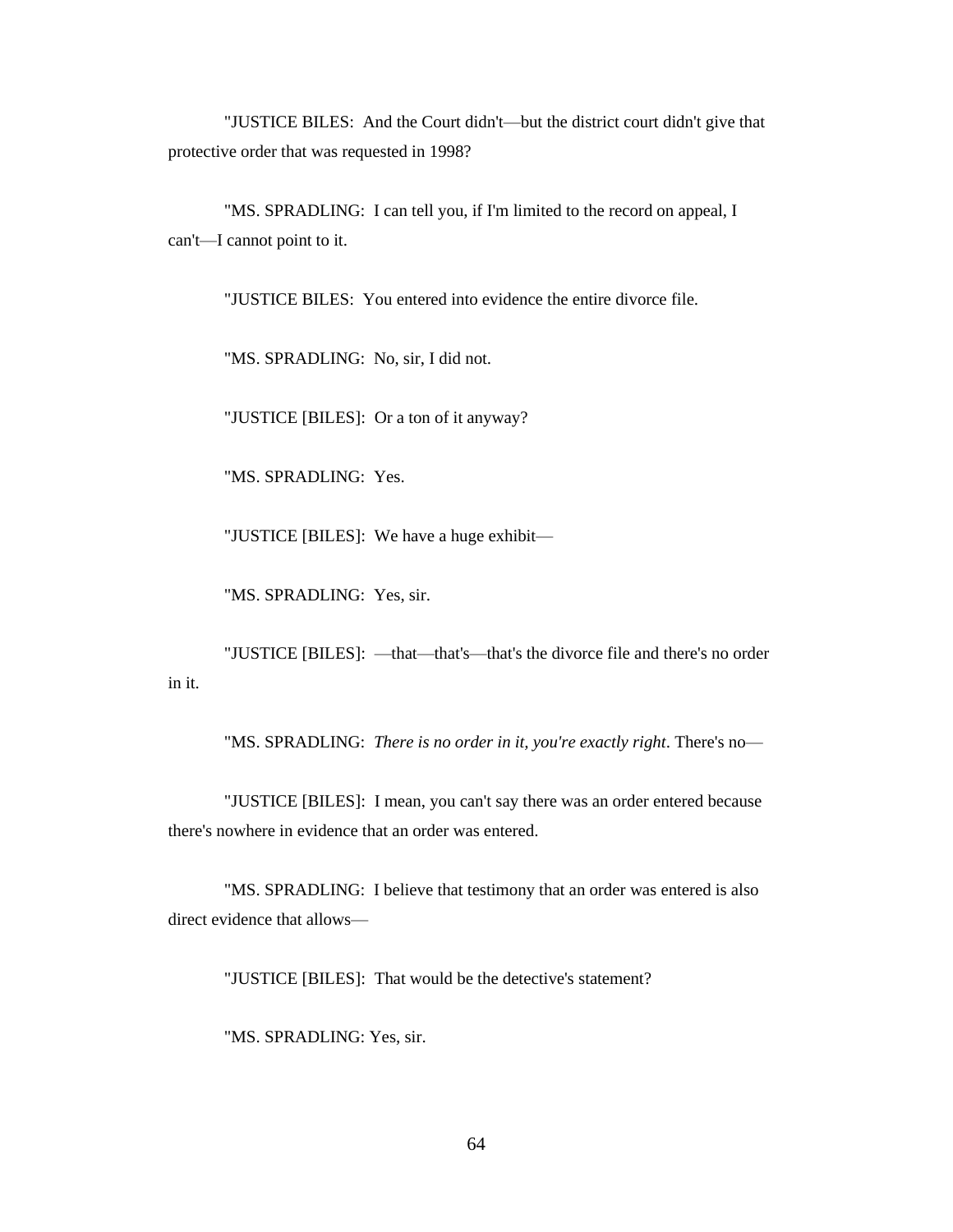"JUSTICE BILES: And the Court didn't—but the district court didn't give that protective order that was requested in 1998?

"MS. SPRADLING: I can tell you, if I'm limited to the record on appeal, I can't—I cannot point to it.

"JUSTICE BILES: You entered into evidence the entire divorce file.

"MS. SPRADLING: No, sir, I did not.

"JUSTICE [BILES]: Or a ton of it anyway?

"MS. SPRADLING: Yes.

"JUSTICE [BILES]: We have a huge exhibit—

"MS. SPRADLING: Yes, sir.

"JUSTICE [BILES]: —that—that's—that's the divorce file and there's no order in it.

"MS. SPRADLING: *There is no order in it, you're exactly right*. There's no—

"JUSTICE [BILES]: I mean, you can't say there was an order entered because there's nowhere in evidence that an order was entered.

"MS. SPRADLING: I believe that testimony that an order was entered is also direct evidence that allows—

"JUSTICE [BILES]: That would be the detective's statement?

"MS. SPRADLING: Yes, sir.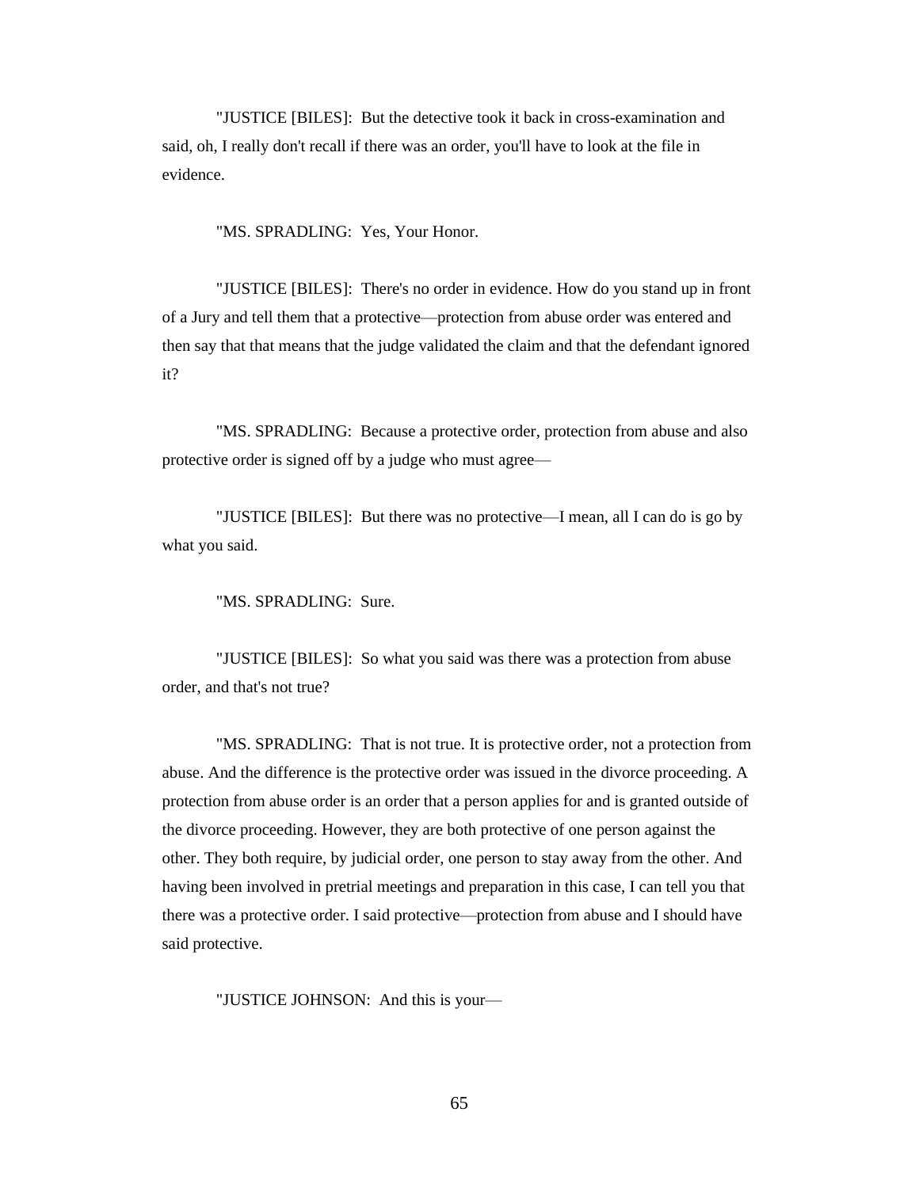"JUSTICE [BILES]: But the detective took it back in cross-examination and said, oh, I really don't recall if there was an order, you'll have to look at the file in evidence.

"MS. SPRADLING: Yes, Your Honor.

"JUSTICE [BILES]: There's no order in evidence. How do you stand up in front of a Jury and tell them that a protective—protection from abuse order was entered and then say that that means that the judge validated the claim and that the defendant ignored it?

"MS. SPRADLING: Because a protective order, protection from abuse and also protective order is signed off by a judge who must agree—

"JUSTICE [BILES]: But there was no protective—I mean, all I can do is go by what you said.

"MS. SPRADLING: Sure.

"JUSTICE [BILES]: So what you said was there was a protection from abuse order, and that's not true?

"MS. SPRADLING: That is not true. It is protective order, not a protection from abuse. And the difference is the protective order was issued in the divorce proceeding. A protection from abuse order is an order that a person applies for and is granted outside of the divorce proceeding. However, they are both protective of one person against the other. They both require, by judicial order, one person to stay away from the other. And having been involved in pretrial meetings and preparation in this case, I can tell you that there was a protective order. I said protective—protection from abuse and I should have said protective.

"JUSTICE JOHNSON: And this is your—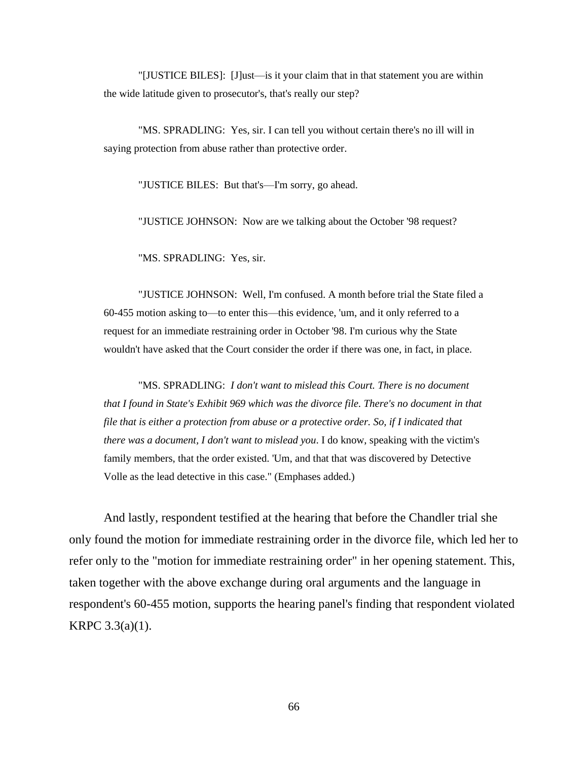"[JUSTICE BILES]: [J]ust—is it your claim that in that statement you are within the wide latitude given to prosecutor's, that's really our step?

"MS. SPRADLING: Yes, sir. I can tell you without certain there's no ill will in saying protection from abuse rather than protective order.

"JUSTICE BILES: But that's—I'm sorry, go ahead.

"JUSTICE JOHNSON: Now are we talking about the October '98 request?

"MS. SPRADLING: Yes, sir.

"JUSTICE JOHNSON: Well, I'm confused. A month before trial the State filed a 60-455 motion asking to—to enter this—this evidence, 'um, and it only referred to a request for an immediate restraining order in October '98. I'm curious why the State wouldn't have asked that the Court consider the order if there was one, in fact, in place.

"MS. SPRADLING: *I don't want to mislead this Court. There is no document that I found in State's Exhibit 969 which was the divorce file. There's no document in that file that is either a protection from abuse or a protective order. So, if I indicated that there was a document, I don't want to mislead you*. I do know, speaking with the victim's family members, that the order existed. 'Um, and that that was discovered by Detective Volle as the lead detective in this case." (Emphases added.)

And lastly, respondent testified at the hearing that before the Chandler trial she only found the motion for immediate restraining order in the divorce file, which led her to refer only to the "motion for immediate restraining order" in her opening statement. This, taken together with the above exchange during oral arguments and the language in respondent's 60-455 motion, supports the hearing panel's finding that respondent violated KRPC 3.3(a)(1).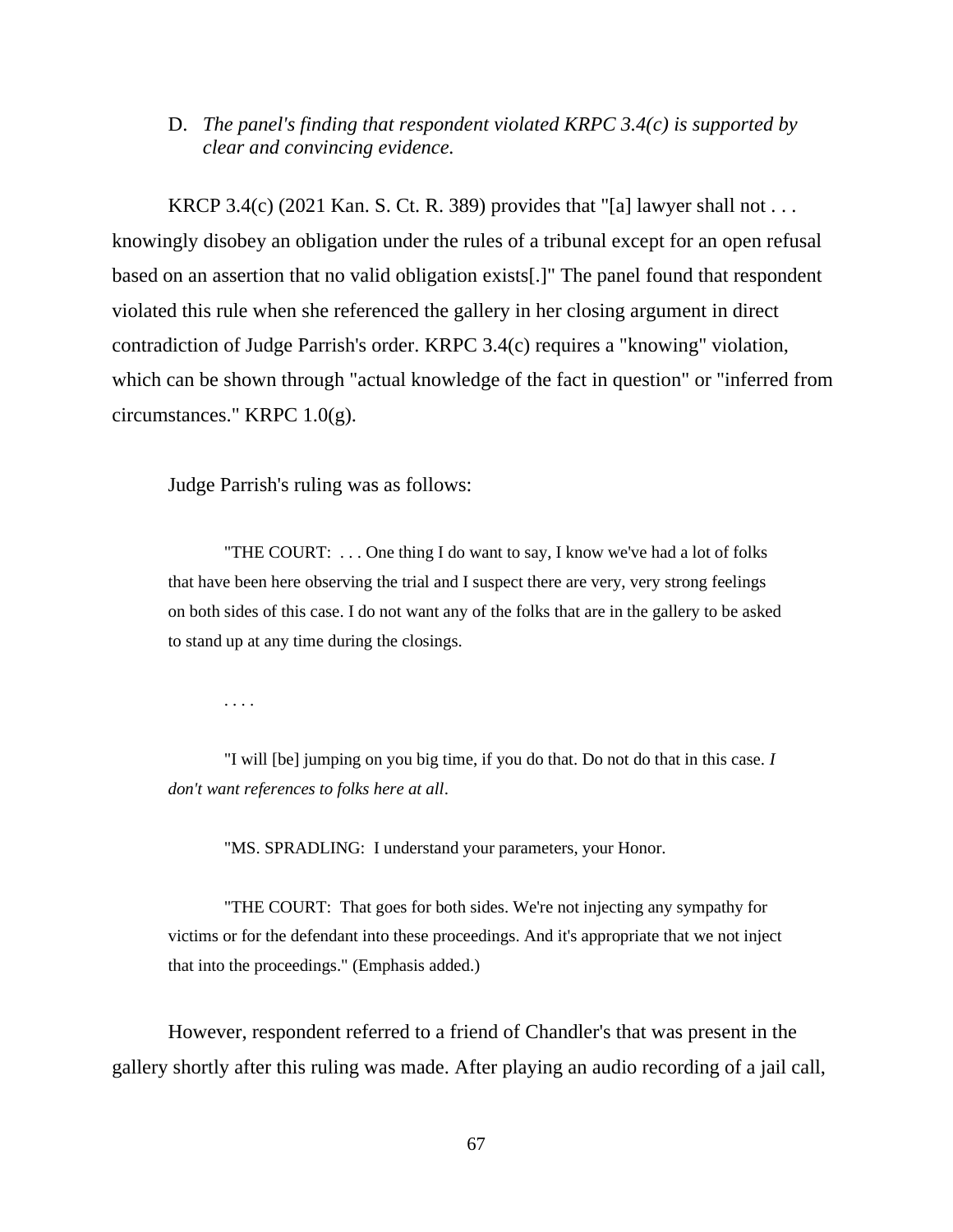D. *The panel's finding that respondent violated KRPC 3.4(c) is supported by clear and convincing evidence.*

KRCP 3.4(c) (2021 Kan. S. Ct. R. 389) provides that "[a] lawyer shall not . . . knowingly disobey an obligation under the rules of a tribunal except for an open refusal based on an assertion that no valid obligation exists[.]" The panel found that respondent violated this rule when she referenced the gallery in her closing argument in direct contradiction of Judge Parrish's order. KRPC 3.4(c) requires a "knowing" violation, which can be shown through "actual knowledge of the fact in question" or "inferred from circumstances." KRPC 1.0(g).

Judge Parrish's ruling was as follows:

> "THE COURT: . . . One thing I do want to say, I know we've had a lot of folks that have been here observing the trial and I suspect there are very, very strong feelings on both sides of this case. I do not want any of the folks that are in the gallery to be asked to stand up at any time during the closings.
>
> . . . .
>
> "I will [be] jumping on you big time, if you do that. Do not do that in this case. *I don't want references to folks here at all*.
>
> "MS. SPRADLING: I understand your parameters, your Honor.
>
> "THE COURT: That goes for both sides. We're not injecting any sympathy for victims or for the defendant into these proceedings. And it's appropriate that we not inject that into the proceedings." (Emphasis added.)

However, respondent referred to a friend of Chandler's that was present in the gallery shortly after this ruling was made. After playing an audio recording of a jail call,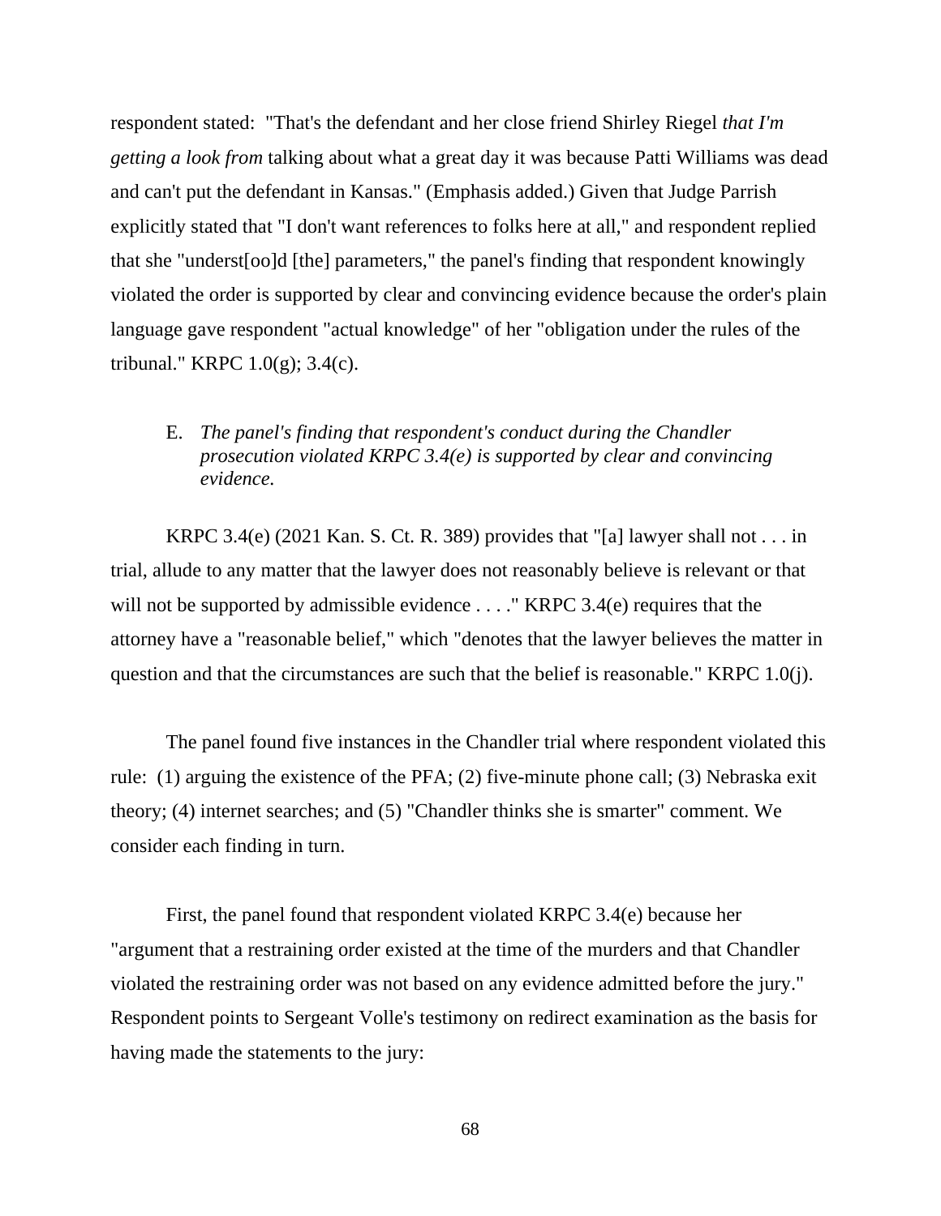respondent stated: "That's the defendant and her close friend Shirley Riegel *that I'm getting a look from* talking about what a great day it was because Patti Williams was dead and can't put the defendant in Kansas." (Emphasis added.) Given that Judge Parrish explicitly stated that "I don't want references to folks here at all," and respondent replied that she "underst[oo]d [the] parameters," the panel's finding that respondent knowingly violated the order is supported by clear and convincing evidence because the order's plain language gave respondent "actual knowledge" of her "obligation under the rules of the tribunal." KRPC 1.0(g); 3.4(c).

### E. *The panel's finding that respondent's conduct during the Chandler prosecution violated KRPC 3.4(e) is supported by clear and convincing evidence.*

KRPC 3.4(e) (2021 Kan. S. Ct. R. 389) provides that "[a] lawyer shall not . . . in trial, allude to any matter that the lawyer does not reasonably believe is relevant or that will not be supported by admissible evidence . . . ." KRPC 3.4(e) requires that the attorney have a "reasonable belief," which "denotes that the lawyer believes the matter in question and that the circumstances are such that the belief is reasonable." KRPC 1.0(j).

The panel found five instances in the Chandler trial where respondent violated this rule: (1) arguing the existence of the PFA; (2) five-minute phone call; (3) Nebraska exit theory; (4) internet searches; and (5) "Chandler thinks she is smarter" comment. We consider each finding in turn.

First, the panel found that respondent violated KRPC 3.4(e) because her "argument that a restraining order existed at the time of the murders and that Chandler violated the restraining order was not based on any evidence admitted before the jury." Respondent points to Sergeant Volle's testimony on redirect examination as the basis for having made the statements to the jury: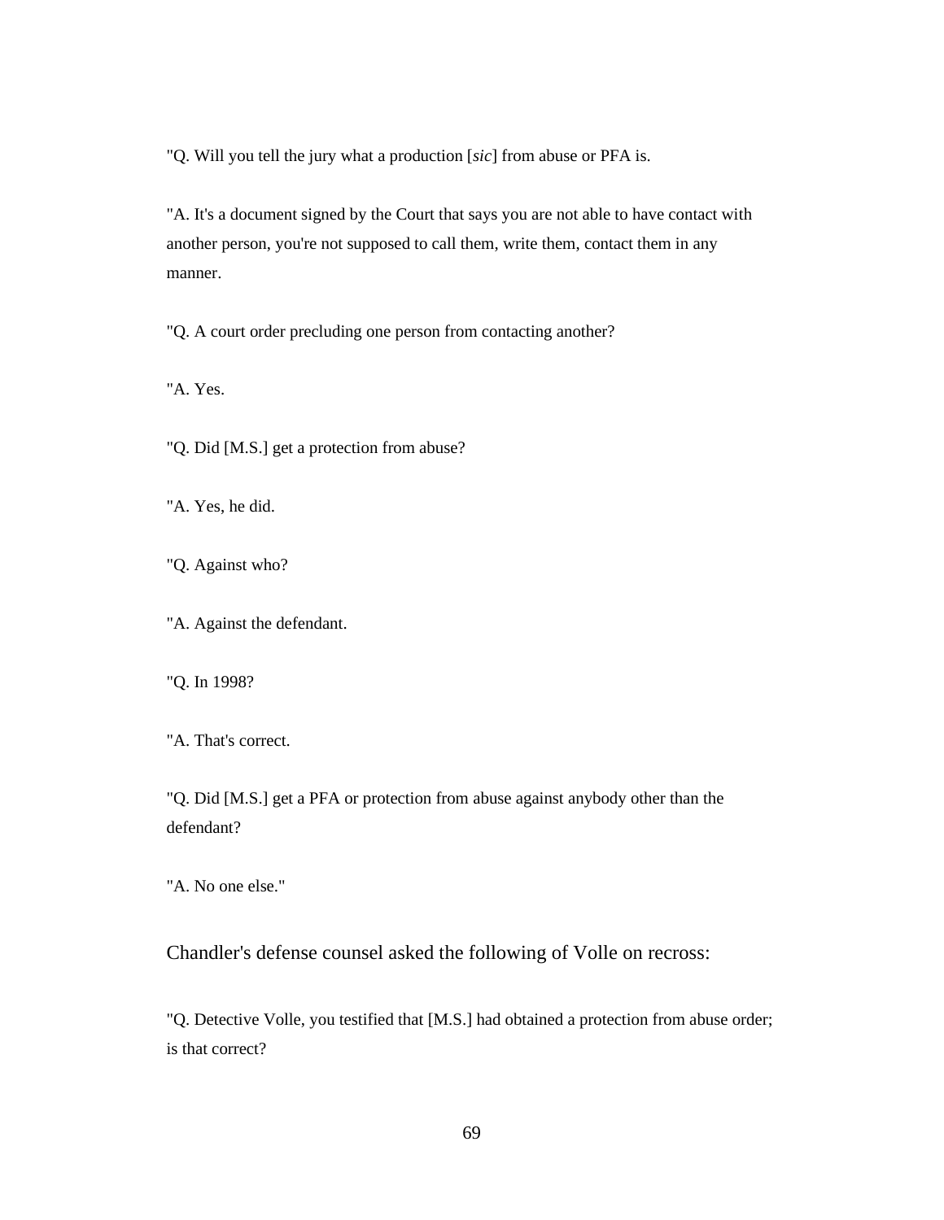"Q. Will you tell the jury what a production [*sic*] from abuse or PFA is.

"A. It's a document signed by the Court that says you are not able to have contact with another person, you're not supposed to call them, write them, contact them in any manner.

"Q. A court order precluding one person from contacting another?

"A. Yes.

"Q. Did [M.S.] get a protection from abuse?

"A. Yes, he did.

"Q. Against who?

"A. Against the defendant.

"Q. In 1998?

"A. That's correct.

"Q. Did [M.S.] get a PFA or protection from abuse against anybody other than the defendant?

"A. No one else."

Chandler's defense counsel asked the following of Volle on recross:

"Q. Detective Volle, you testified that [M.S.] had obtained a protection from abuse order; is that correct?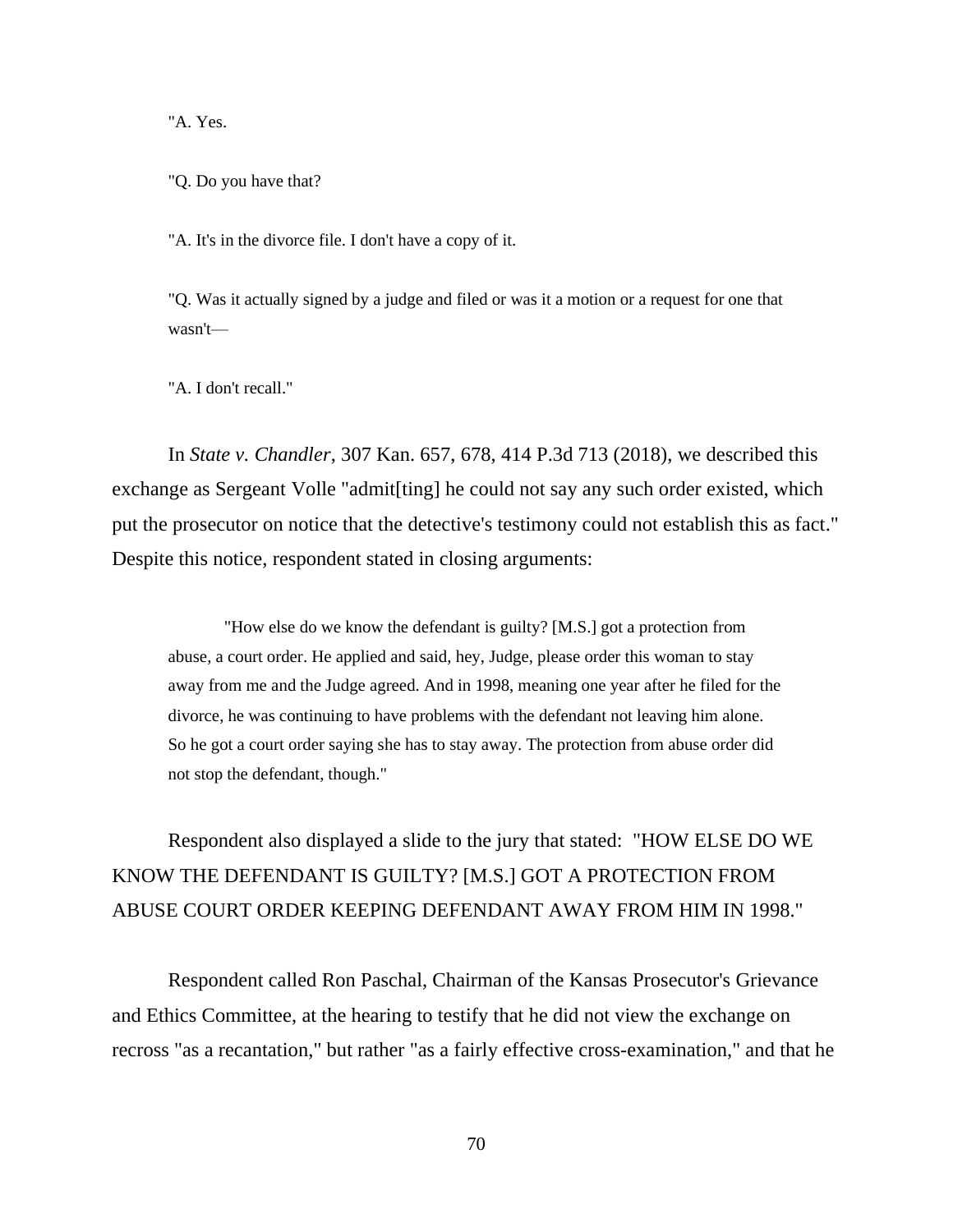> "A. Yes.
>
> "Q. Do you have that?
>
> "A. It's in the divorce file. I don't have a copy of it.
>
> "Q. Was it actually signed by a judge and filed or was it a motion or a request for one that wasn't—
>
> "A. I don't recall."

In *State v. Chandler*, 307 Kan. 657, 678, 414 P.3d 713 (2018), we described this exchange as Sergeant Volle "admit[ting] he could not say any such order existed, which put the prosecutor on notice that the detective's testimony could not establish this as fact." Despite this notice, respondent stated in closing arguments:

> "How else do we know the defendant is guilty? [M.S.] got a protection from abuse, a court order. He applied and said, hey, Judge, please order this woman to stay away from me and the Judge agreed. And in 1998, meaning one year after he filed for the divorce, he was continuing to have problems with the defendant not leaving him alone. So he got a court order saying she has to stay away. The protection from abuse order did not stop the defendant, though."

Respondent also displayed a slide to the jury that stated: "HOW ELSE DO WE KNOW THE DEFENDANT IS GUILTY? [M.S.] GOT A PROTECTION FROM ABUSE COURT ORDER KEEPING DEFENDANT AWAY FROM HIM IN 1998."

Respondent called Ron Paschal, Chairman of the Kansas Prosecutor's Grievance and Ethics Committee, at the hearing to testify that he did not view the exchange on recross "as a recantation," but rather "as a fairly effective cross-examination," and that he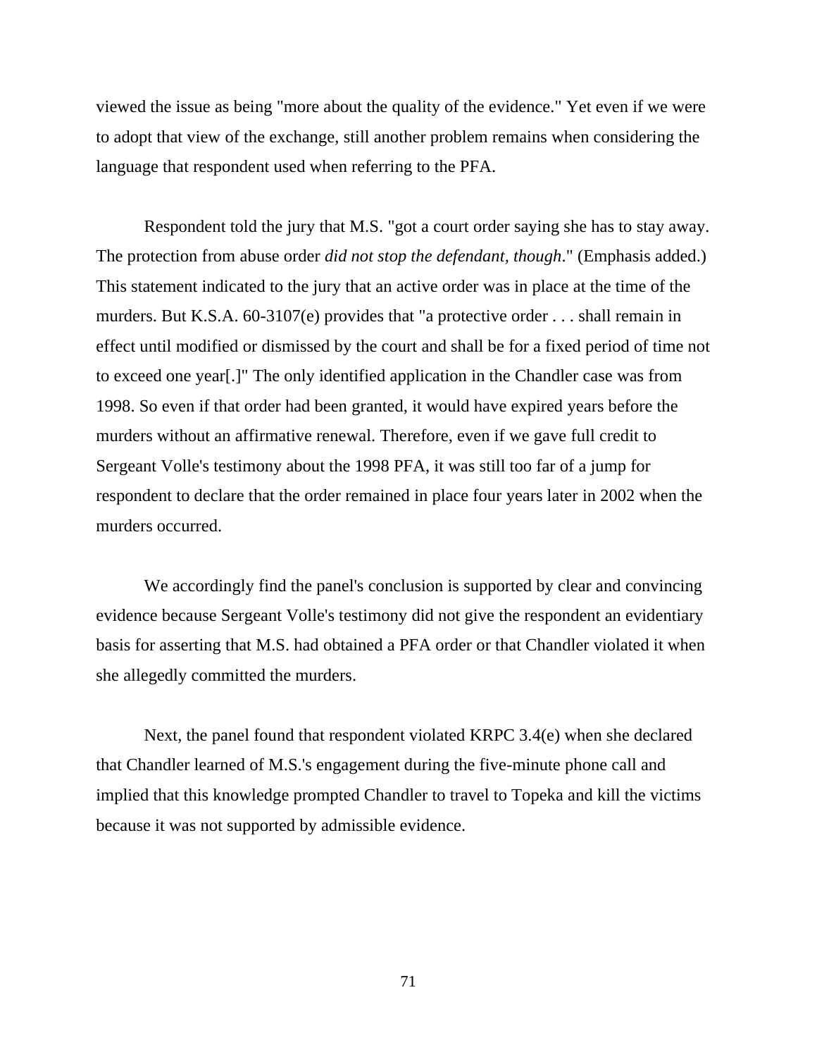viewed the issue as being "more about the quality of the evidence." Yet even if we were to adopt that view of the exchange, still another problem remains when considering the language that respondent used when referring to the PFA.

Respondent told the jury that M.S. "got a court order saying she has to stay away. The protection from abuse order *did not stop the defendant, though*." (Emphasis added.) This statement indicated to the jury that an active order was in place at the time of the murders. But K.S.A. 60-3107(e) provides that "a protective order . . . shall remain in effect until modified or dismissed by the court and shall be for a fixed period of time not to exceed one year[.]" The only identified application in the Chandler case was from 1998. So even if that order had been granted, it would have expired years before the murders without an affirmative renewal. Therefore, even if we gave full credit to Sergeant Volle's testimony about the 1998 PFA, it was still too far of a jump for respondent to declare that the order remained in place four years later in 2002 when the murders occurred.

We accordingly find the panel's conclusion is supported by clear and convincing evidence because Sergeant Volle's testimony did not give the respondent an evidentiary basis for asserting that M.S. had obtained a PFA order or that Chandler violated it when she allegedly committed the murders.

Next, the panel found that respondent violated KRPC 3.4(e) when she declared that Chandler learned of M.S.'s engagement during the five-minute phone call and implied that this knowledge prompted Chandler to travel to Topeka and kill the victims because it was not supported by admissible evidence.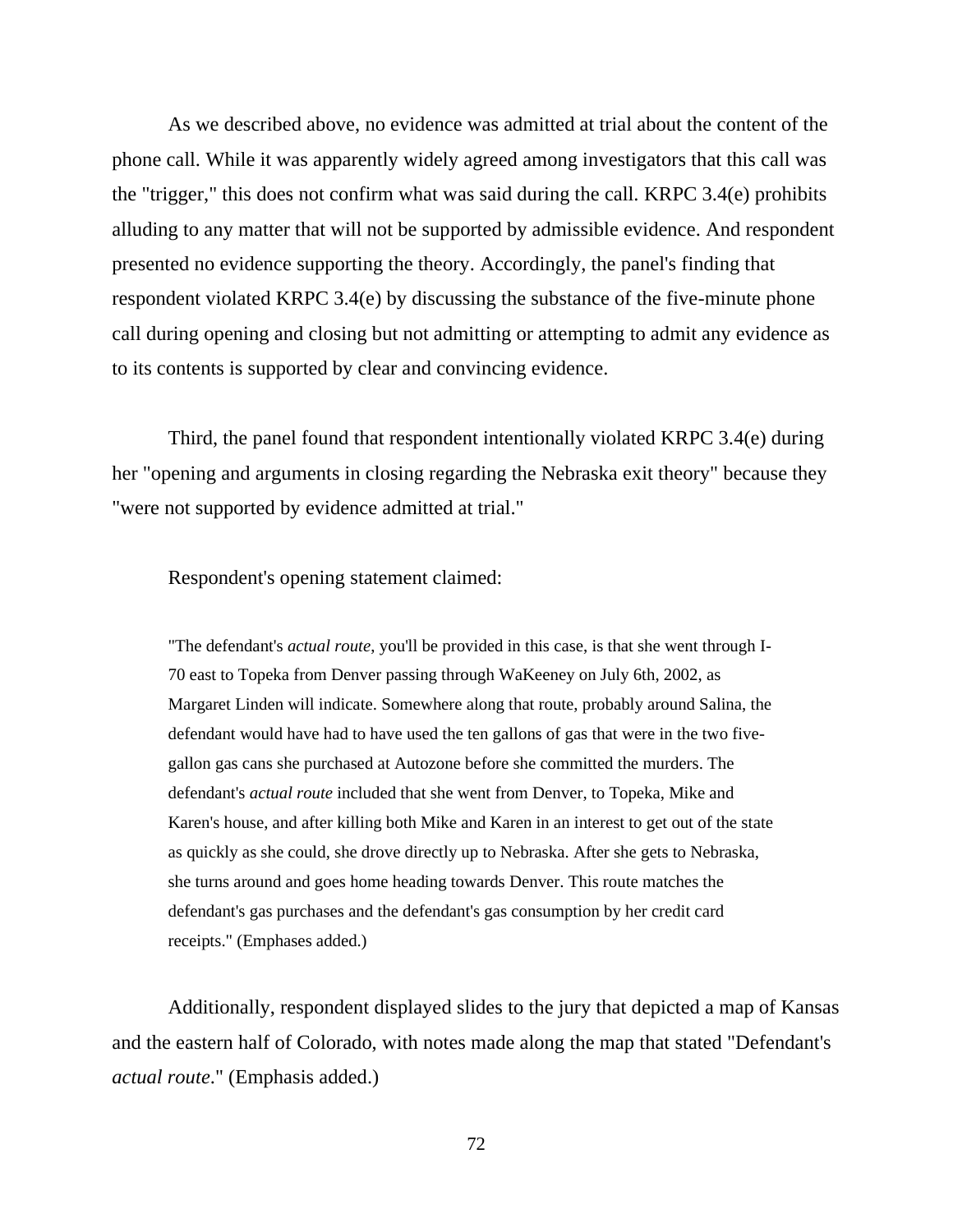As we described above, no evidence was admitted at trial about the content of the phone call. While it was apparently widely agreed among investigators that this call was the "trigger," this does not confirm what was said during the call. KRPC 3.4(e) prohibits alluding to any matter that will not be supported by admissible evidence. And respondent presented no evidence supporting the theory. Accordingly, the panel's finding that respondent violated KRPC 3.4(e) by discussing the substance of the five-minute phone call during opening and closing but not admitting or attempting to admit any evidence as to its contents is supported by clear and convincing evidence.

Third, the panel found that respondent intentionally violated KRPC 3.4(e) during her "opening and arguments in closing regarding the Nebraska exit theory" because they "were not supported by evidence admitted at trial."

Respondent's opening statement claimed:

> "The defendant's *actual route*, you'll be provided in this case, is that she went through I-70 east to Topeka from Denver passing through WaKeeney on July 6th, 2002, as Margaret Linden will indicate. Somewhere along that route, probably around Salina, the defendant would have had to have used the ten gallons of gas that were in the two five-gallon gas cans she purchased at Autozone before she committed the murders. The defendant's *actual route* included that she went from Denver, to Topeka, Mike and Karen's house, and after killing both Mike and Karen in an interest to get out of the state as quickly as she could, she drove directly up to Nebraska. After she gets to Nebraska, she turns around and goes home heading towards Denver. This route matches the defendant's gas purchases and the defendant's gas consumption by her credit card receipts." (Emphases added.)

Additionally, respondent displayed slides to the jury that depicted a map of Kansas and the eastern half of Colorado, with notes made along the map that stated "Defendant's *actual route*." (Emphasis added.)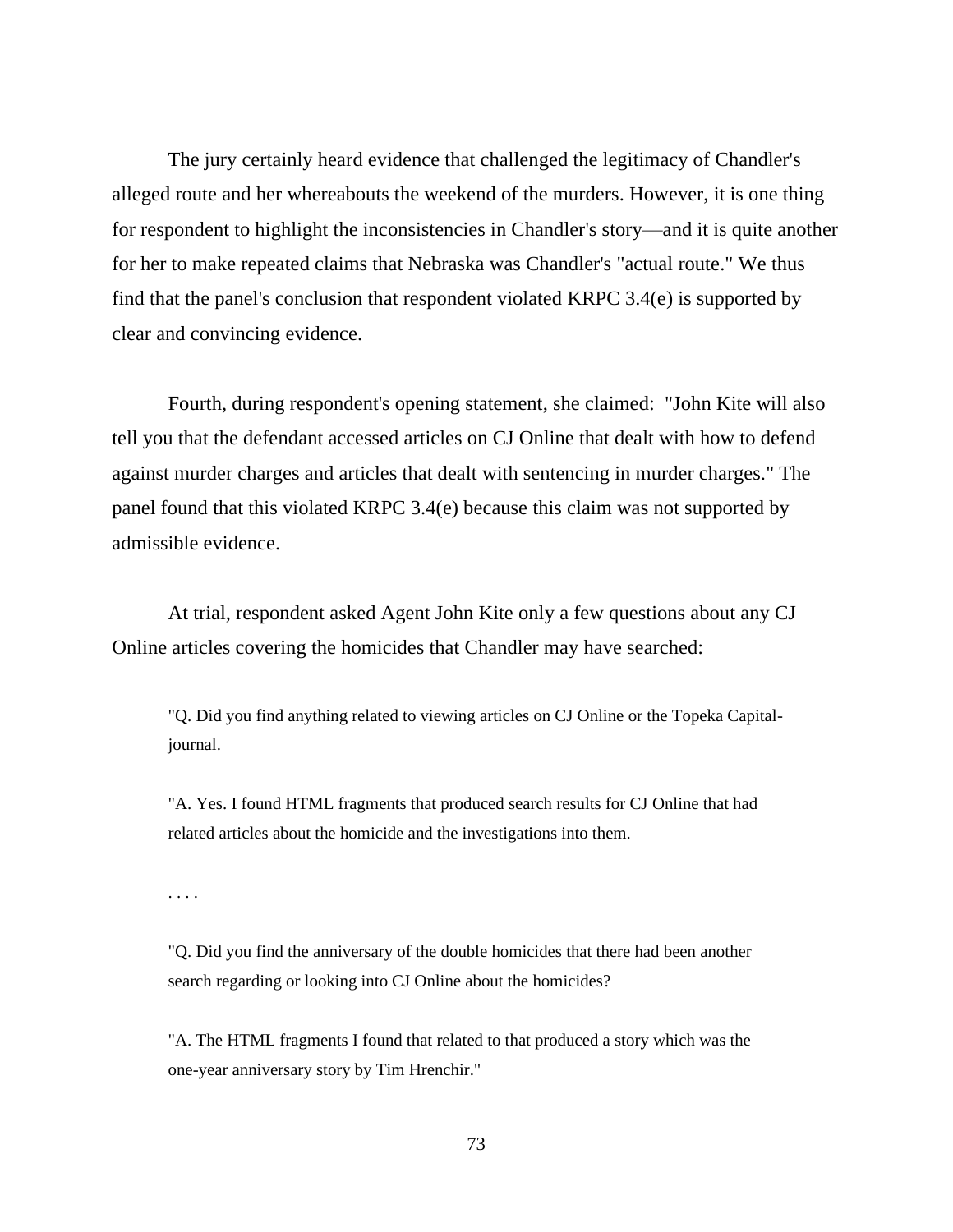The jury certainly heard evidence that challenged the legitimacy of Chandler's alleged route and her whereabouts the weekend of the murders. However, it is one thing for respondent to highlight the inconsistencies in Chandler's story—and it is quite another for her to make repeated claims that Nebraska was Chandler's "actual route." We thus find that the panel's conclusion that respondent violated KRPC 3.4(e) is supported by clear and convincing evidence.

Fourth, during respondent's opening statement, she claimed: "John Kite will also tell you that the defendant accessed articles on CJ Online that dealt with how to defend against murder charges and articles that dealt with sentencing in murder charges." The panel found that this violated KRPC 3.4(e) because this claim was not supported by admissible evidence.

At trial, respondent asked Agent John Kite only a few questions about any CJ Online articles covering the homicides that Chandler may have searched:

> "Q. Did you find anything related to viewing articles on CJ Online or the Topeka Capital-journal.
>
> "A. Yes. I found HTML fragments that produced search results for CJ Online that had related articles about the homicide and the investigations into them.
>
> . . . .
>
> "Q. Did you find the anniversary of the double homicides that there had been another search regarding or looking into CJ Online about the homicides?
>
> "A. The HTML fragments I found that related to that produced a story which was the one-year anniversary story by Tim Hrenchir."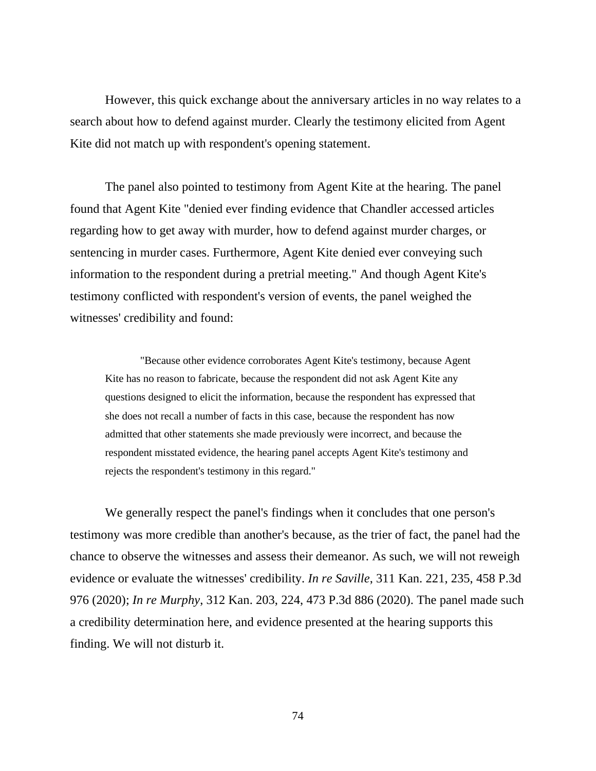However, this quick exchange about the anniversary articles in no way relates to a search about how to defend against murder. Clearly the testimony elicited from Agent Kite did not match up with respondent's opening statement.

The panel also pointed to testimony from Agent Kite at the hearing. The panel found that Agent Kite "denied ever finding evidence that Chandler accessed articles regarding how to get away with murder, how to defend against murder charges, or sentencing in murder cases. Furthermore, Agent Kite denied ever conveying such information to the respondent during a pretrial meeting." And though Agent Kite's testimony conflicted with respondent's version of events, the panel weighed the witnesses' credibility and found:

> "Because other evidence corroborates Agent Kite's testimony, because Agent Kite has no reason to fabricate, because the respondent did not ask Agent Kite any questions designed to elicit the information, because the respondent has expressed that she does not recall a number of facts in this case, because the respondent has now admitted that other statements she made previously were incorrect, and because the respondent misstated evidence, the hearing panel accepts Agent Kite's testimony and rejects the respondent's testimony in this regard."

We generally respect the panel's findings when it concludes that one person's testimony was more credible than another's because, as the trier of fact, the panel had the chance to observe the witnesses and assess their demeanor. As such, we will not reweigh evidence or evaluate the witnesses' credibility. *In re Saville*, 311 Kan. 221, 235, 458 P.3d 976 (2020); *In re Murphy*, 312 Kan. 203, 224, 473 P.3d 886 (2020). The panel made such a credibility determination here, and evidence presented at the hearing supports this finding. We will not disturb it.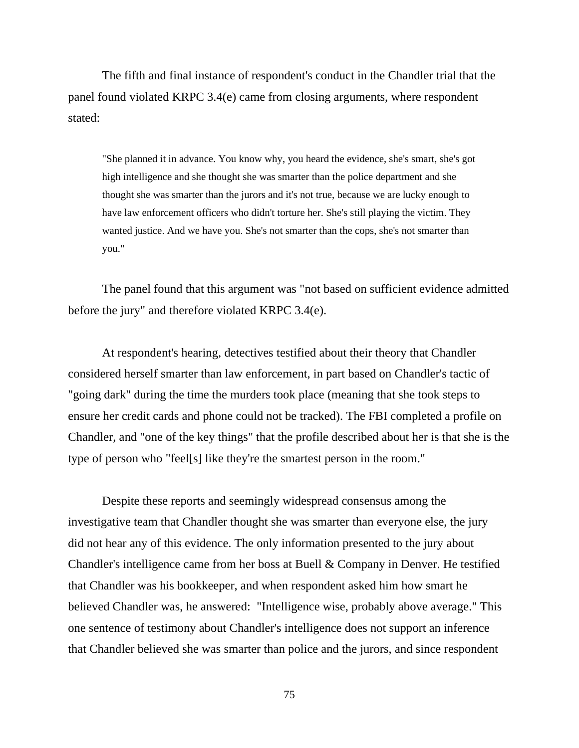The fifth and final instance of respondent's conduct in the Chandler trial that the panel found violated KRPC 3.4(e) came from closing arguments, where respondent stated:

> "She planned it in advance. You know why, you heard the evidence, she's smart, she's got high intelligence and she thought she was smarter than the police department and she thought she was smarter than the jurors and it's not true, because we are lucky enough to have law enforcement officers who didn't torture her. She's still playing the victim. They wanted justice. And we have you. She's not smarter than the cops, she's not smarter than you."

The panel found that this argument was "not based on sufficient evidence admitted before the jury" and therefore violated KRPC 3.4(e).

At respondent's hearing, detectives testified about their theory that Chandler considered herself smarter than law enforcement, in part based on Chandler's tactic of "going dark" during the time the murders took place (meaning that she took steps to ensure her credit cards and phone could not be tracked). The FBI completed a profile on Chandler, and "one of the key things" that the profile described about her is that she is the type of person who "feel[s] like they're the smartest person in the room."

Despite these reports and seemingly widespread consensus among the investigative team that Chandler thought she was smarter than everyone else, the jury did not hear any of this evidence. The only information presented to the jury about Chandler's intelligence came from her boss at Buell & Company in Denver. He testified that Chandler was his bookkeeper, and when respondent asked him how smart he believed Chandler was, he answered: "Intelligence wise, probably above average." This one sentence of testimony about Chandler's intelligence does not support an inference that Chandler believed she was smarter than police and the jurors, and since respondent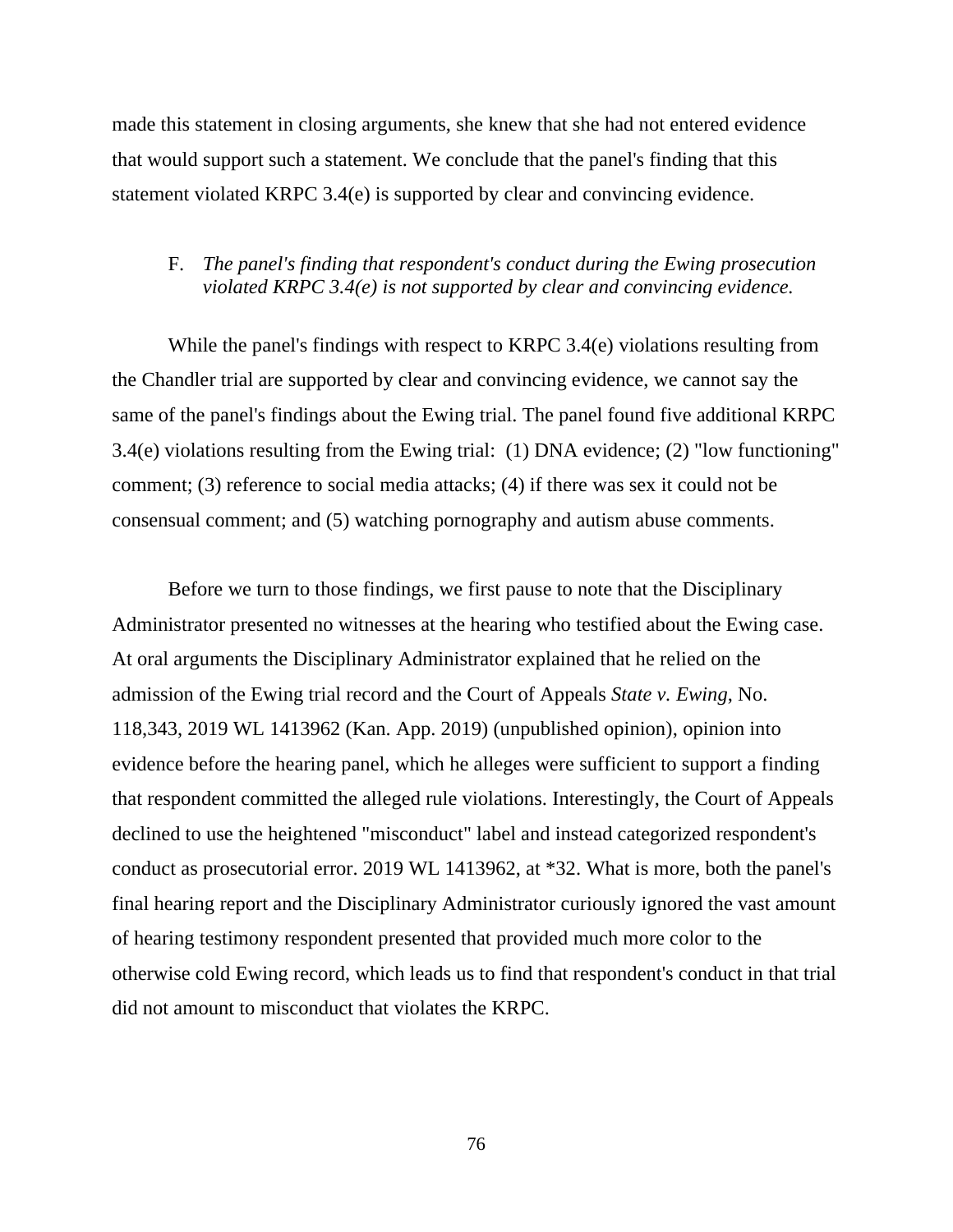made this statement in closing arguments, she knew that she had not entered evidence that would support such a statement. We conclude that the panel's finding that this statement violated KRPC 3.4(e) is supported by clear and convincing evidence.

F. *The panel's finding that respondent's conduct during the Ewing prosecution violated KRPC 3.4(e) is not supported by clear and convincing evidence.*

While the panel's findings with respect to KRPC 3.4(e) violations resulting from the Chandler trial are supported by clear and convincing evidence, we cannot say the same of the panel's findings about the Ewing trial. The panel found five additional KRPC 3.4(e) violations resulting from the Ewing trial: (1) DNA evidence; (2) "low functioning" comment; (3) reference to social media attacks; (4) if there was sex it could not be consensual comment; and (5) watching pornography and autism abuse comments.

Before we turn to those findings, we first pause to note that the Disciplinary Administrator presented no witnesses at the hearing who testified about the Ewing case. At oral arguments the Disciplinary Administrator explained that he relied on the admission of the Ewing trial record and the Court of Appeals *State v. Ewing*, No. 118,343, 2019 WL 1413962 (Kan. App. 2019) (unpublished opinion), opinion into evidence before the hearing panel, which he alleges were sufficient to support a finding that respondent committed the alleged rule violations. Interestingly, the Court of Appeals declined to use the heightened "misconduct" label and instead categorized respondent's conduct as prosecutorial error. 2019 WL 1413962, at *32. What is more, both the panel's final hearing report and the Disciplinary Administrator curiously ignored the vast amount of hearing testimony respondent presented that provided much more color to the otherwise cold Ewing record, which leads us to find that respondent's conduct in that trial did not amount to misconduct that violates the KRPC.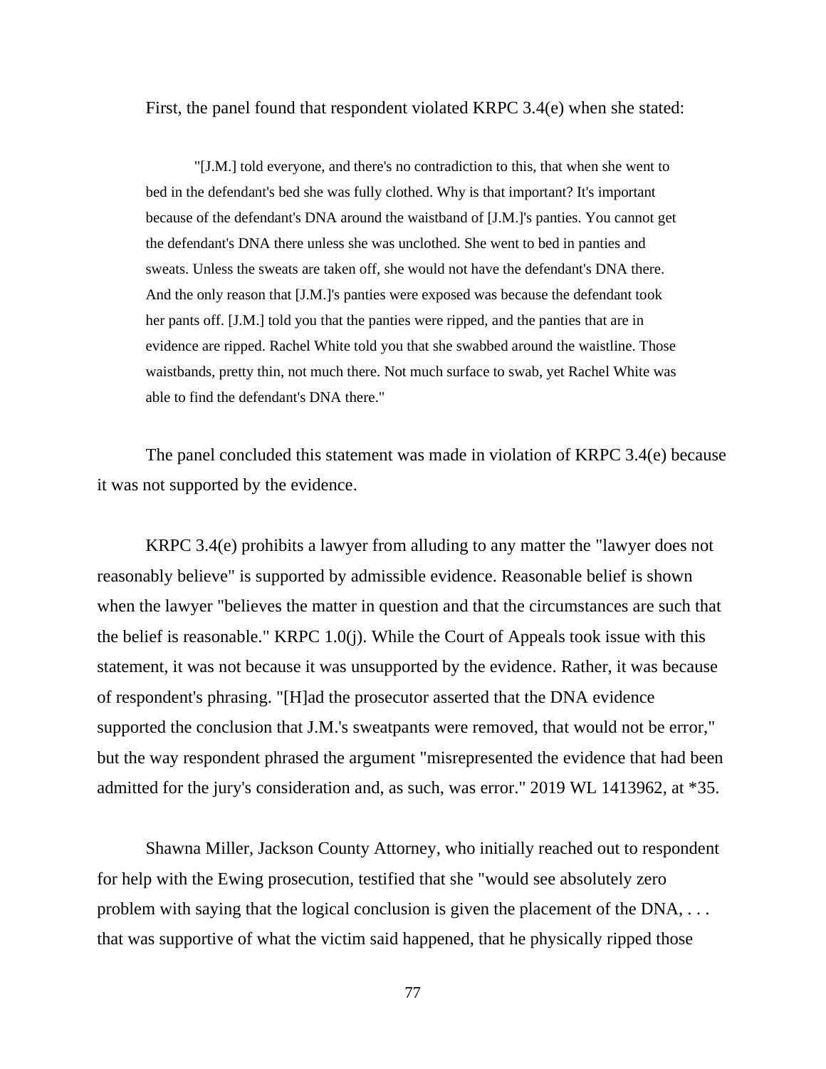First, the panel found that respondent violated KRPC 3.4(e) when she stated:

> "[J.M.] told everyone, and there's no contradiction to this, that when she went to bed in the defendant's bed she was fully clothed. Why is that important? It's important because of the defendant's DNA around the waistband of [J.M.]'s panties. You cannot get the defendant's DNA there unless she was unclothed. She went to bed in panties and sweats. Unless the sweats are taken off, she would not have the defendant's DNA there. And the only reason that [J.M.]'s panties were exposed was because the defendant took her pants off. [J.M.] told you that the panties were ripped, and the panties that are in evidence are ripped. Rachel White told you that she swabbed around the waistline. Those waistbands, pretty thin, not much there. Not much surface to swab, yet Rachel White was able to find the defendant's DNA there."

The panel concluded this statement was made in violation of KRPC 3.4(e) because it was not supported by the evidence.

KRPC 3.4(e) prohibits a lawyer from alluding to any matter the "lawyer does not reasonably believe" is supported by admissible evidence. Reasonable belief is shown when the lawyer "believes the matter in question and that the circumstances are such that the belief is reasonable." KRPC 1.0(j). While the Court of Appeals took issue with this statement, it was not because it was unsupported by the evidence. Rather, it was because of respondent's phrasing. "[H]ad the prosecutor asserted that the DNA evidence supported the conclusion that J.M.'s sweatpants were removed, that would not be error," but the way respondent phrased the argument "misrepresented the evidence that had been admitted for the jury's consideration and, as such, was error." 2019 WL 1413962, at *35.

Shawna Miller, Jackson County Attorney, who initially reached out to respondent for help with the Ewing prosecution, testified that she "would see absolutely zero problem with saying that the logical conclusion is given the placement of the DNA, . . . that was supportive of what the victim said happened, that he physically ripped those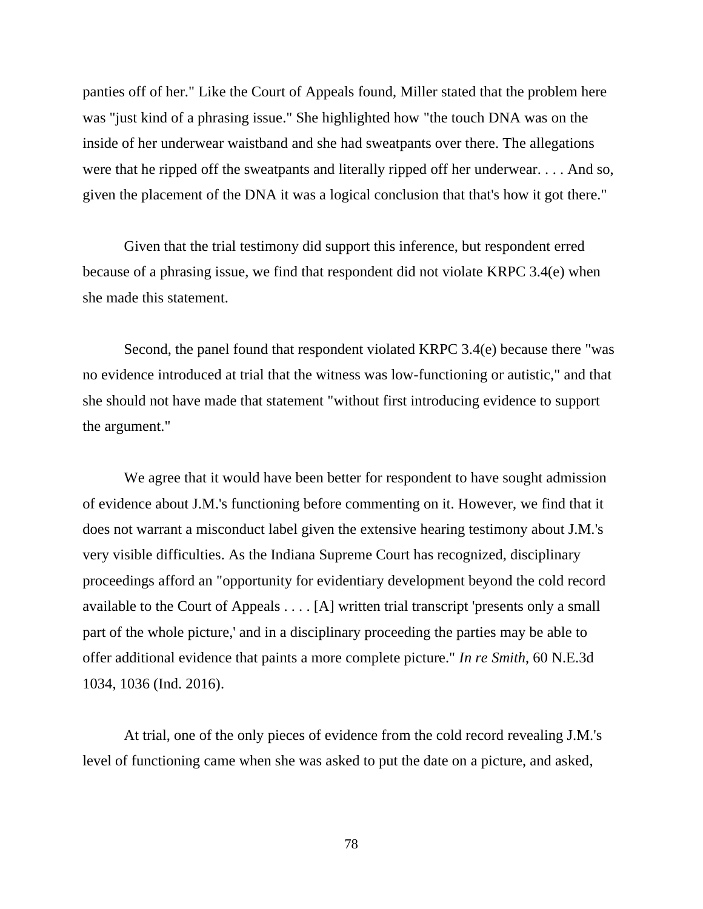panties off of her." Like the Court of Appeals found, Miller stated that the problem here was "just kind of a phrasing issue." She highlighted how "the touch DNA was on the inside of her underwear waistband and she had sweatpants over there. The allegations were that he ripped off the sweatpants and literally ripped off her underwear. . . . And so, given the placement of the DNA it was a logical conclusion that that's how it got there."

Given that the trial testimony did support this inference, but respondent erred because of a phrasing issue, we find that respondent did not violate KRPC 3.4(e) when she made this statement.

Second, the panel found that respondent violated KRPC 3.4(e) because there "was no evidence introduced at trial that the witness was low-functioning or autistic," and that she should not have made that statement "without first introducing evidence to support the argument."

We agree that it would have been better for respondent to have sought admission of evidence about J.M.'s functioning before commenting on it. However, we find that it does not warrant a misconduct label given the extensive hearing testimony about J.M.'s very visible difficulties. As the Indiana Supreme Court has recognized, disciplinary proceedings afford an "opportunity for evidentiary development beyond the cold record available to the Court of Appeals . . . . [A] written trial transcript 'presents only a small part of the whole picture,' and in a disciplinary proceeding the parties may be able to offer additional evidence that paints a more complete picture." *In re Smith*, 60 N.E.3d 1034, 1036 (Ind. 2016).

At trial, one of the only pieces of evidence from the cold record revealing J.M.'s level of functioning came when she was asked to put the date on a picture, and asked,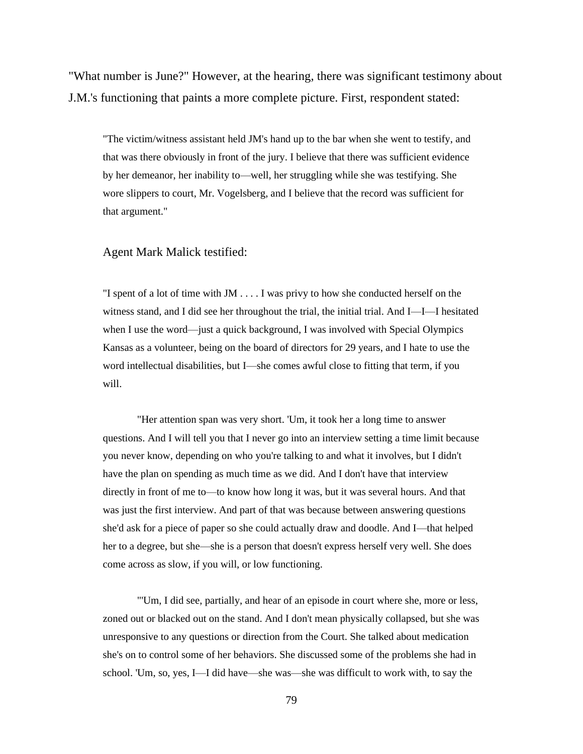"What number is June?" However, at the hearing, there was significant testimony about J.M.'s functioning that paints a more complete picture. First, respondent stated:

> "The victim/witness assistant held JM's hand up to the bar when she went to testify, and that was there obviously in front of the jury. I believe that there was sufficient evidence by her demeanor, her inability to—well, her struggling while she was testifying. She wore slippers to court, Mr. Vogelsberg, and I believe that the record was sufficient for that argument."

> Agent Mark Malick testified:
>
> "I spent of a lot of time with JM . . . . I was privy to how she conducted herself on the witness stand, and I did see her throughout the trial, the initial trial. And I—I—I hesitated when I use the word—just a quick background, I was involved with Special Olympics Kansas as a volunteer, being on the board of directors for 29 years, and I hate to use the word intellectual disabilities, but I—she comes awful close to fitting that term, if you will.
>
> "Her attention span was very short. 'Um, it took her a long time to answer questions. And I will tell you that I never go into an interview setting a time limit because you never know, depending on who you're talking to and what it involves, but I didn't have the plan on spending as much time as we did. And I don't have that interview directly in front of me to—to know how long it was, but it was several hours. And that was just the first interview. And part of that was because between answering questions she'd ask for a piece of paper so she could actually draw and doodle. And I—that helped her to a degree, but she—she is a person that doesn't express herself very well. She does come across as slow, if you will, or low functioning.
>
> "'Um, I did see, partially, and hear of an episode in court where she, more or less, zoned out or blacked out on the stand. And I don't mean physically collapsed, but she was unresponsive to any questions or direction from the Court. She talked about medication she's on to control some of her behaviors. She discussed some of the problems she had in school. 'Um, so, yes, I—I did have—she was—she was difficult to work with, to say the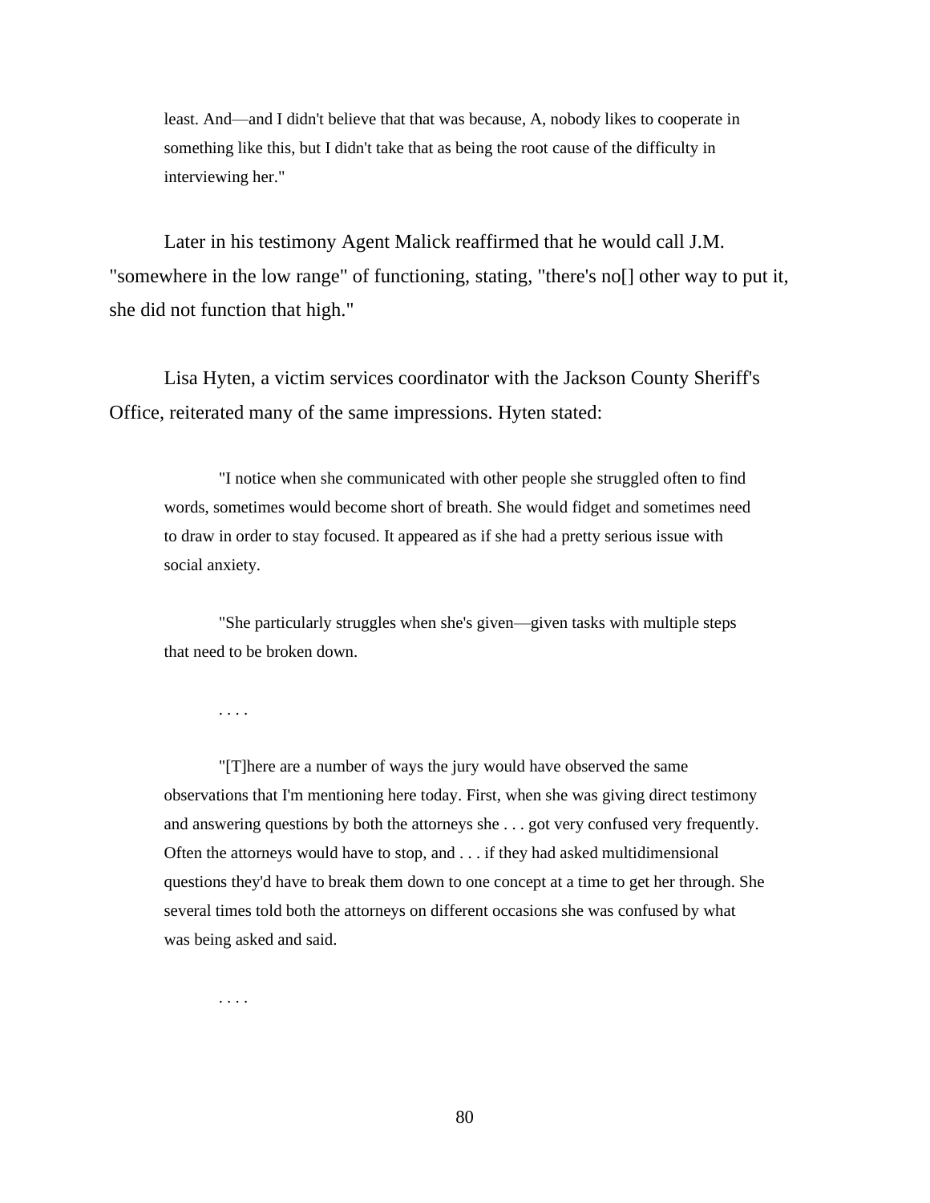> least. And—and I didn't believe that that was because, A, nobody likes to cooperate in something like this, but I didn't take that as being the root cause of the difficulty in interviewing her."

Later in his testimony Agent Malick reaffirmed that he would call J.M. "somewhere in the low range" of functioning, stating, "there's no[] other way to put it, she did not function that high."

Lisa Hyten, a victim services coordinator with the Jackson County Sheriff's Office, reiterated many of the same impressions. Hyten stated:

> "I notice when she communicated with other people she struggled often to find words, sometimes would become short of breath. She would fidget and sometimes need to draw in order to stay focused. It appeared as if she had a pretty serious issue with social anxiety.
>
> "She particularly struggles when she's given—given tasks with multiple steps that need to be broken down.
>
> . . . .
>
> "[T]here are a number of ways the jury would have observed the same observations that I'm mentioning here today. First, when she was giving direct testimony and answering questions by both the attorneys she . . . got very confused very frequently. Often the attorneys would have to stop, and . . . if they had asked multidimensional questions they'd have to break them down to one concept at a time to get her through. She several times told both the attorneys on different occasions she was confused by what was being asked and said.
>
> . . . .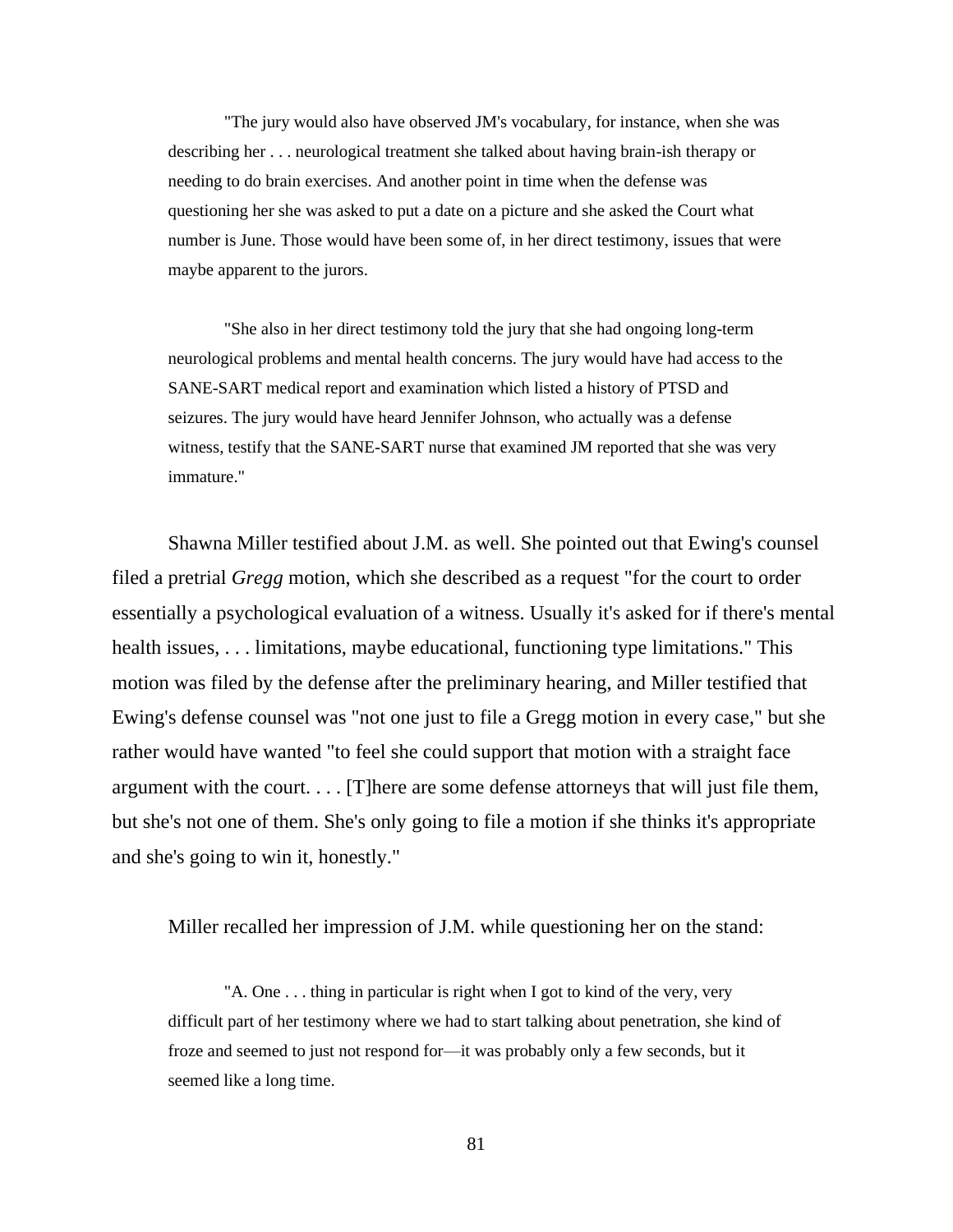> "The jury would also have observed JM's vocabulary, for instance, when she was describing her . . . neurological treatment she talked about having brain-ish therapy or needing to do brain exercises. And another point in time when the defense was questioning her she was asked to put a date on a picture and she asked the Court what number is June. Those would have been some of, in her direct testimony, issues that were maybe apparent to the jurors.
>
> "She also in her direct testimony told the jury that she had ongoing long-term neurological problems and mental health concerns. The jury would have had access to the SANE-SART medical report and examination which listed a history of PTSD and seizures. The jury would have heard Jennifer Johnson, who actually was a defense witness, testify that the SANE-SART nurse that examined JM reported that she was very immature."

Shawna Miller testified about J.M. as well. She pointed out that Ewing's counsel filed a pretrial *Gregg* motion, which she described as a request "for the court to order essentially a psychological evaluation of a witness. Usually it's asked for if there's mental health issues, . . . limitations, maybe educational, functioning type limitations." This motion was filed by the defense after the preliminary hearing, and Miller testified that Ewing's defense counsel was "not one just to file a Gregg motion in every case," but she rather would have wanted "to feel she could support that motion with a straight face argument with the court. . . . [T]here are some defense attorneys that will just file them, but she's not one of them. She's only going to file a motion if she thinks it's appropriate and she's going to win it, honestly."

Miller recalled her impression of J.M. while questioning her on the stand:

> "A. One . . . thing in particular is right when I got to kind of the very, very difficult part of her testimony where we had to start talking about penetration, she kind of froze and seemed to just not respond for—it was probably only a few seconds, but it seemed like a long time.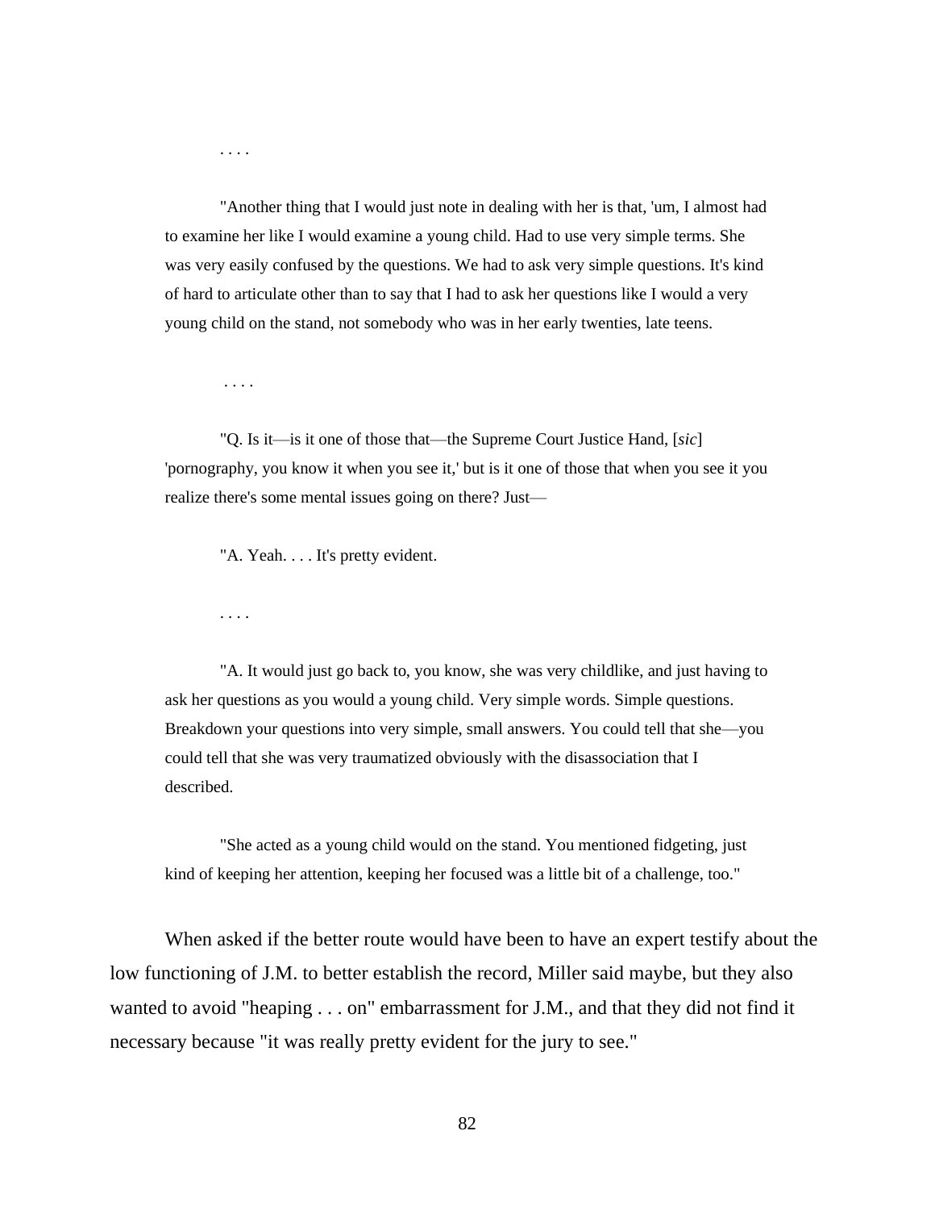. . . .

> "Another thing that I would just note in dealing with her is that, 'um, I almost had to examine her like I would examine a young child. Had to use very simple terms. She was very easily confused by the questions. We had to ask very simple questions. It's kind of hard to articulate other than to say that I had to ask her questions like I would a very young child on the stand, not somebody who was in her early twenties, late teens.
>
> . . . .
>
> "Q. Is it—is it one of those that—the Supreme Court Justice Hand, [*sic*] 'pornography, you know it when you see it,' but is it one of those that when you see it you realize there's some mental issues going on there? Just—
>
> "A. Yeah. . . . It's pretty evident.
>
> . . . .
>
> "A. It would just go back to, you know, she was very childlike, and just having to ask her questions as you would a young child. Very simple words. Simple questions. Breakdown your questions into very simple, small answers. You could tell that she—you could tell that she was very traumatized obviously with the disassociation that I described.
>
> "She acted as a young child would on the stand. You mentioned fidgeting, just kind of keeping her attention, keeping her focused was a little bit of a challenge, too."

When asked if the better route would have been to have an expert testify about the low functioning of J.M. to better establish the record, Miller said maybe, but they also wanted to avoid "heaping . . . on" embarrassment for J.M., and that they did not find it necessary because "it was really pretty evident for the jury to see."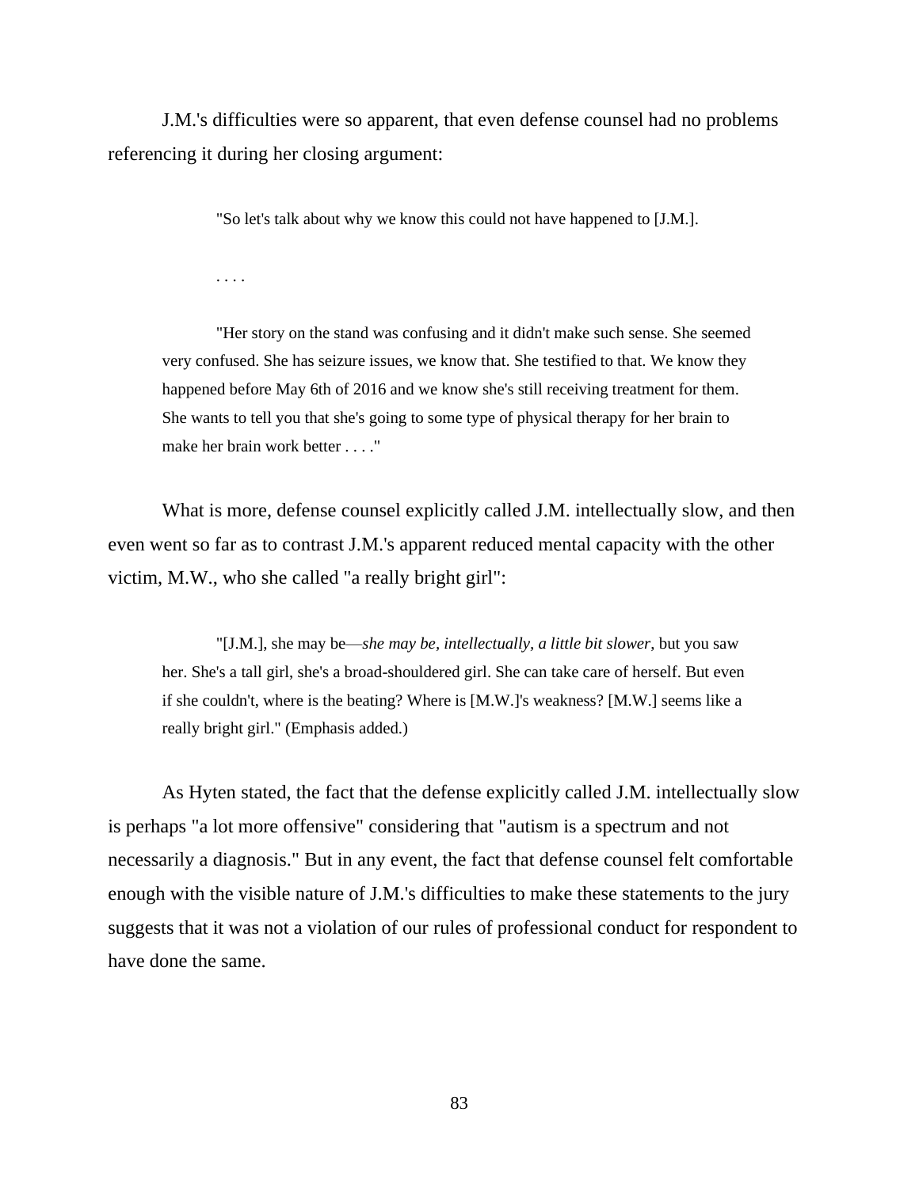J.M.'s difficulties were so apparent, that even defense counsel had no problems referencing it during her closing argument:

> "So let's talk about why we know this could not have happened to [J.M.].
>
> . . . .
>
> "Her story on the stand was confusing and it didn't make such sense. She seemed very confused. She has seizure issues, we know that. She testified to that. We know they happened before May 6th of 2016 and we know she's still receiving treatment for them. She wants to tell you that she's going to some type of physical therapy for her brain to make her brain work better . . . ."

What is more, defense counsel explicitly called J.M. intellectually slow, and then even went so far as to contrast J.M.'s apparent reduced mental capacity with the other victim, M.W., who she called "a really bright girl":

> "[J.M.], she may be—*she may be, intellectually, a little bit slower*, but you saw her. She's a tall girl, she's a broad-shouldered girl. She can take care of herself. But even if she couldn't, where is the beating? Where is [M.W.]'s weakness? [M.W.] seems like a really bright girl." (Emphasis added.)

As Hyten stated, the fact that the defense explicitly called J.M. intellectually slow is perhaps "a lot more offensive" considering that "autism is a spectrum and not necessarily a diagnosis." But in any event, the fact that defense counsel felt comfortable enough with the visible nature of J.M.'s difficulties to make these statements to the jury suggests that it was not a violation of our rules of professional conduct for respondent to have done the same.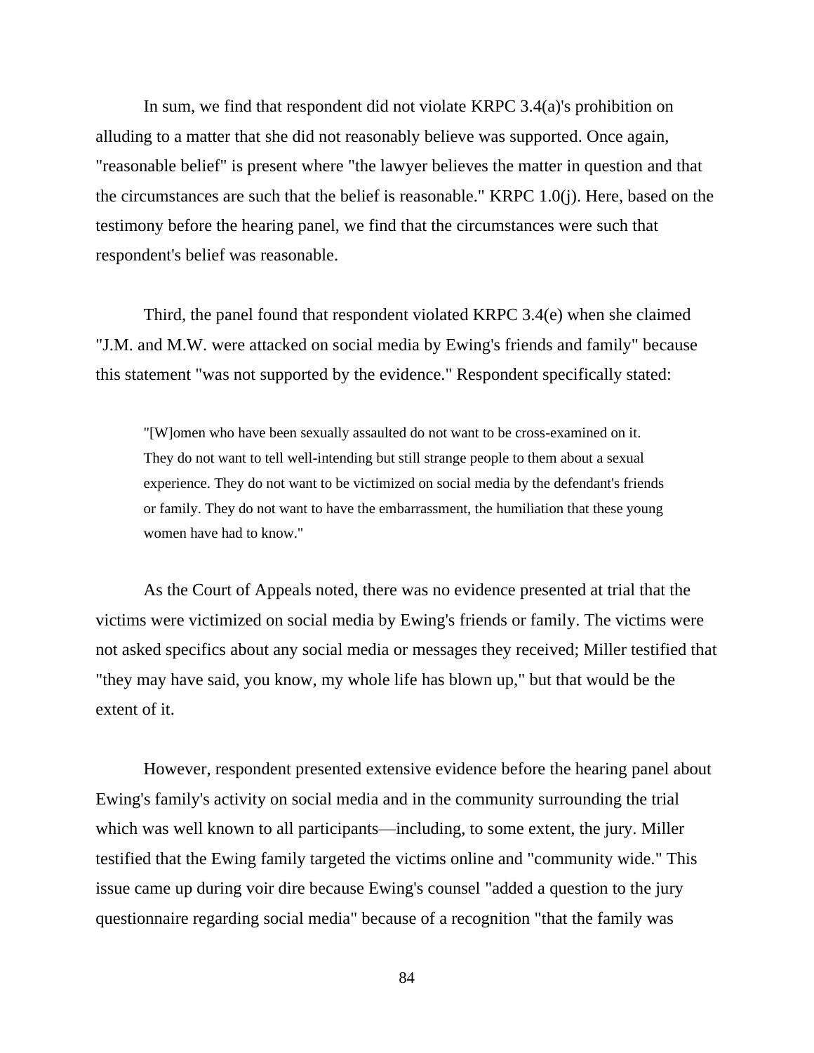In sum, we find that respondent did not violate KRPC 3.4(a)'s prohibition on alluding to a matter that she did not reasonably believe was supported. Once again, "reasonable belief" is present where "the lawyer believes the matter in question and that the circumstances are such that the belief is reasonable." KRPC 1.0(j). Here, based on the testimony before the hearing panel, we find that the circumstances were such that respondent's belief was reasonable.

Third, the panel found that respondent violated KRPC 3.4(e) when she claimed "J.M. and M.W. were attacked on social media by Ewing's friends and family" because this statement "was not supported by the evidence." Respondent specifically stated:

> "[W]omen who have been sexually assaulted do not want to be cross-examined on it. They do not want to tell well-intending but still strange people to them about a sexual experience. They do not want to be victimized on social media by the defendant's friends or family. They do not want to have the embarrassment, the humiliation that these young women have had to know."

As the Court of Appeals noted, there was no evidence presented at trial that the victims were victimized on social media by Ewing's friends or family. The victims were not asked specifics about any social media or messages they received; Miller testified that "they may have said, you know, my whole life has blown up," but that would be the extent of it.

However, respondent presented extensive evidence before the hearing panel about Ewing's family's activity on social media and in the community surrounding the trial which was well known to all participants—including, to some extent, the jury. Miller testified that the Ewing family targeted the victims online and "community wide." This issue came up during voir dire because Ewing's counsel "added a question to the jury questionnaire regarding social media" because of a recognition "that the family was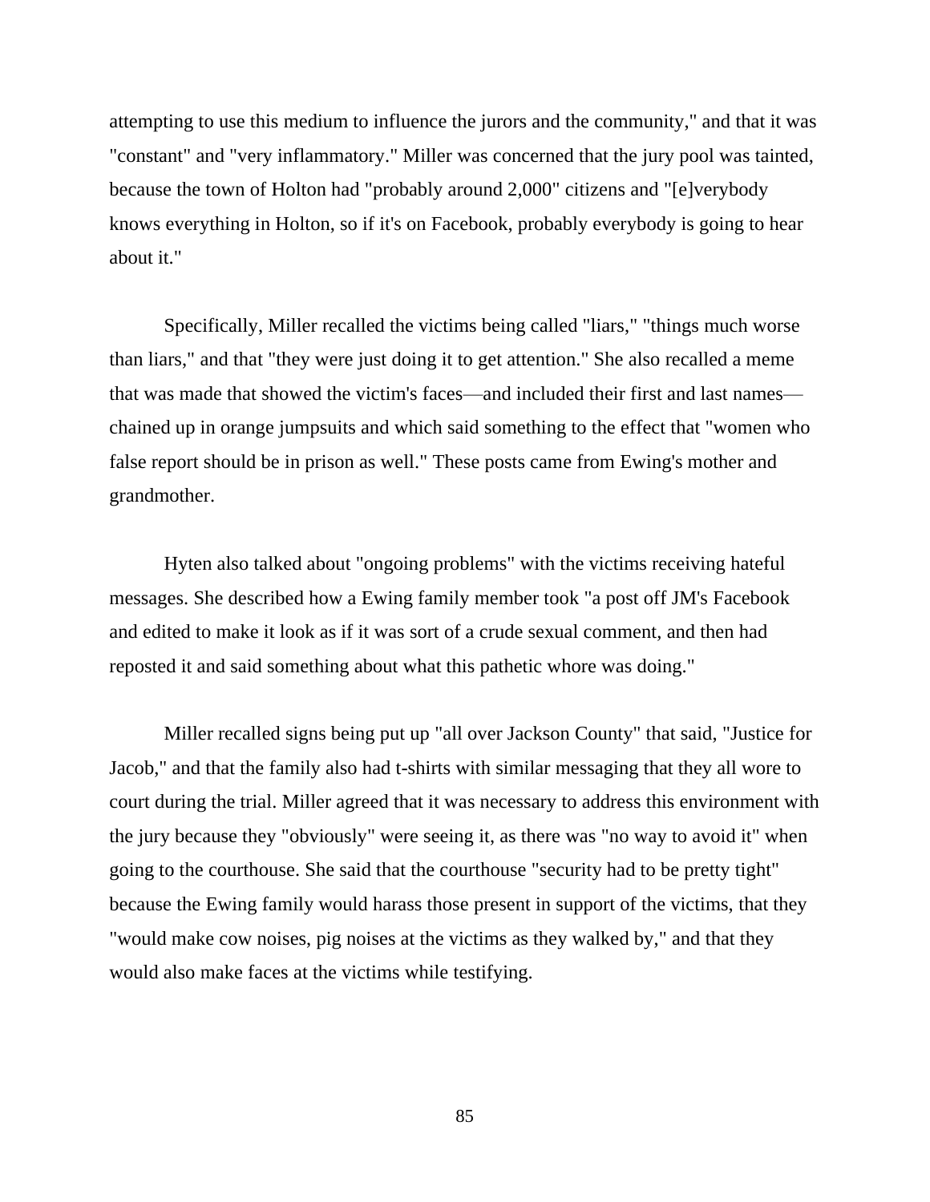attempting to use this medium to influence the jurors and the community," and that it was "constant" and "very inflammatory." Miller was concerned that the jury pool was tainted, because the town of Holton had "probably around 2,000" citizens and "[e]verybody knows everything in Holton, so if it's on Facebook, probably everybody is going to hear about it."

Specifically, Miller recalled the victims being called "liars," "things much worse than liars," and that "they were just doing it to get attention." She also recalled a meme that was made that showed the victim's faces—and included their first and last names—chained up in orange jumpsuits and which said something to the effect that "women who false report should be in prison as well." These posts came from Ewing's mother and grandmother.

Hyten also talked about "ongoing problems" with the victims receiving hateful messages. She described how a Ewing family member took "a post off JM's Facebook and edited to make it look as if it was sort of a crude sexual comment, and then had reposted it and said something about what this pathetic whore was doing."

Miller recalled signs being put up "all over Jackson County" that said, "Justice for Jacob," and that the family also had t-shirts with similar messaging that they all wore to court during the trial. Miller agreed that it was necessary to address this environment with the jury because they "obviously" were seeing it, as there was "no way to avoid it" when going to the courthouse. She said that the courthouse "security had to be pretty tight" because the Ewing family would harass those present in support of the victims, that they "would make cow noises, pig noises at the victims as they walked by," and that they would also make faces at the victims while testifying.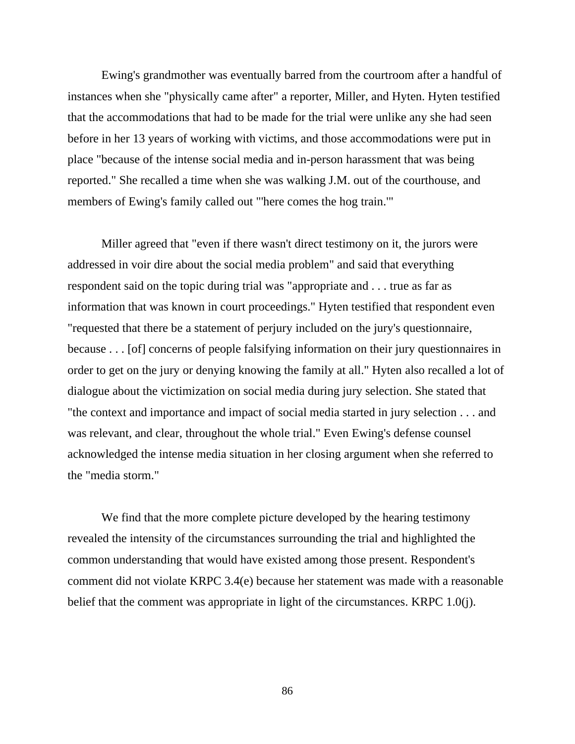Ewing's grandmother was eventually barred from the courtroom after a handful of instances when she "physically came after" a reporter, Miller, and Hyten. Hyten testified that the accommodations that had to be made for the trial were unlike any she had seen before in her 13 years of working with victims, and those accommodations were put in place "because of the intense social media and in-person harassment that was being reported." She recalled a time when she was walking J.M. out of the courthouse, and members of Ewing's family called out "'here comes the hog train.'"

Miller agreed that "even if there wasn't direct testimony on it, the jurors were addressed in voir dire about the social media problem" and said that everything respondent said on the topic during trial was "appropriate and . . . true as far as information that was known in court proceedings." Hyten testified that respondent even "requested that there be a statement of perjury included on the jury's questionnaire, because . . . [of] concerns of people falsifying information on their jury questionnaires in order to get on the jury or denying knowing the family at all." Hyten also recalled a lot of dialogue about the victimization on social media during jury selection. She stated that "the context and importance and impact of social media started in jury selection . . . and was relevant, and clear, throughout the whole trial." Even Ewing's defense counsel acknowledged the intense media situation in her closing argument when she referred to the "media storm."

We find that the more complete picture developed by the hearing testimony revealed the intensity of the circumstances surrounding the trial and highlighted the common understanding that would have existed among those present. Respondent's comment did not violate KRPC 3.4(e) because her statement was made with a reasonable belief that the comment was appropriate in light of the circumstances. KRPC 1.0(j).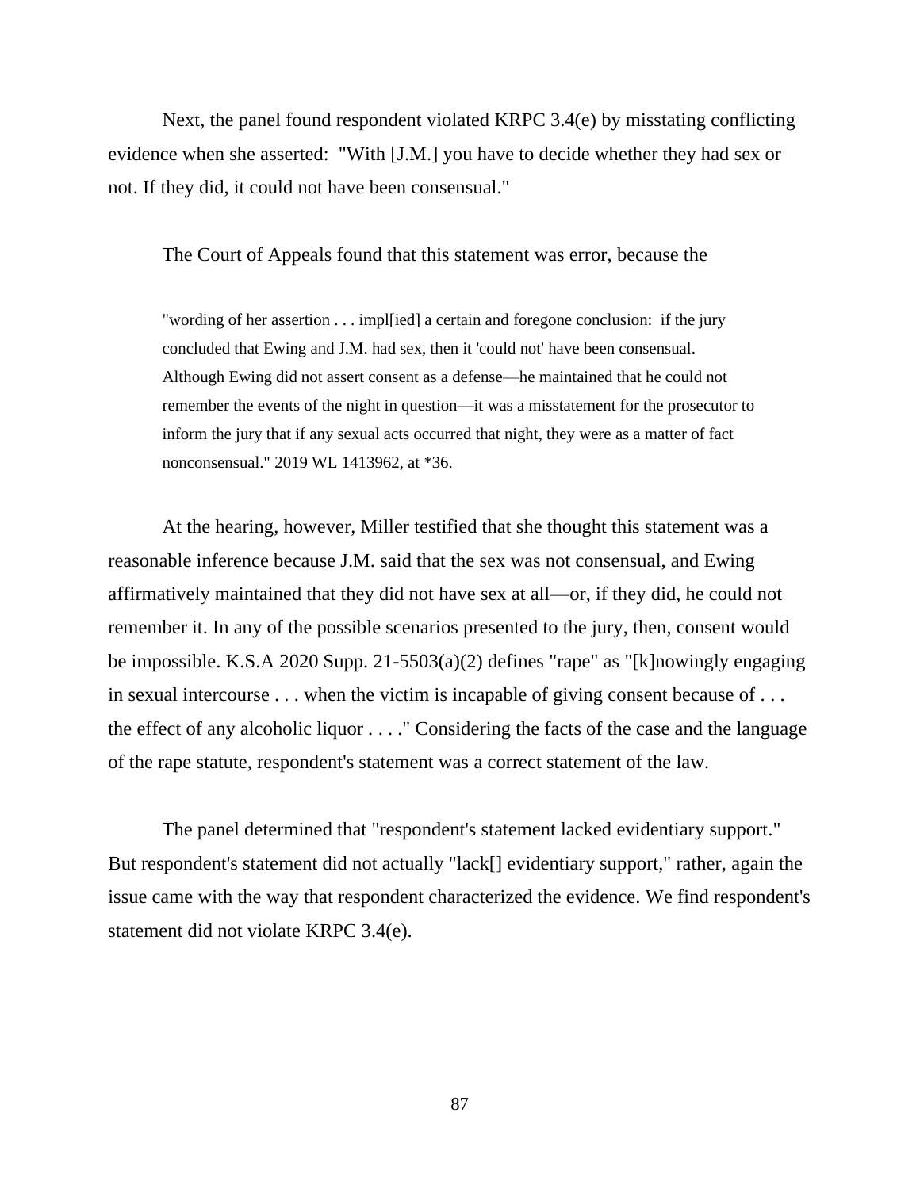Next, the panel found respondent violated KRPC 3.4(e) by misstating conflicting evidence when she asserted: "With [J.M.] you have to decide whether they had sex or not. If they did, it could not have been consensual."

The Court of Appeals found that this statement was error, because the

> "wording of her assertion . . . impl[ied] a certain and foregone conclusion: if the jury concluded that Ewing and J.M. had sex, then it 'could not' have been consensual. Although Ewing did not assert consent as a defense—he maintained that he could not remember the events of the night in question—it was a misstatement for the prosecutor to inform the jury that if any sexual acts occurred that night, they were as a matter of fact nonconsensual." 2019 WL 1413962, at *36.

At the hearing, however, Miller testified that she thought this statement was a reasonable inference because J.M. said that the sex was not consensual, and Ewing affirmatively maintained that they did not have sex at all—or, if they did, he could not remember it. In any of the possible scenarios presented to the jury, then, consent would be impossible. K.S.A 2020 Supp. 21-5503(a)(2) defines "rape" as "[k]nowingly engaging in sexual intercourse . . . when the victim is incapable of giving consent because of . . . the effect of any alcoholic liquor . . . ." Considering the facts of the case and the language of the rape statute, respondent's statement was a correct statement of the law.

The panel determined that "respondent's statement lacked evidentiary support." But respondent's statement did not actually "lack[] evidentiary support," rather, again the issue came with the way that respondent characterized the evidence. We find respondent's statement did not violate KRPC 3.4(e).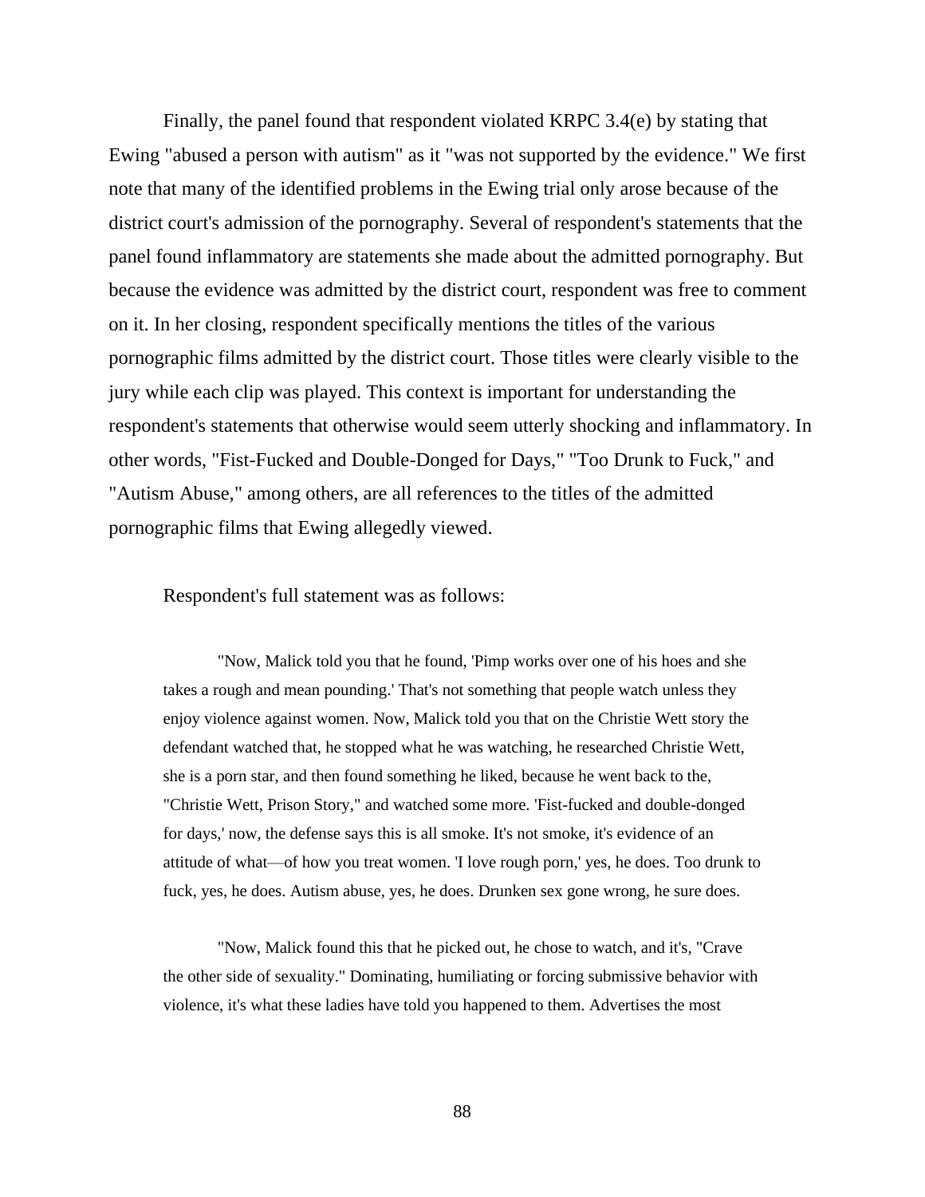Finally, the panel found that respondent violated KRPC 3.4(e) by stating that Ewing "abused a person with autism" as it "was not supported by the evidence." We first note that many of the identified problems in the Ewing trial only arose because of the district court's admission of the pornography. Several of respondent's statements that the panel found inflammatory are statements she made about the admitted pornography. But because the evidence was admitted by the district court, respondent was free to comment on it. In her closing, respondent specifically mentions the titles of the various pornographic films admitted by the district court. Those titles were clearly visible to the jury while each clip was played. This context is important for understanding the respondent's statements that otherwise would seem utterly shocking and inflammatory. In other words, "Fist-Fucked and Double-Donged for Days," "Too Drunk to Fuck," and "Autism Abuse," among others, are all references to the titles of the admitted pornographic films that Ewing allegedly viewed.

Respondent's full statement was as follows:

> "Now, Malick told you that he found, 'Pimp works over one of his hoes and she takes a rough and mean pounding.' That's not something that people watch unless they enjoy violence against women. Now, Malick told you that on the Christie Wett story the defendant watched that, he stopped what he was watching, he researched Christie Wett, she is a porn star, and then found something he liked, because he went back to the, "Christie Wett, Prison Story," and watched some more. 'Fist-fucked and double-donged for days,' now, the defense says this is all smoke. It's not smoke, it's evidence of an attitude of what—of how you treat women. 'I love rough porn,' yes, he does. Too drunk to fuck, yes, he does. Autism abuse, yes, he does. Drunken sex gone wrong, he sure does.
>
> "Now, Malick found this that he picked out, he chose to watch, and it's, "Crave the other side of sexuality." Dominating, humiliating or forcing submissive behavior with violence, it's what these ladies have told you happened to them. Advertises the most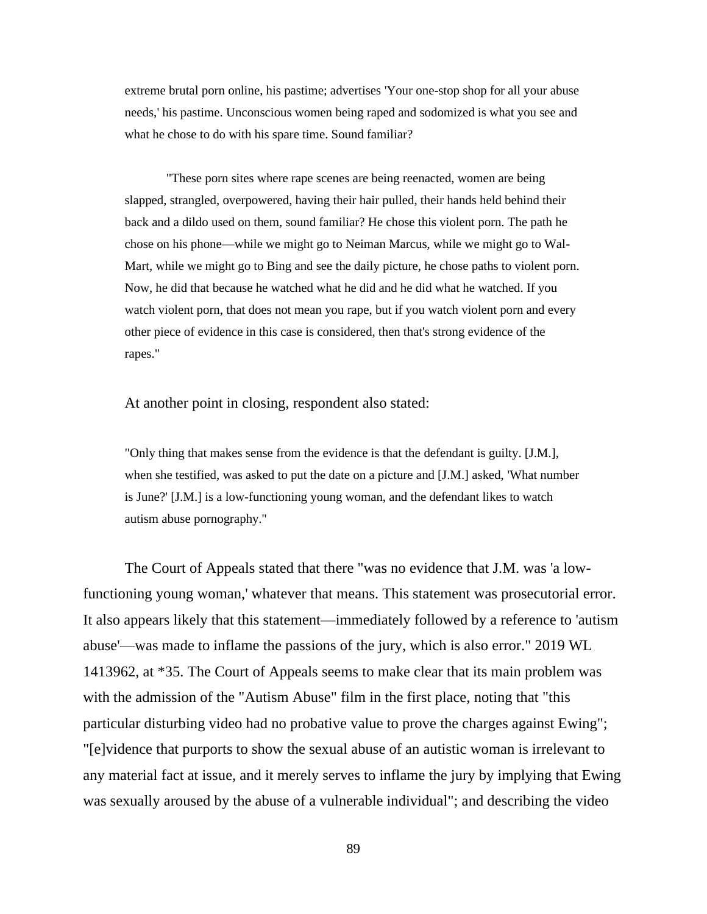> extreme brutal porn online, his pastime; advertises 'Your one-stop shop for all your abuse needs,' his pastime. Unconscious women being raped and sodomized is what you see and what he chose to do with his spare time. Sound familiar?
>
> "These porn sites where rape scenes are being reenacted, women are being slapped, strangled, overpowered, having their hair pulled, their hands held behind their back and a dildo used on them, sound familiar? He chose this violent porn. The path he chose on his phone—while we might go to Neiman Marcus, while we might go to Wal-Mart, while we might go to Bing and see the daily picture, he chose paths to violent porn. Now, he did that because he watched what he did and he did what he watched. If you watch violent porn, that does not mean you rape, but if you watch violent porn and every other piece of evidence in this case is considered, then that's strong evidence of the rapes."

At another point in closing, respondent also stated:

> "Only thing that makes sense from the evidence is that the defendant is guilty. [J.M.], when she testified, was asked to put the date on a picture and [J.M.] asked, 'What number is June?' [J.M.] is a low-functioning young woman, and the defendant likes to watch autism abuse pornography."

The Court of Appeals stated that there "was no evidence that J.M. was 'a low-functioning young woman,' whatever that means. This statement was prosecutorial error. It also appears likely that this statement—immediately followed by a reference to 'autism abuse'—was made to inflame the passions of the jury, which is also error." 2019 WL 1413962, at *35. The Court of Appeals seems to make clear that its main problem was with the admission of the "Autism Abuse" film in the first place, noting that "this particular disturbing video had no probative value to prove the charges against Ewing"; "[e]vidence that purports to show the sexual abuse of an autistic woman is irrelevant to any material fact at issue, and it merely serves to inflame the jury by implying that Ewing was sexually aroused by the abuse of a vulnerable individual"; and describing the video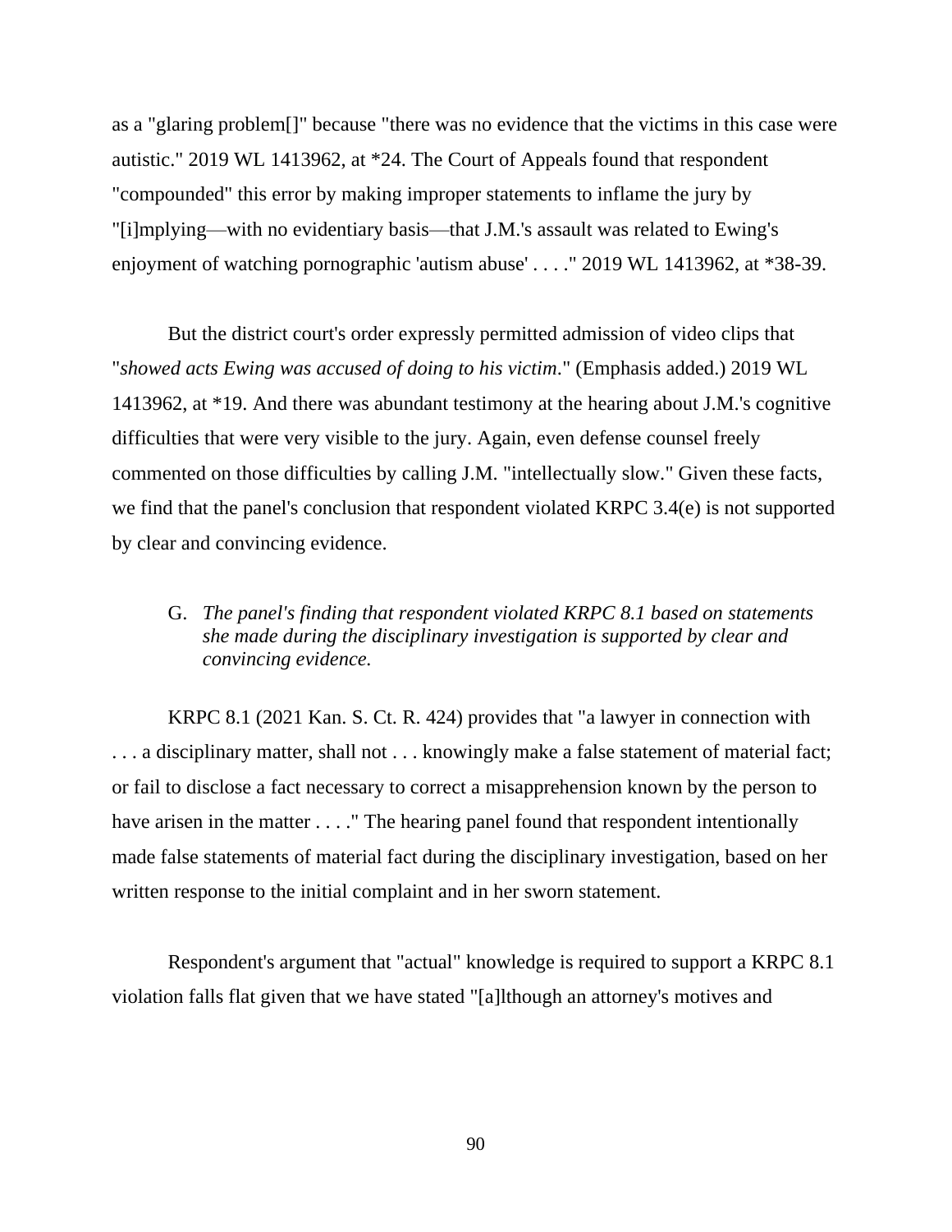as a "glaring problem[]" because "there was no evidence that the victims in this case were autistic." 2019 WL 1413962, at *24. The Court of Appeals found that respondent "compounded" this error by making improper statements to inflame the jury by "[i]mplying—with no evidentiary basis—that J.M.'s assault was related to Ewing's enjoyment of watching pornographic 'autism abuse' . . . ." 2019 WL 1413962, at *38-39.

But the district court's order expressly permitted admission of video clips that "*showed acts Ewing was accused of doing to his victim*." (Emphasis added.) 2019 WL 1413962, at *19. And there was abundant testimony at the hearing about J.M.'s cognitive difficulties that were very visible to the jury. Again, even defense counsel freely commented on those difficulties by calling J.M. "intellectually slow." Given these facts, we find that the panel's conclusion that respondent violated KRPC 3.4(e) is not supported by clear and convincing evidence.

G. *The panel's finding that respondent violated KRPC 8.1 based on statements she made during the disciplinary investigation is supported by clear and convincing evidence.*

KRPC 8.1 (2021 Kan. S. Ct. R. 424) provides that "a lawyer in connection with . . . a disciplinary matter, shall not . . . knowingly make a false statement of material fact; or fail to disclose a fact necessary to correct a misapprehension known by the person to have arisen in the matter . . . ." The hearing panel found that respondent intentionally made false statements of material fact during the disciplinary investigation, based on her written response to the initial complaint and in her sworn statement.

Respondent's argument that "actual" knowledge is required to support a KRPC 8.1 violation falls flat given that we have stated "[a]lthough an attorney's motives and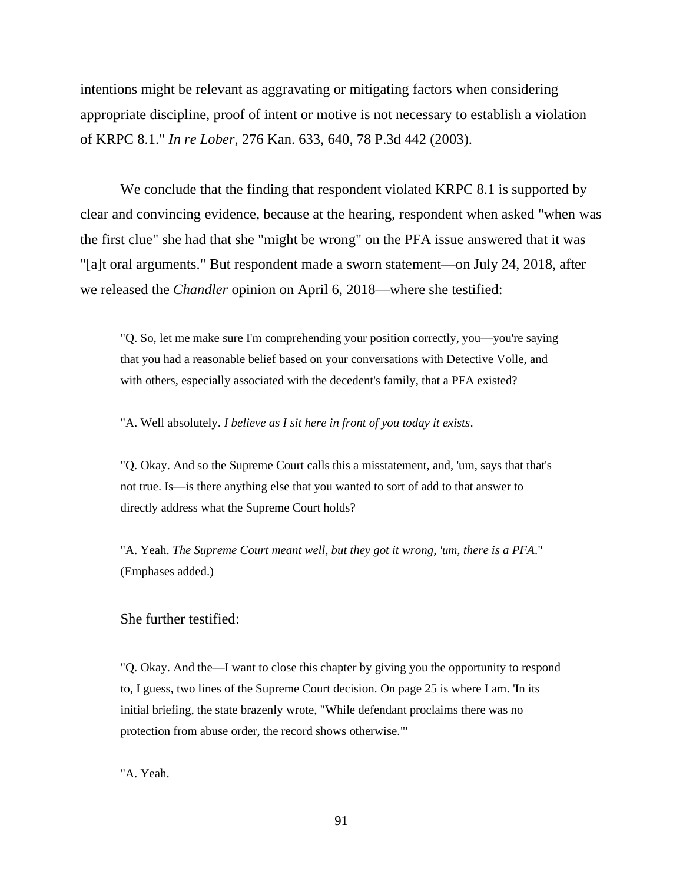intentions might be relevant as aggravating or mitigating factors when considering appropriate discipline, proof of intent or motive is not necessary to establish a violation of KRPC 8.1." *In re Lober*, 276 Kan. 633, 640, 78 P.3d 442 (2003).

We conclude that the finding that respondent violated KRPC 8.1 is supported by clear and convincing evidence, because at the hearing, respondent when asked "when was the first clue" she had that she "might be wrong" on the PFA issue answered that it was "[a]t oral arguments." But respondent made a sworn statement—on July 24, 2018, after we released the *Chandler* opinion on April 6, 2018—where she testified:

> "Q. So, let me make sure I'm comprehending your position correctly, you—you're saying that you had a reasonable belief based on your conversations with Detective Volle, and with others, especially associated with the decedent's family, that a PFA existed?
>
> "A. Well absolutely. *I believe as I sit here in front of you today it exists*.
>
> "Q. Okay. And so the Supreme Court calls this a misstatement, and, 'um, says that that's not true. Is—is there anything else that you wanted to sort of add to that answer to directly address what the Supreme Court holds?
>
> "A. Yeah. *The Supreme Court meant well, but they got it wrong, 'um, there is a PFA*." (Emphases added.)

She further testified:

> "Q. Okay. And the—I want to close this chapter by giving you the opportunity to respond to, I guess, two lines of the Supreme Court decision. On page 25 is where I am. 'In its initial briefing, the state brazenly wrote, "While defendant proclaims there was no protection from abuse order, the record shows otherwise."'
>
> "A. Yeah.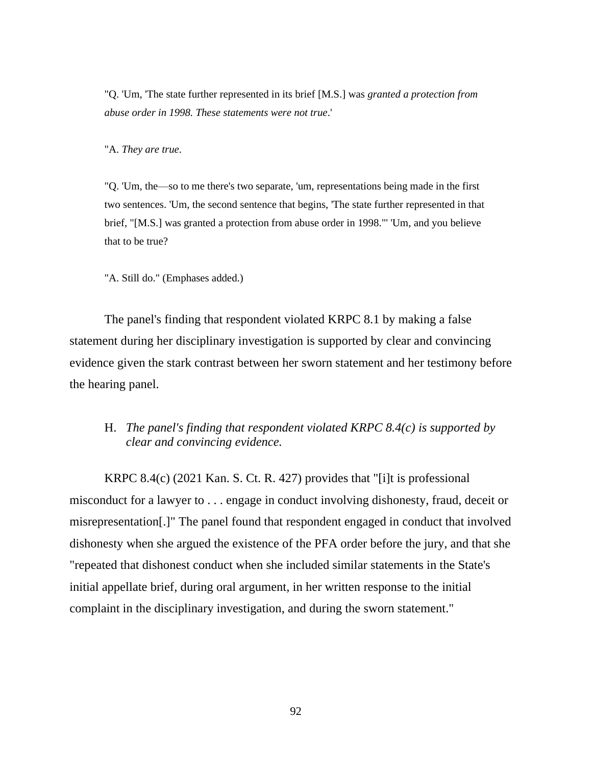"Q. 'Um, 'The state further represented in its brief [M.S.] was *granted a protection from abuse order in 1998. These statements were not true*.'

"A. *They are true*.

"Q. 'Um, the—so to me there's two separate, 'um, representations being made in the first two sentences. 'Um, the second sentence that begins, 'The state further represented in that brief, "[M.S.] was granted a protection from abuse order in 1998."' 'Um, and you believe that to be true?

"A. Still do." (Emphases added.)

The panel's finding that respondent violated KRPC 8.1 by making a false statement during her disciplinary investigation is supported by clear and convincing evidence given the stark contrast between her sworn statement and her testimony before the hearing panel.

H. *The panel's finding that respondent violated KRPC 8.4(c) is supported by clear and convincing evidence.*

KRPC 8.4(c) (2021 Kan. S. Ct. R. 427) provides that "[i]t is professional misconduct for a lawyer to . . . engage in conduct involving dishonesty, fraud, deceit or misrepresentation[.]" The panel found that respondent engaged in conduct that involved dishonesty when she argued the existence of the PFA order before the jury, and that she "repeated that dishonest conduct when she included similar statements in the State's initial appellate brief, during oral argument, in her written response to the initial complaint in the disciplinary investigation, and during the sworn statement."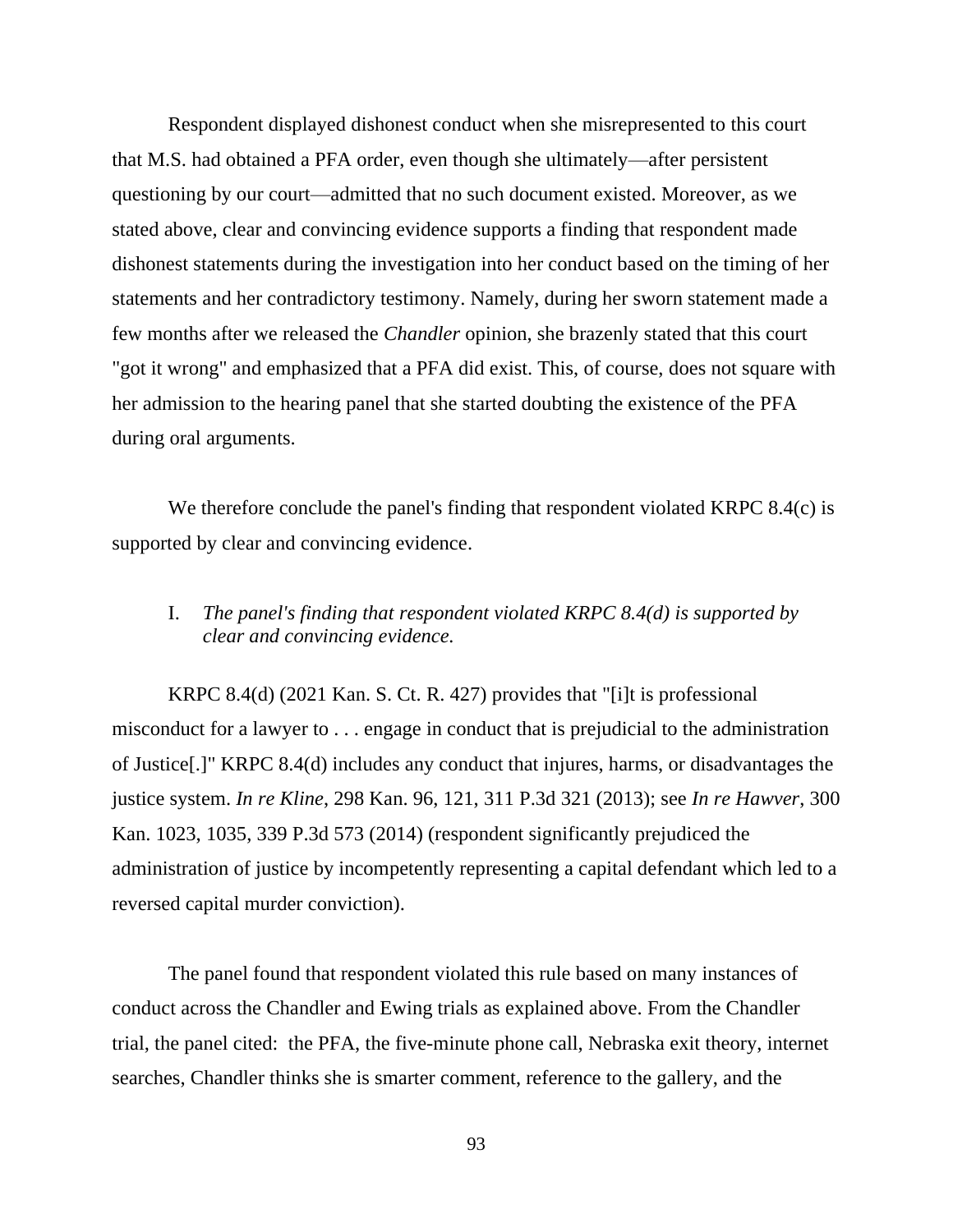Respondent displayed dishonest conduct when she misrepresented to this court that M.S. had obtained a PFA order, even though she ultimately—after persistent questioning by our court—admitted that no such document existed. Moreover, as we stated above, clear and convincing evidence supports a finding that respondent made dishonest statements during the investigation into her conduct based on the timing of her statements and her contradictory testimony. Namely, during her sworn statement made a few months after we released the *Chandler* opinion, she brazenly stated that this court "got it wrong" and emphasized that a PFA did exist. This, of course, does not square with her admission to the hearing panel that she started doubting the existence of the PFA during oral arguments.

We therefore conclude the panel's finding that respondent violated KRPC 8.4(c) is supported by clear and convincing evidence.

I. *The panel's finding that respondent violated KRPC 8.4(d) is supported by clear and convincing evidence.*

KRPC 8.4(d) (2021 Kan. S. Ct. R. 427) provides that "[i]t is professional misconduct for a lawyer to . . . engage in conduct that is prejudicial to the administration of Justice[.]" KRPC 8.4(d) includes any conduct that injures, harms, or disadvantages the justice system. *In re Kline*, 298 Kan. 96, 121, 311 P.3d 321 (2013); see *In re Hawver*, 300 Kan. 1023, 1035, 339 P.3d 573 (2014) (respondent significantly prejudiced the administration of justice by incompetently representing a capital defendant which led to a reversed capital murder conviction).

The panel found that respondent violated this rule based on many instances of conduct across the Chandler and Ewing trials as explained above. From the Chandler trial, the panel cited: the PFA, the five-minute phone call, Nebraska exit theory, internet searches, Chandler thinks she is smarter comment, reference to the gallery, and the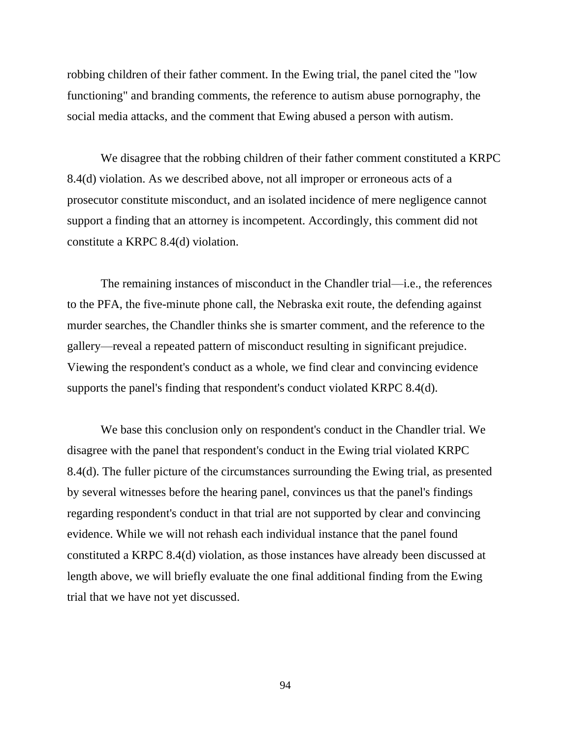robbing children of their father comment. In the Ewing trial, the panel cited the "low functioning" and branding comments, the reference to autism abuse pornography, the social media attacks, and the comment that Ewing abused a person with autism.

We disagree that the robbing children of their father comment constituted a KRPC 8.4(d) violation. As we described above, not all improper or erroneous acts of a prosecutor constitute misconduct, and an isolated incidence of mere negligence cannot support a finding that an attorney is incompetent. Accordingly, this comment did not constitute a KRPC 8.4(d) violation.

The remaining instances of misconduct in the Chandler trial—i.e., the references to the PFA, the five-minute phone call, the Nebraska exit route, the defending against murder searches, the Chandler thinks she is smarter comment, and the reference to the gallery—reveal a repeated pattern of misconduct resulting in significant prejudice. Viewing the respondent's conduct as a whole, we find clear and convincing evidence supports the panel's finding that respondent's conduct violated KRPC 8.4(d).

We base this conclusion only on respondent's conduct in the Chandler trial. We disagree with the panel that respondent's conduct in the Ewing trial violated KRPC 8.4(d). The fuller picture of the circumstances surrounding the Ewing trial, as presented by several witnesses before the hearing panel, convinces us that the panel's findings regarding respondent's conduct in that trial are not supported by clear and convincing evidence. While we will not rehash each individual instance that the panel found constituted a KRPC 8.4(d) violation, as those instances have already been discussed at length above, we will briefly evaluate the one final additional finding from the Ewing trial that we have not yet discussed.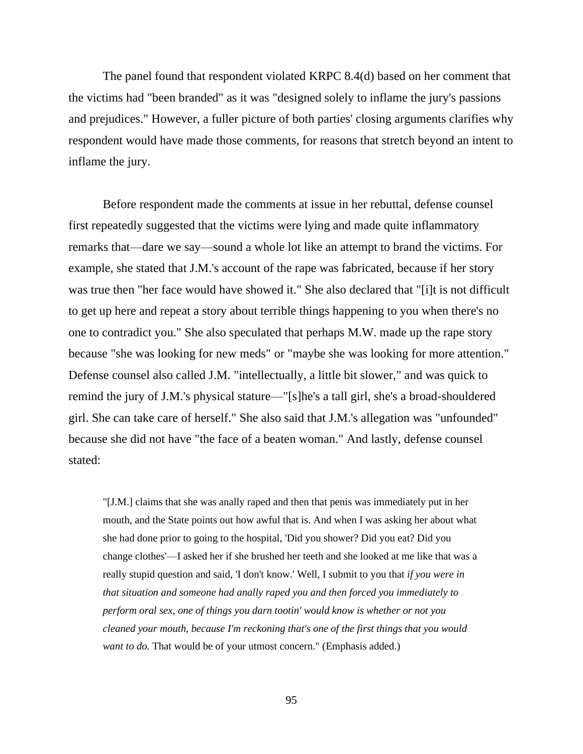The panel found that respondent violated KRPC 8.4(d) based on her comment that the victims had "been branded" as it was "designed solely to inflame the jury's passions and prejudices." However, a fuller picture of both parties' closing arguments clarifies why respondent would have made those comments, for reasons that stretch beyond an intent to inflame the jury.

Before respondent made the comments at issue in her rebuttal, defense counsel first repeatedly suggested that the victims were lying and made quite inflammatory remarks that—dare we say—sound a whole lot like an attempt to brand the victims. For example, she stated that J.M.'s account of the rape was fabricated, because if her story was true then "her face would have showed it." She also declared that "[i]t is not difficult to get up here and repeat a story about terrible things happening to you when there's no one to contradict you." She also speculated that perhaps M.W. made up the rape story because "she was looking for new meds" or "maybe she was looking for more attention." Defense counsel also called J.M. "intellectually, a little bit slower," and was quick to remind the jury of J.M.'s physical stature—"[s]he's a tall girl, she's a broad-shouldered girl. She can take care of herself." She also said that J.M.'s allegation was "unfounded" because she did not have "the face of a beaten woman." And lastly, defense counsel stated:

> "[J.M.] claims that she was anally raped and then that penis was immediately put in her mouth, and the State points out how awful that is. And when I was asking her about what she had done prior to going to the hospital, 'Did you shower? Did you eat? Did you change clothes'—I asked her if she brushed her teeth and she looked at me like that was a really stupid question and said, 'I don't know.' Well, I submit to you that *if you were in that situation and someone had anally raped you and then forced you immediately to perform oral sex, one of things you darn tootin' would know is whether or not you cleaned your mouth, because I'm reckoning that's one of the first things that you would want to do.* That would be of your utmost concern." (Emphasis added.)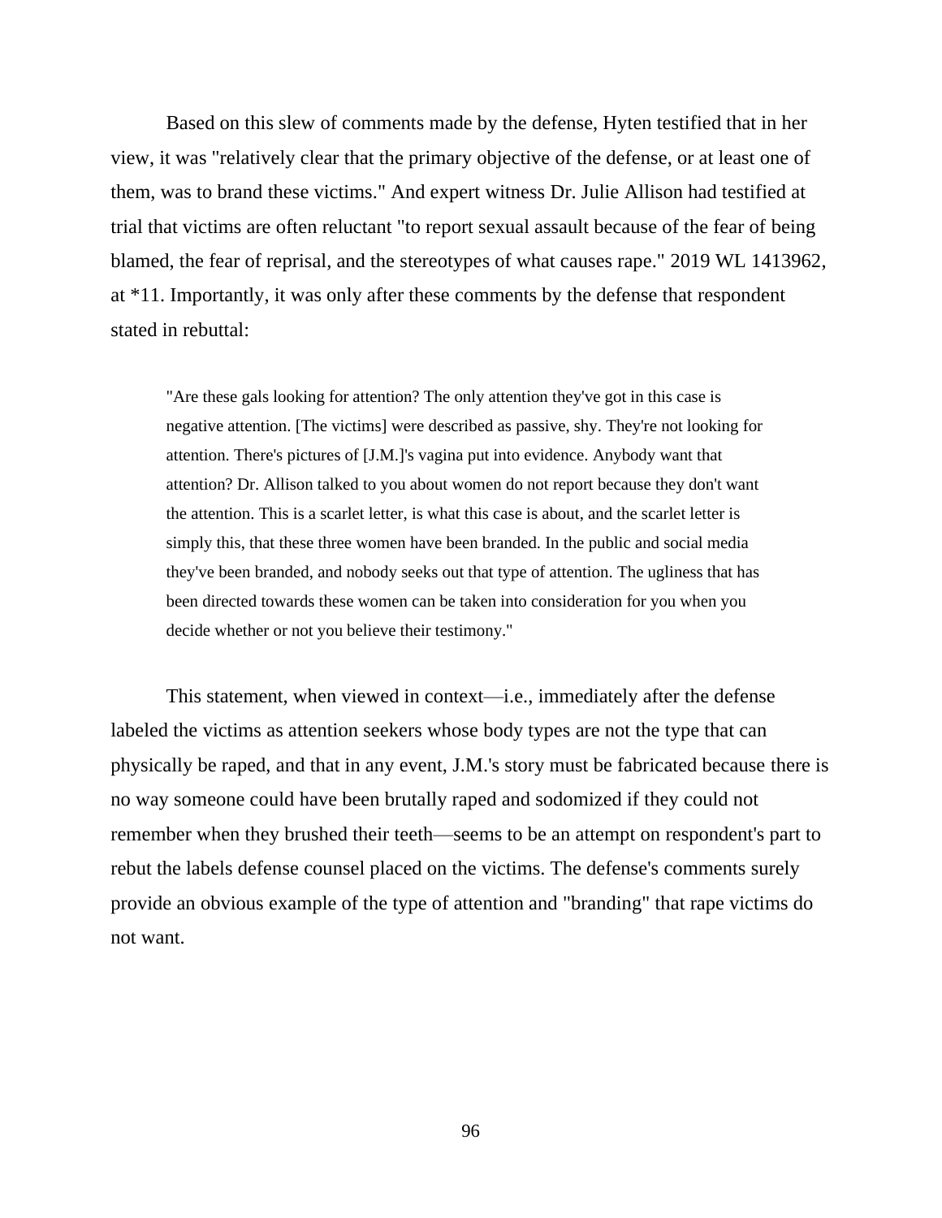Based on this slew of comments made by the defense, Hyten testified that in her view, it was "relatively clear that the primary objective of the defense, or at least one of them, was to brand these victims." And expert witness Dr. Julie Allison had testified at trial that victims are often reluctant "to report sexual assault because of the fear of being blamed, the fear of reprisal, and the stereotypes of what causes rape." 2019 WL 1413962, at *11. Importantly, it was only after these comments by the defense that respondent stated in rebuttal:

> "Are these gals looking for attention? The only attention they've got in this case is negative attention. [The victims] were described as passive, shy. They're not looking for attention. There's pictures of [J.M.]'s vagina put into evidence. Anybody want that attention? Dr. Allison talked to you about women do not report because they don't want the attention. This is a scarlet letter, is what this case is about, and the scarlet letter is simply this, that these three women have been branded. In the public and social media they've been branded, and nobody seeks out that type of attention. The ugliness that has been directed towards these women can be taken into consideration for you when you decide whether or not you believe their testimony."

This statement, when viewed in context—i.e., immediately after the defense labeled the victims as attention seekers whose body types are not the type that can physically be raped, and that in any event, J.M.'s story must be fabricated because there is no way someone could have been brutally raped and sodomized if they could not remember when they brushed their teeth—seems to be an attempt on respondent's part to rebut the labels defense counsel placed on the victims. The defense's comments surely provide an obvious example of the type of attention and "branding" that rape victims do not want.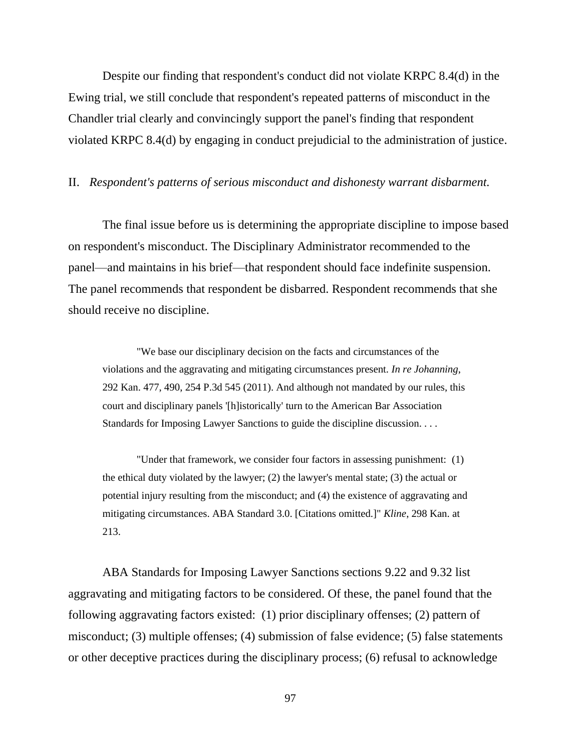Despite our finding that respondent's conduct did not violate KRPC 8.4(d) in the Ewing trial, we still conclude that respondent's repeated patterns of misconduct in the Chandler trial clearly and convincingly support the panel's finding that respondent violated KRPC 8.4(d) by engaging in conduct prejudicial to the administration of justice.

II. *Respondent's patterns of serious misconduct and dishonesty warrant disbarment.*

The final issue before us is determining the appropriate discipline to impose based on respondent's misconduct. The Disciplinary Administrator recommended to the panel—and maintains in his brief—that respondent should face indefinite suspension. The panel recommends that respondent be disbarred. Respondent recommends that she should receive no discipline.

> "We base our disciplinary decision on the facts and circumstances of the violations and the aggravating and mitigating circumstances present. *In re Johanning*, 292 Kan. 477, 490, 254 P.3d 545 (2011). And although not mandated by our rules, this court and disciplinary panels '[h]istorically' turn to the American Bar Association Standards for Imposing Lawyer Sanctions to guide the discipline discussion. . . .
>
> "Under that framework, we consider four factors in assessing punishment: (1) the ethical duty violated by the lawyer; (2) the lawyer's mental state; (3) the actual or potential injury resulting from the misconduct; and (4) the existence of aggravating and mitigating circumstances. ABA Standard 3.0. [Citations omitted.]" *Kline*, 298 Kan. at 213.

ABA Standards for Imposing Lawyer Sanctions sections 9.22 and 9.32 list aggravating and mitigating factors to be considered. Of these, the panel found that the following aggravating factors existed: (1) prior disciplinary offenses; (2) pattern of misconduct; (3) multiple offenses; (4) submission of false evidence; (5) false statements or other deceptive practices during the disciplinary process; (6) refusal to acknowledge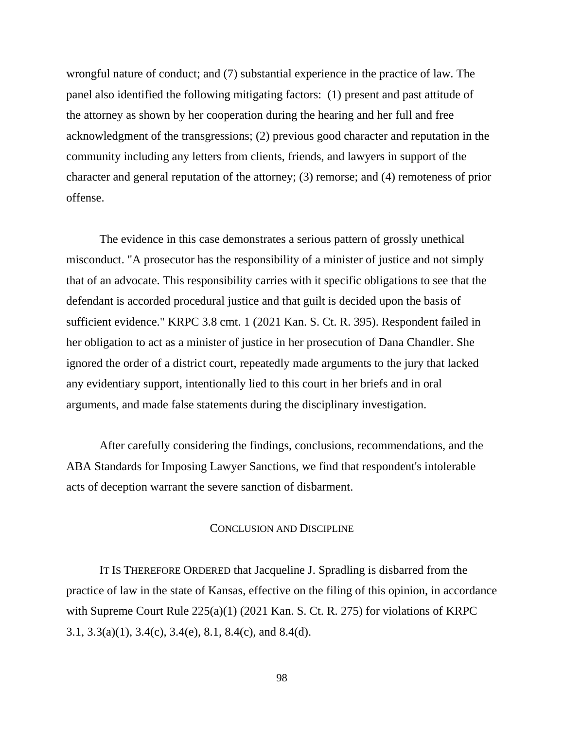wrongful nature of conduct; and (7) substantial experience in the practice of law. The panel also identified the following mitigating factors: (1) present and past attitude of the attorney as shown by her cooperation during the hearing and her full and free acknowledgment of the transgressions; (2) previous good character and reputation in the community including any letters from clients, friends, and lawyers in support of the character and general reputation of the attorney; (3) remorse; and (4) remoteness of prior offense.

The evidence in this case demonstrates a serious pattern of grossly unethical misconduct. "A prosecutor has the responsibility of a minister of justice and not simply that of an advocate. This responsibility carries with it specific obligations to see that the defendant is accorded procedural justice and that guilt is decided upon the basis of sufficient evidence." KRPC 3.8 cmt. 1 (2021 Kan. S. Ct. R. 395). Respondent failed in her obligation to act as a minister of justice in her prosecution of Dana Chandler. She ignored the order of a district court, repeatedly made arguments to the jury that lacked any evidentiary support, intentionally lied to this court in her briefs and in oral arguments, and made false statements during the disciplinary investigation.

After carefully considering the findings, conclusions, recommendations, and the ABA Standards for Imposing Lawyer Sanctions, we find that respondent's intolerable acts of deception warrant the severe sanction of disbarment.

## Conclusion and Discipline

It Is Therefore Ordered that Jacqueline J. Spradling is disbarred from the practice of law in the state of Kansas, effective on the filing of this opinion, in accordance with Supreme Court Rule 225(a)(1) (2021 Kan. S. Ct. R. 275) for violations of KRPC 3.1, 3.3(a)(1), 3.4(c), 3.4(e), 8.1, 8.4(c), and 8.4(d).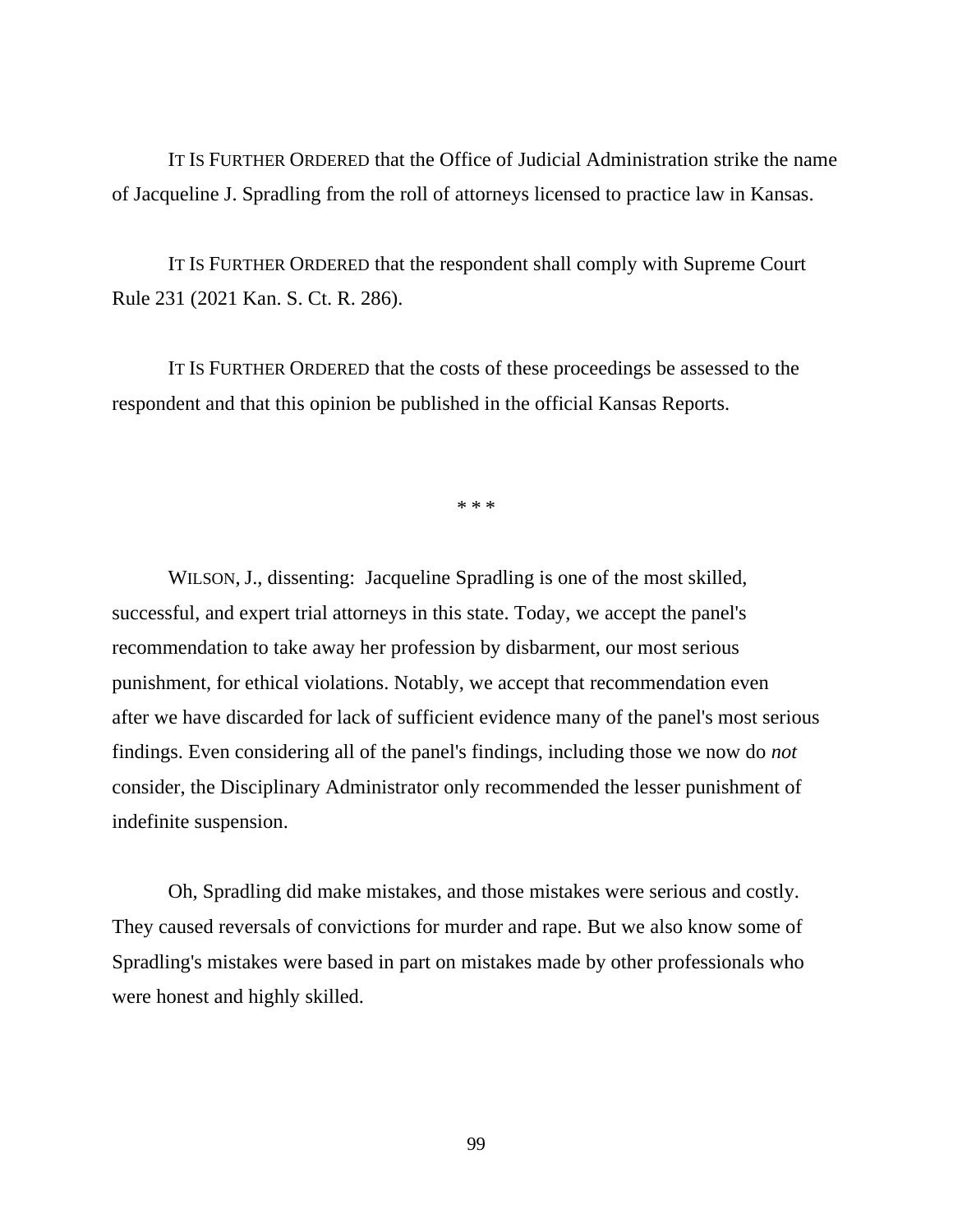IT IS FURTHER ORDERED that the Office of Judicial Administration strike the name of Jacqueline J. Spradling from the roll of attorneys licensed to practice law in Kansas.

IT IS FURTHER ORDERED that the respondent shall comply with Supreme Court Rule 231 (2021 Kan. S. Ct. R. 286).

IT IS FURTHER ORDERED that the costs of these proceedings be assessed to the respondent and that this opinion be published in the official Kansas Reports.

\* \* \*

WILSON, J., dissenting: Jacqueline Spradling is one of the most skilled, successful, and expert trial attorneys in this state. Today, we accept the panel's recommendation to take away her profession by disbarment, our most serious punishment, for ethical violations. Notably, we accept that recommendation even after we have discarded for lack of sufficient evidence many of the panel's most serious findings. Even considering all of the panel's findings, including those we now do *not* consider, the Disciplinary Administrator only recommended the lesser punishment of indefinite suspension.

Oh, Spradling did make mistakes, and those mistakes were serious and costly. They caused reversals of convictions for murder and rape. But we also know some of Spradling's mistakes were based in part on mistakes made by other professionals who were honest and highly skilled.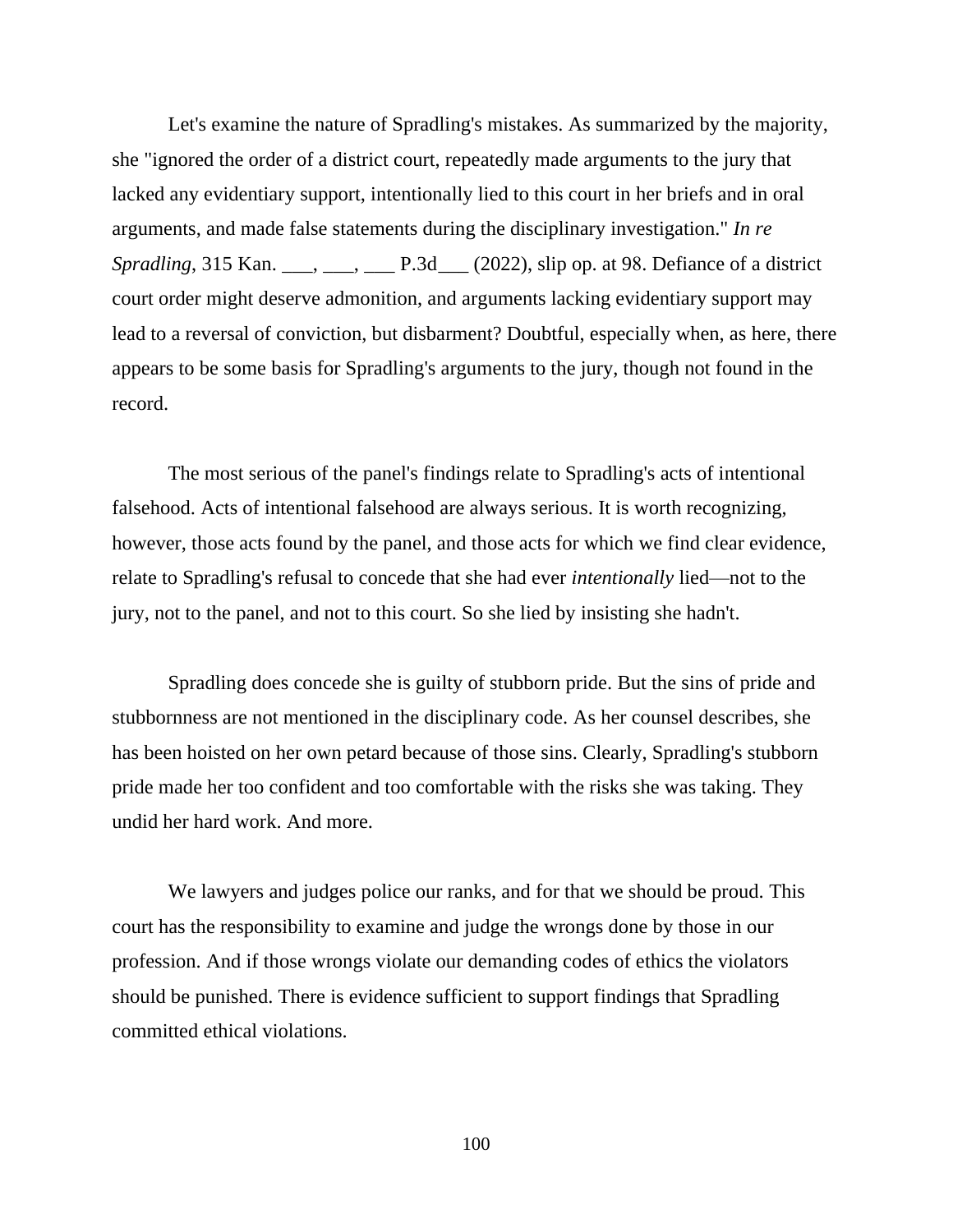Let's examine the nature of Spradling's mistakes. As summarized by the majority, she "ignored the order of a district court, repeatedly made arguments to the jury that lacked any evidentiary support, intentionally lied to this court in her briefs and in oral arguments, and made false statements during the disciplinary investigation." *In re Spradling*, 315 Kan. ___, ___, ___ P.3d___ (2022), slip op. at 98. Defiance of a district court order might deserve admonition, and arguments lacking evidentiary support may lead to a reversal of conviction, but disbarment? Doubtful, especially when, as here, there appears to be some basis for Spradling's arguments to the jury, though not found in the record.

The most serious of the panel's findings relate to Spradling's acts of intentional falsehood. Acts of intentional falsehood are always serious. It is worth recognizing, however, those acts found by the panel, and those acts for which we find clear evidence, relate to Spradling's refusal to concede that she had ever *intentionally* lied—not to the jury, not to the panel, and not to this court. So she lied by insisting she hadn't.

Spradling does concede she is guilty of stubborn pride. But the sins of pride and stubbornness are not mentioned in the disciplinary code. As her counsel describes, she has been hoisted on her own petard because of those sins. Clearly, Spradling's stubborn pride made her too confident and too comfortable with the risks she was taking. They undid her hard work. And more.

We lawyers and judges police our ranks, and for that we should be proud. This court has the responsibility to examine and judge the wrongs done by those in our profession. And if those wrongs violate our demanding codes of ethics the violators should be punished. There is evidence sufficient to support findings that Spradling committed ethical violations.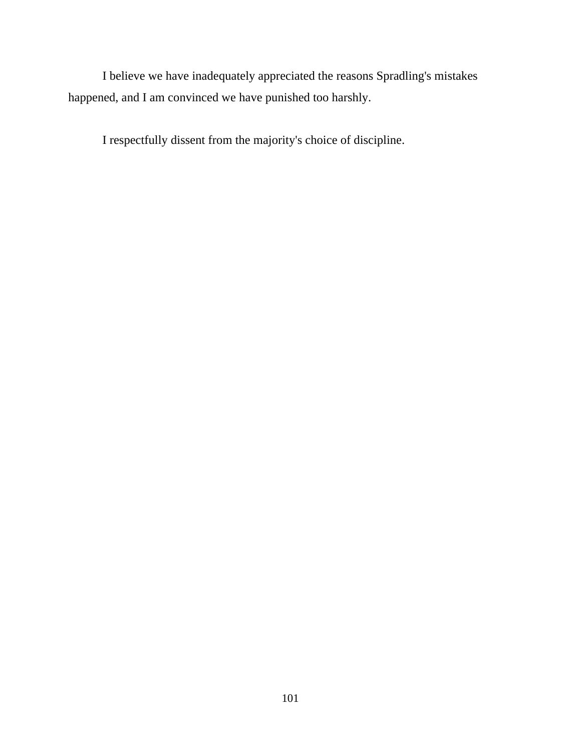I believe we have inadequately appreciated the reasons Spradling's mistakes happened, and I am convinced we have punished too harshly.

I respectfully dissent from the majority's choice of discipline.